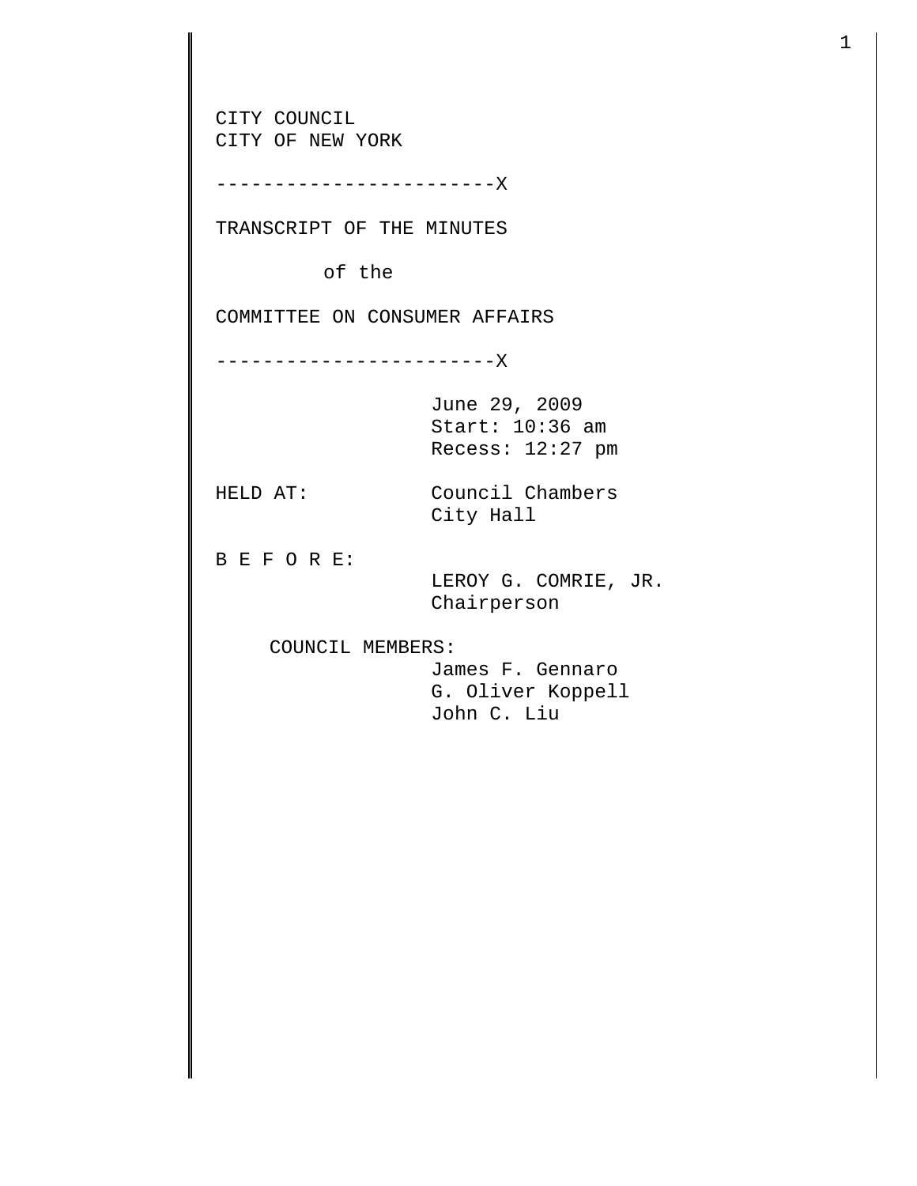CITY COUNCIL
CITY OF NEW YORK

------------------------X

TRANSCRIPT OF THE MINUTES

of the

COMMITTEE ON CONSUMER AFFAIRS

------------------------X

June 29, 2009
Start: 10:36 am
Recess: 12:27 pm

HELD AT: Council Chambers
City Hall

B E F O R E:
LEROY G. COMRIE, JR.
Chairperson

COUNCIL MEMBERS:
James F. Gennaro
G. Oliver Koppell
John C. Liu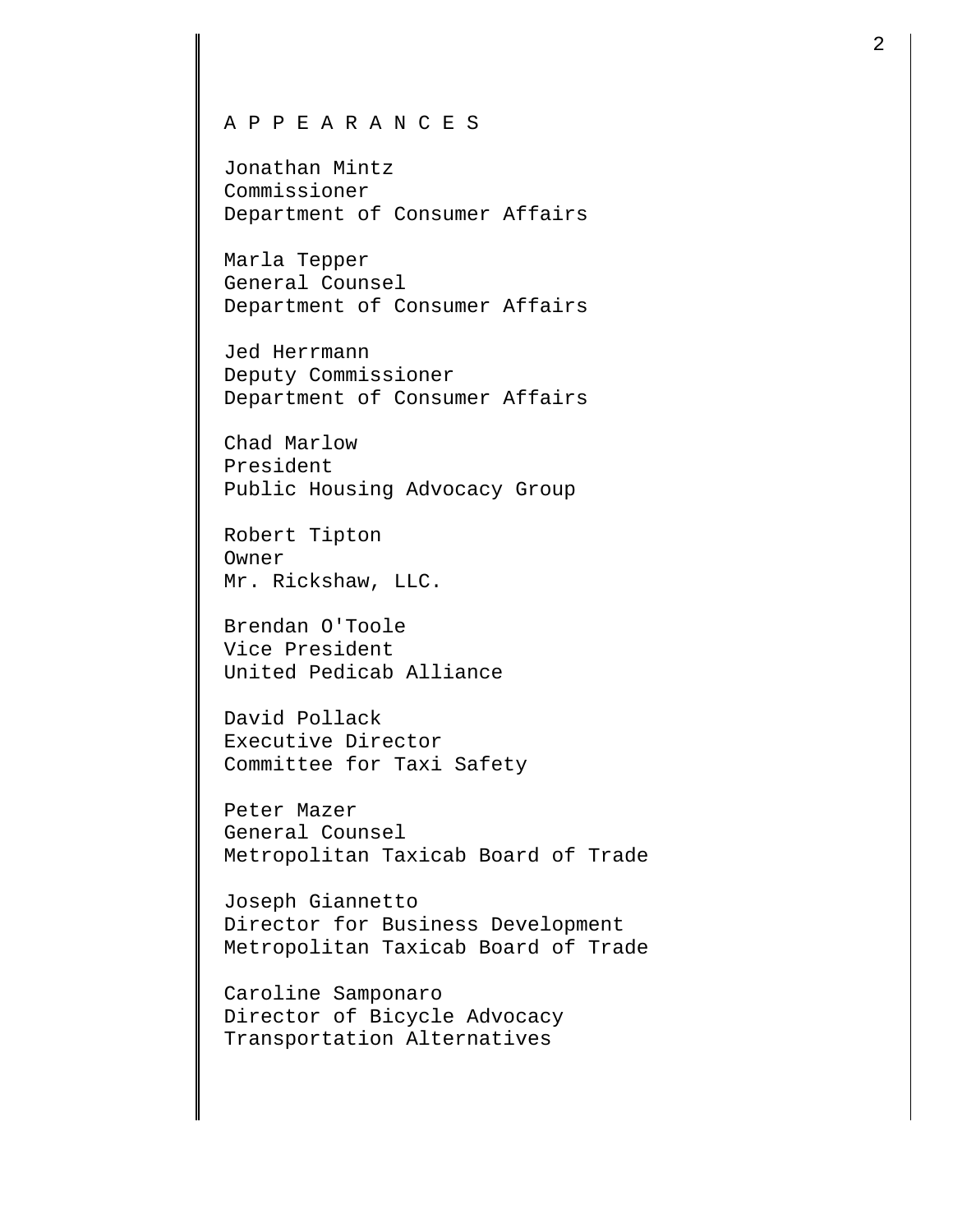A P P E A R A N C E S

Jonathan Mintz
Commissioner
Department of Consumer Affairs

Marla Tepper
General Counsel
Department of Consumer Affairs

Jed Herrmann
Deputy Commissioner
Department of Consumer Affairs

Chad Marlow
President
Public Housing Advocacy Group

Robert Tipton
Owner
Mr. Rickshaw, LLC.

Brendan O'Toole
Vice President
United Pedicab Alliance

David Pollack
Executive Director
Committee for Taxi Safety

Peter Mazer
General Counsel
Metropolitan Taxicab Board of Trade

Joseph Giannetto
Director for Business Development
Metropolitan Taxicab Board of Trade

Caroline Samponaro
Director of Bicycle Advocacy
Transportation Alternatives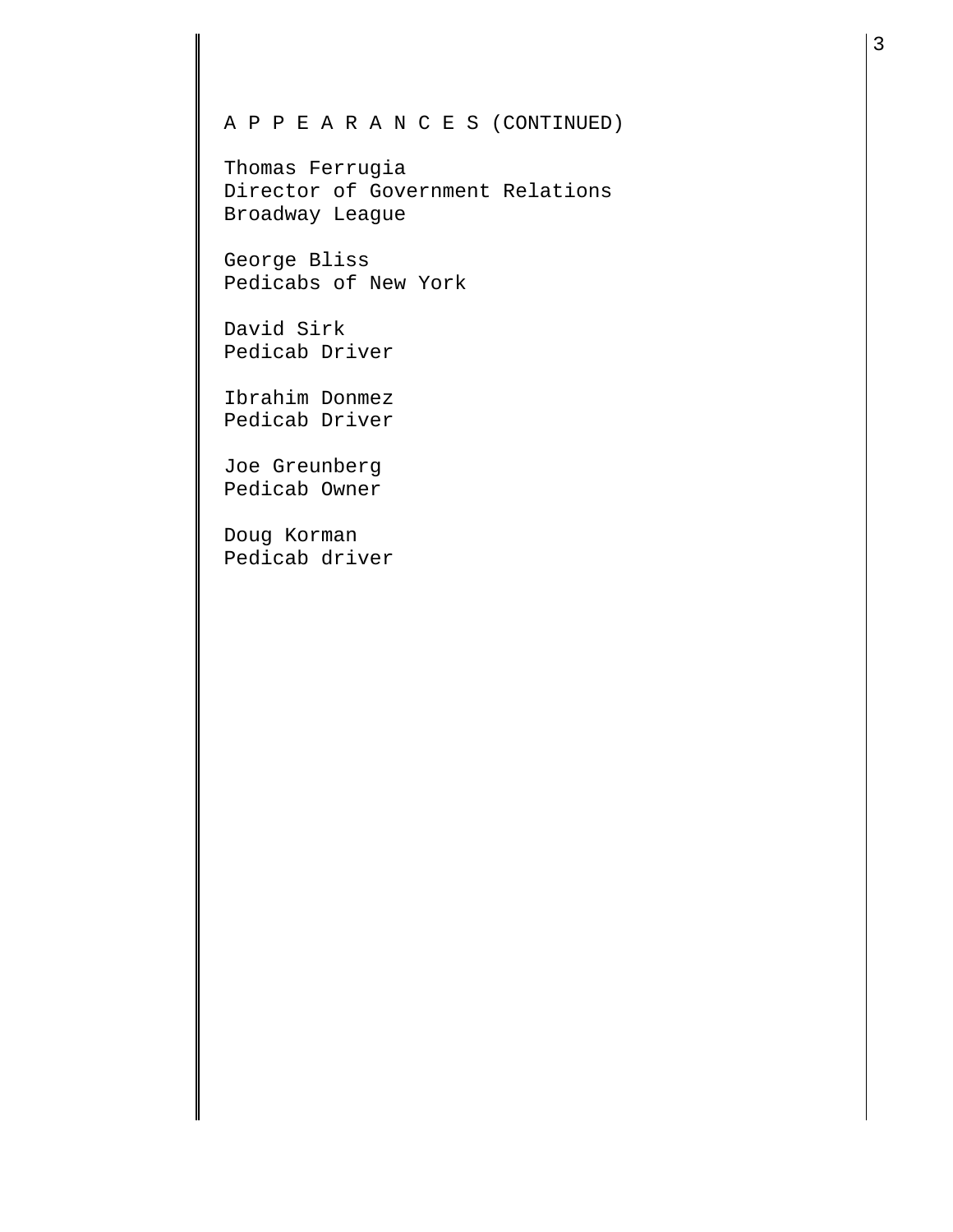A P P E A R A N C E S (CONTINUED)

Thomas Ferrugia
Director of Government Relations
Broadway League

George Bliss
Pedicabs of New York

David Sirk
Pedicab Driver

Ibrahim Donmez
Pedicab Driver

Joe Greunberg
Pedicab Owner

Doug Korman
Pedicab driver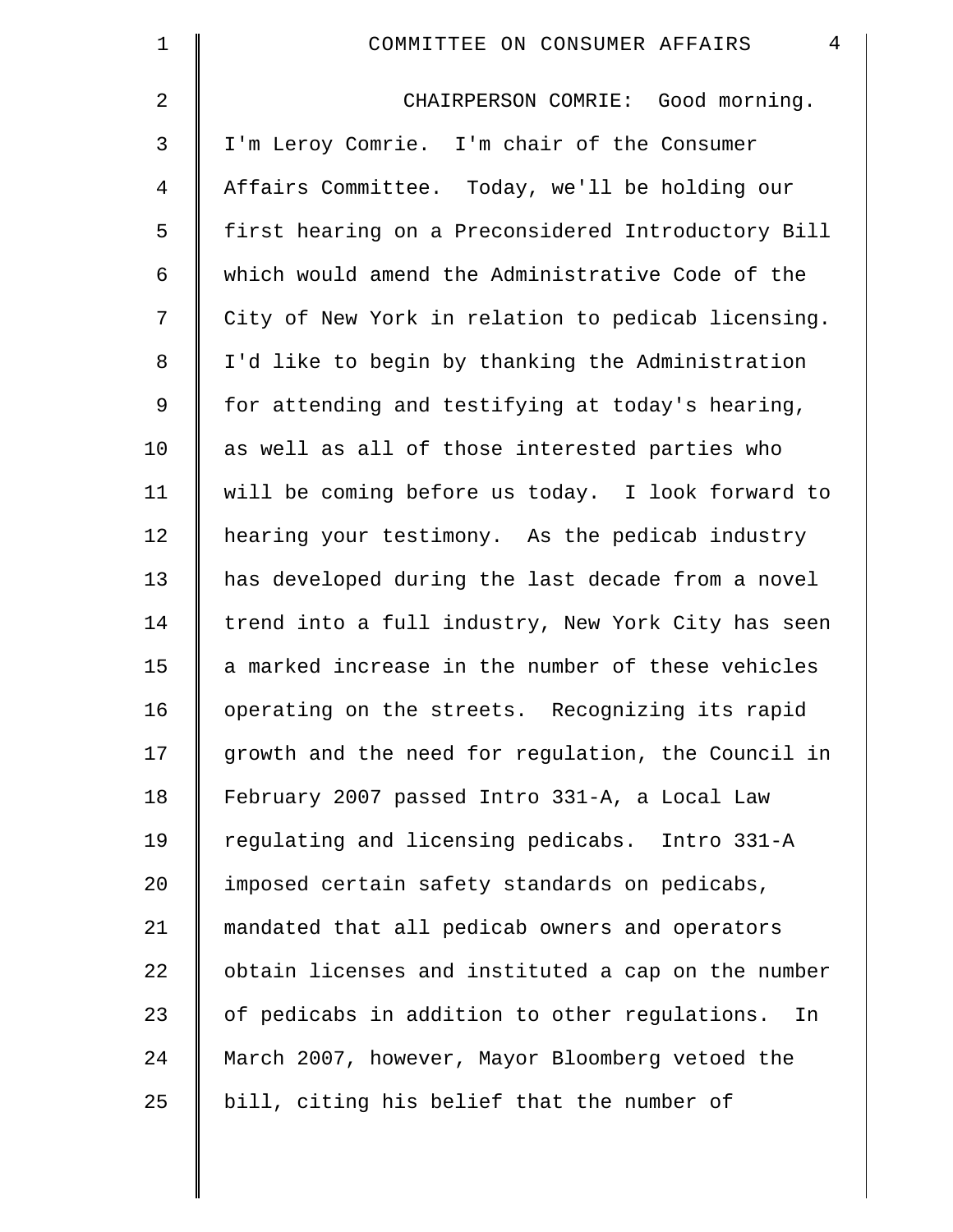CHAIRPERSON COMRIE: Good morning. I'm Leroy Comrie. I'm chair of the Consumer Affairs Committee. Today, we'll be holding our first hearing on a Preconsidered Introductory Bill which would amend the Administrative Code of the City of New York in relation to pedicab licensing. I'd like to begin by thanking the Administration for attending and testifying at today's hearing, as well as all of those interested parties who will be coming before us today. I look forward to hearing your testimony. As the pedicab industry has developed during the last decade from a novel trend into a full industry, New York City has seen a marked increase in the number of these vehicles operating on the streets. Recognizing its rapid growth and the need for regulation, the Council in February 2007 passed Intro 331-A, a Local Law regulating and licensing pedicabs. Intro 331-A imposed certain safety standards on pedicabs, mandated that all pedicab owners and operators obtain licenses and instituted a cap on the number of pedicabs in addition to other regulations. In March 2007, however, Mayor Bloomberg vetoed the bill, citing his belief that the number of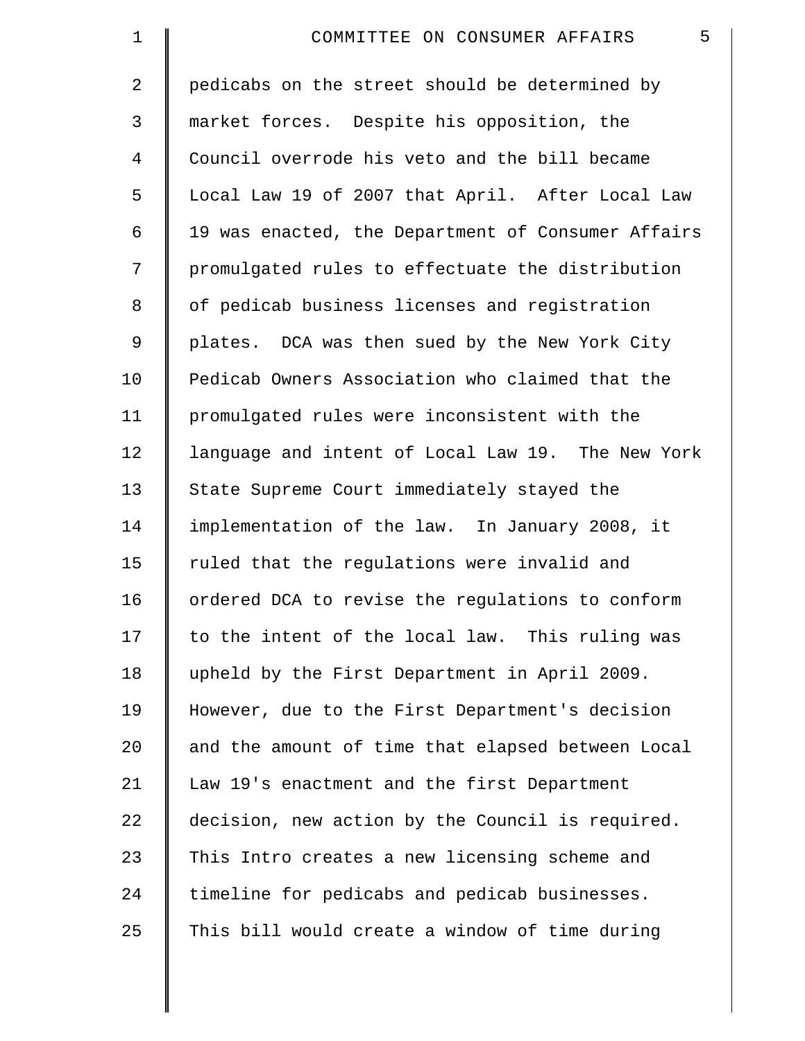pedicabs on the street should be determined by market forces. Despite his opposition, the Council overrode his veto and the bill became Local Law 19 of 2007 that April. After Local Law 19 was enacted, the Department of Consumer Affairs promulgated rules to effectuate the distribution of pedicab business licenses and registration plates. DCA was then sued by the New York City Pedicab Owners Association who claimed that the promulgated rules were inconsistent with the language and intent of Local Law 19. The New York State Supreme Court immediately stayed the implementation of the law. In January 2008, it ruled that the regulations were invalid and ordered DCA to revise the regulations to conform to the intent of the local law. This ruling was upheld by the First Department in April 2009. However, due to the First Department's decision and the amount of time that elapsed between Local Law 19's enactment and the first Department decision, new action by the Council is required. This Intro creates a new licensing scheme and timeline for pedicabs and pedicab businesses. This bill would create a window of time during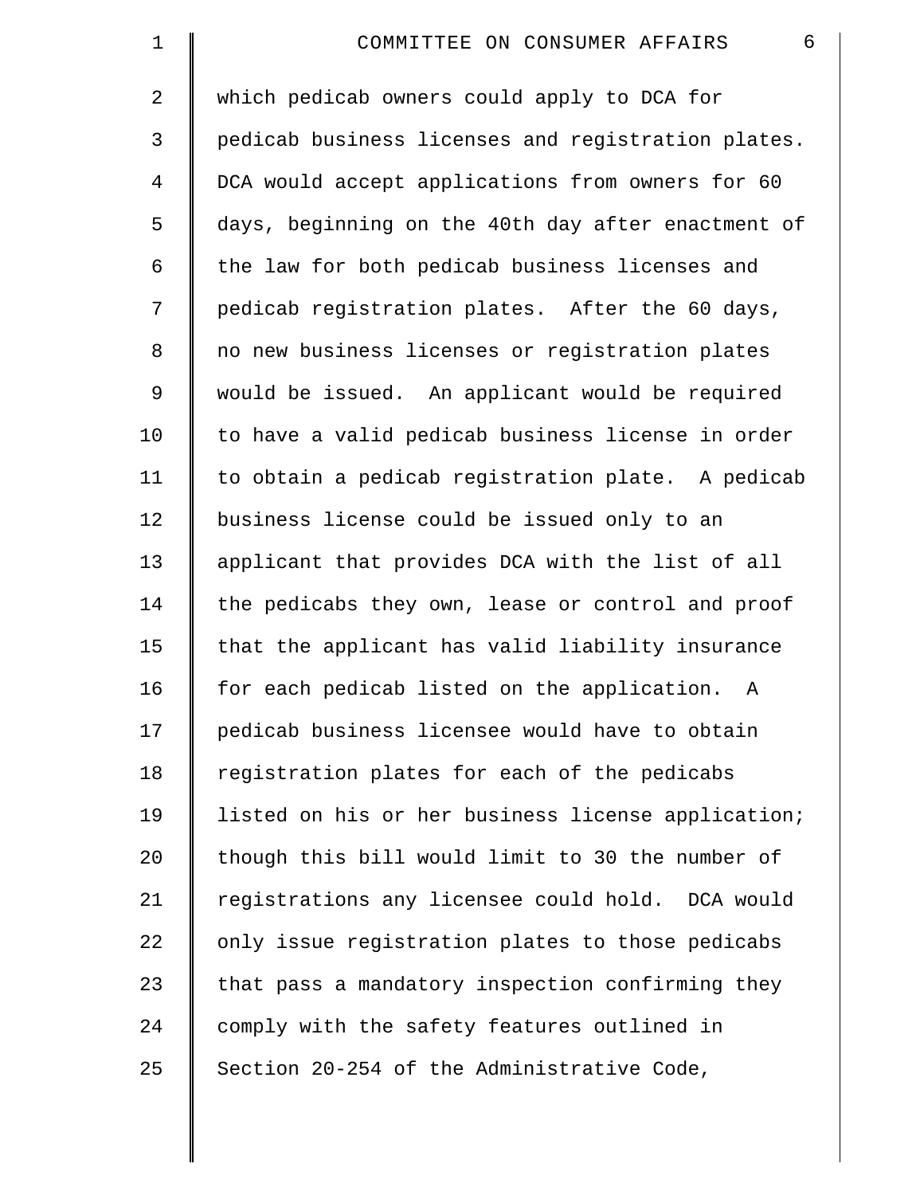which pedicab owners could apply to DCA for pedicab business licenses and registration plates. DCA would accept applications from owners for 60 days, beginning on the 40th day after enactment of the law for both pedicab business licenses and pedicab registration plates. After the 60 days, no new business licenses or registration plates would be issued. An applicant would be required to have a valid pedicab business license in order to obtain a pedicab registration plate. A pedicab business license could be issued only to an applicant that provides DCA with the list of all the pedicabs they own, lease or control and proof that the applicant has valid liability insurance for each pedicab listed on the application. A pedicab business licensee would have to obtain registration plates for each of the pedicabs listed on his or her business license application; though this bill would limit to 30 the number of registrations any licensee could hold. DCA would only issue registration plates to those pedicabs that pass a mandatory inspection confirming they comply with the safety features outlined in Section 20-254 of the Administrative Code,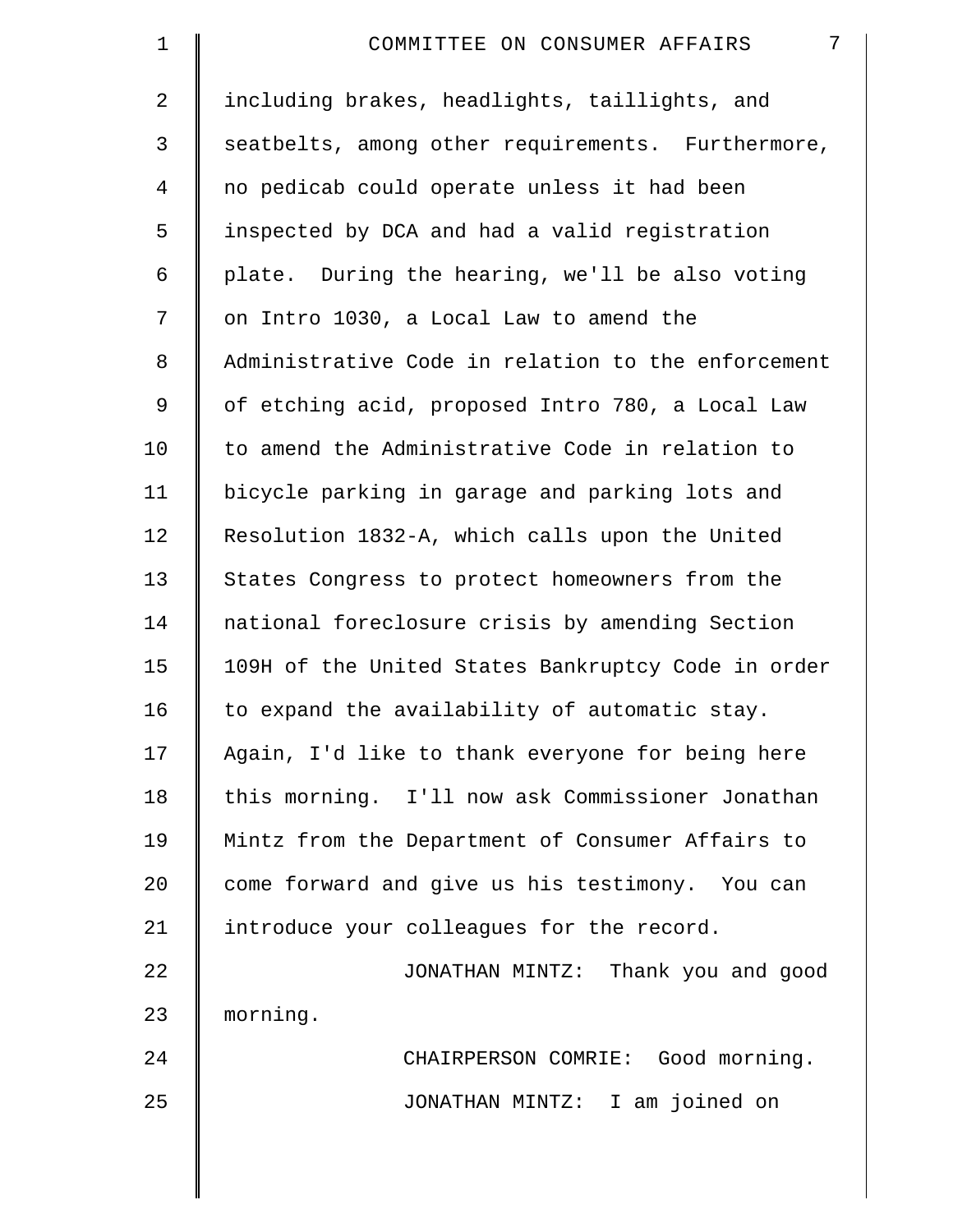including brakes, headlights, taillights, and seatbelts, among other requirements. Furthermore, no pedicab could operate unless it had been inspected by DCA and had a valid registration plate. During the hearing, we'll be also voting on Intro 1030, a Local Law to amend the Administrative Code in relation to the enforcement of etching acid, proposed Intro 780, a Local Law to amend the Administrative Code in relation to bicycle parking in garage and parking lots and Resolution 1832-A, which calls upon the United States Congress to protect homeowners from the national foreclosure crisis by amending Section 109H of the United States Bankruptcy Code in order to expand the availability of automatic stay. Again, I'd like to thank everyone for being here this morning. I'll now ask Commissioner Jonathan Mintz from the Department of Consumer Affairs to come forward and give us his testimony. You can introduce your colleagues for the record.

JONATHAN MINTZ: Thank you and good morning.

CHAIRPERSON COMRIE: Good morning.

JONATHAN MINTZ: I am joined on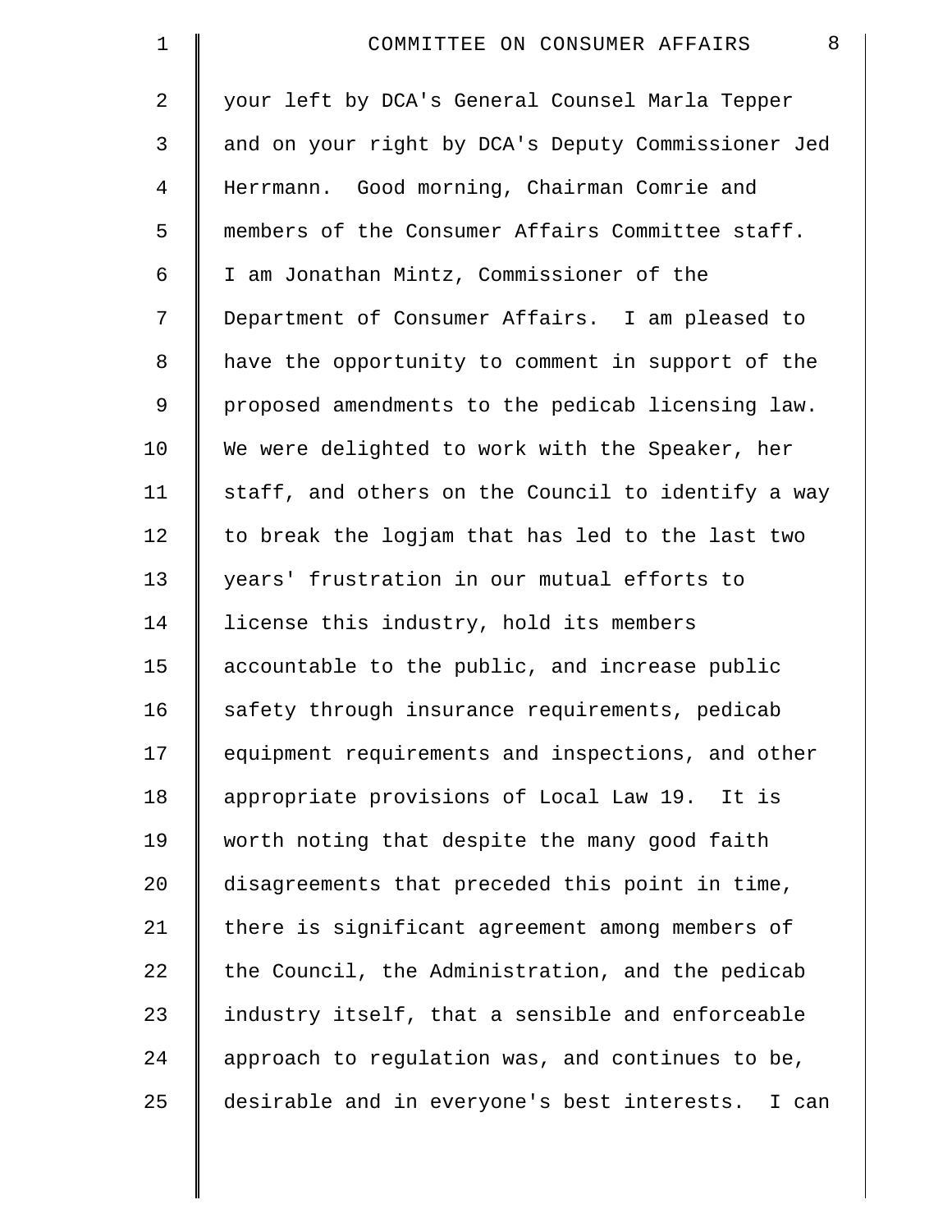your left by DCA's General Counsel Marla Tepper and on your right by DCA's Deputy Commissioner Jed Herrmann. Good morning, Chairman Comrie and members of the Consumer Affairs Committee staff. I am Jonathan Mintz, Commissioner of the Department of Consumer Affairs. I am pleased to have the opportunity to comment in support of the proposed amendments to the pedicab licensing law. We were delighted to work with the Speaker, her staff, and others on the Council to identify a way to break the logjam that has led to the last two years' frustration in our mutual efforts to license this industry, hold its members accountable to the public, and increase public safety through insurance requirements, pedicab equipment requirements and inspections, and other appropriate provisions of Local Law 19. It is worth noting that despite the many good faith disagreements that preceded this point in time, there is significant agreement among members of the Council, the Administration, and the pedicab industry itself, that a sensible and enforceable approach to regulation was, and continues to be, desirable and in everyone's best interests. I can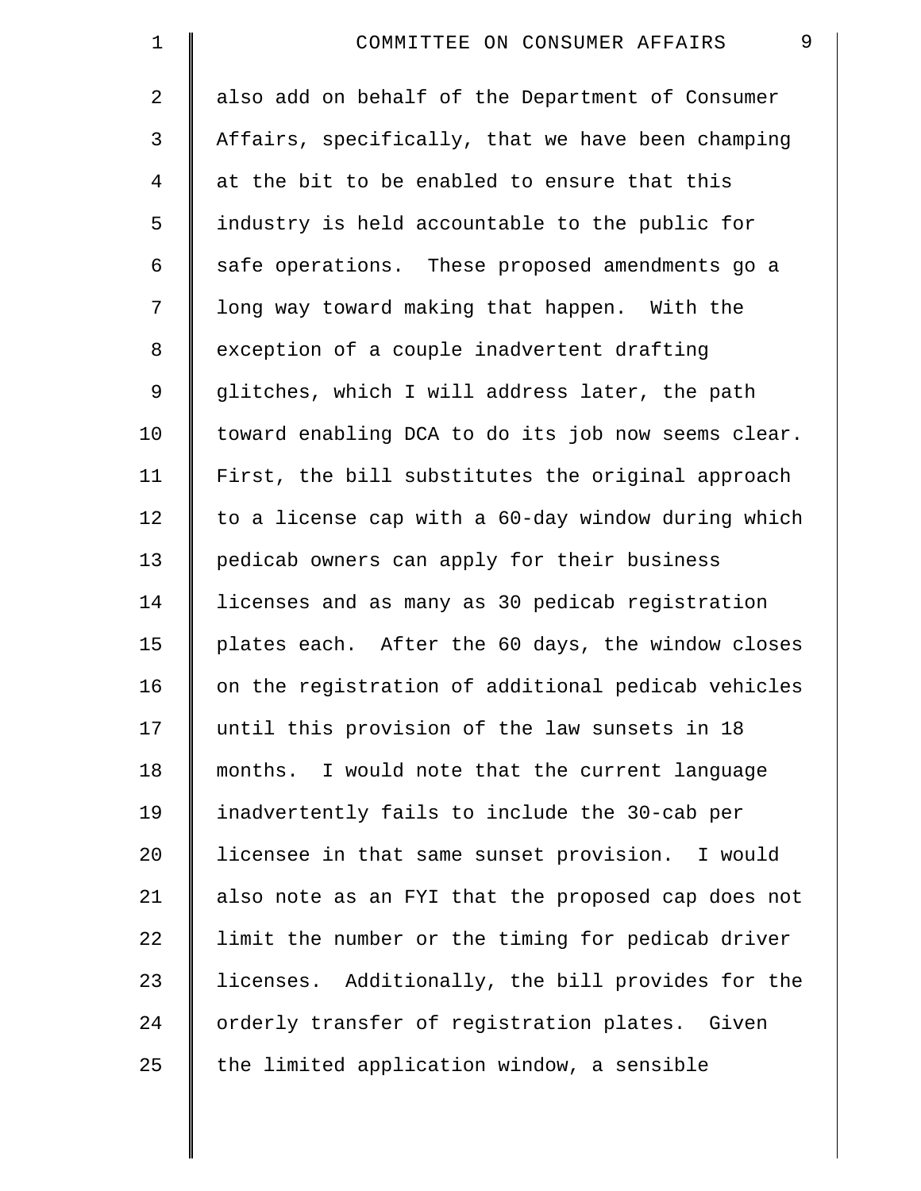also add on behalf of the Department of Consumer Affairs, specifically, that we have been champing at the bit to be enabled to ensure that this industry is held accountable to the public for safe operations. These proposed amendments go a long way toward making that happen. With the exception of a couple inadvertent drafting glitches, which I will address later, the path toward enabling DCA to do its job now seems clear. First, the bill substitutes the original approach to a license cap with a 60-day window during which pedicab owners can apply for their business licenses and as many as 30 pedicab registration plates each. After the 60 days, the window closes on the registration of additional pedicab vehicles until this provision of the law sunsets in 18 months. I would note that the current language inadvertently fails to include the 30-cab per licensee in that same sunset provision. I would also note as an FYI that the proposed cap does not limit the number or the timing for pedicab driver licenses. Additionally, the bill provides for the orderly transfer of registration plates. Given the limited application window, a sensible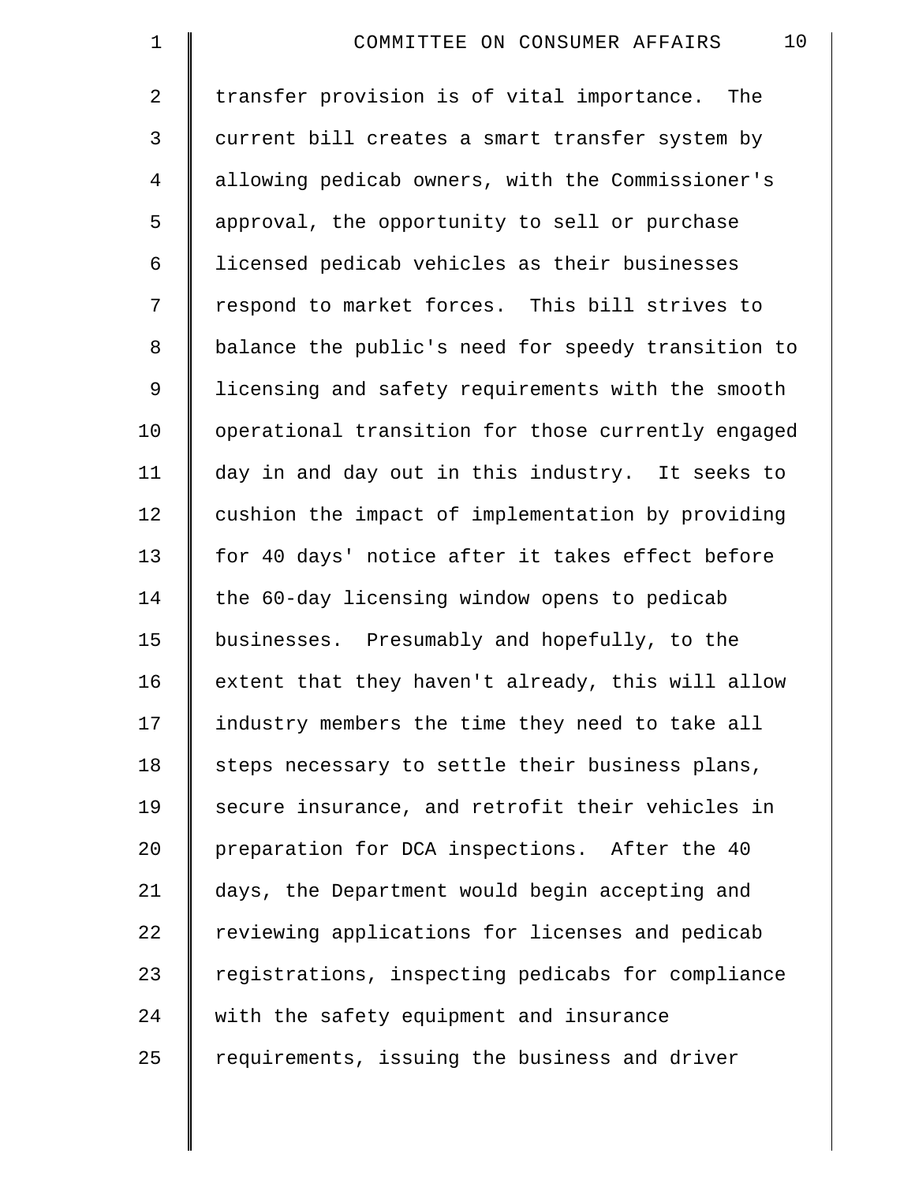transfer provision is of vital importance. The current bill creates a smart transfer system by allowing pedicab owners, with the Commissioner's approval, the opportunity to sell or purchase licensed pedicab vehicles as their businesses respond to market forces. This bill strives to balance the public's need for speedy transition to licensing and safety requirements with the smooth operational transition for those currently engaged day in and day out in this industry. It seeks to cushion the impact of implementation by providing for 40 days' notice after it takes effect before the 60-day licensing window opens to pedicab businesses. Presumably and hopefully, to the extent that they haven't already, this will allow industry members the time they need to take all steps necessary to settle their business plans, secure insurance, and retrofit their vehicles in preparation for DCA inspections. After the 40 days, the Department would begin accepting and reviewing applications for licenses and pedicab registrations, inspecting pedicabs for compliance with the safety equipment and insurance requirements, issuing the business and driver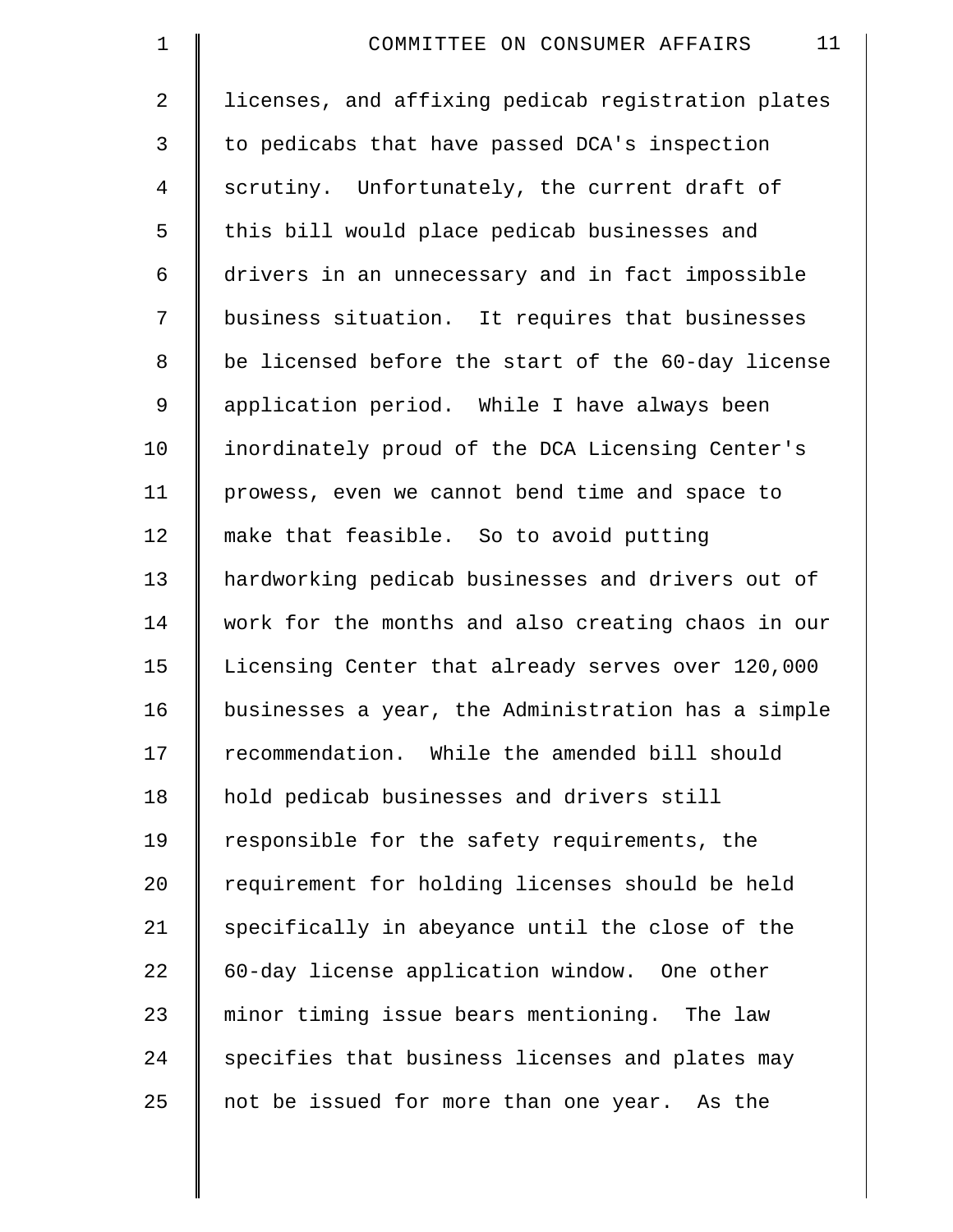licenses, and affixing pedicab registration plates to pedicabs that have passed DCA's inspection scrutiny. Unfortunately, the current draft of this bill would place pedicab businesses and drivers in an unnecessary and in fact impossible business situation. It requires that businesses be licensed before the start of the 60-day license application period. While I have always been inordinately proud of the DCA Licensing Center's prowess, even we cannot bend time and space to make that feasible. So to avoid putting hardworking pedicab businesses and drivers out of work for the months and also creating chaos in our Licensing Center that already serves over 120,000 businesses a year, the Administration has a simple recommendation. While the amended bill should hold pedicab businesses and drivers still responsible for the safety requirements, the requirement for holding licenses should be held specifically in abeyance until the close of the 60-day license application window. One other minor timing issue bears mentioning. The law specifies that business licenses and plates may not be issued for more than one year. As the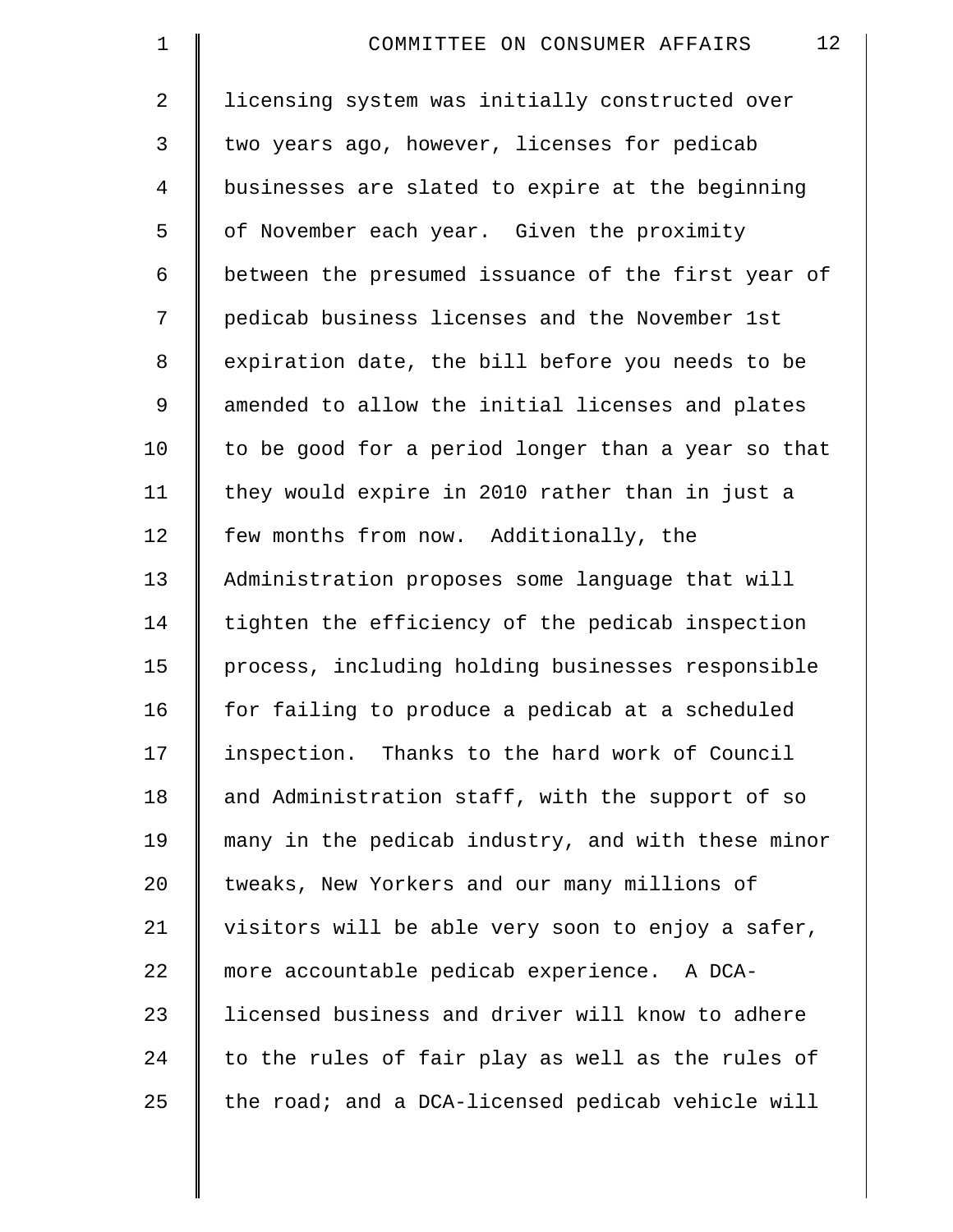licensing system was initially constructed over two years ago, however, licenses for pedicab businesses are slated to expire at the beginning of November each year. Given the proximity between the presumed issuance of the first year of pedicab business licenses and the November 1st expiration date, the bill before you needs to be amended to allow the initial licenses and plates to be good for a period longer than a year so that they would expire in 2010 rather than in just a few months from now. Additionally, the Administration proposes some language that will tighten the efficiency of the pedicab inspection process, including holding businesses responsible for failing to produce a pedicab at a scheduled inspection. Thanks to the hard work of Council and Administration staff, with the support of so many in the pedicab industry, and with these minor tweaks, New Yorkers and our many millions of visitors will be able very soon to enjoy a safer, more accountable pedicab experience. A DCA-licensed business and driver will know to adhere to the rules of fair play as well as the rules of the road; and a DCA-licensed pedicab vehicle will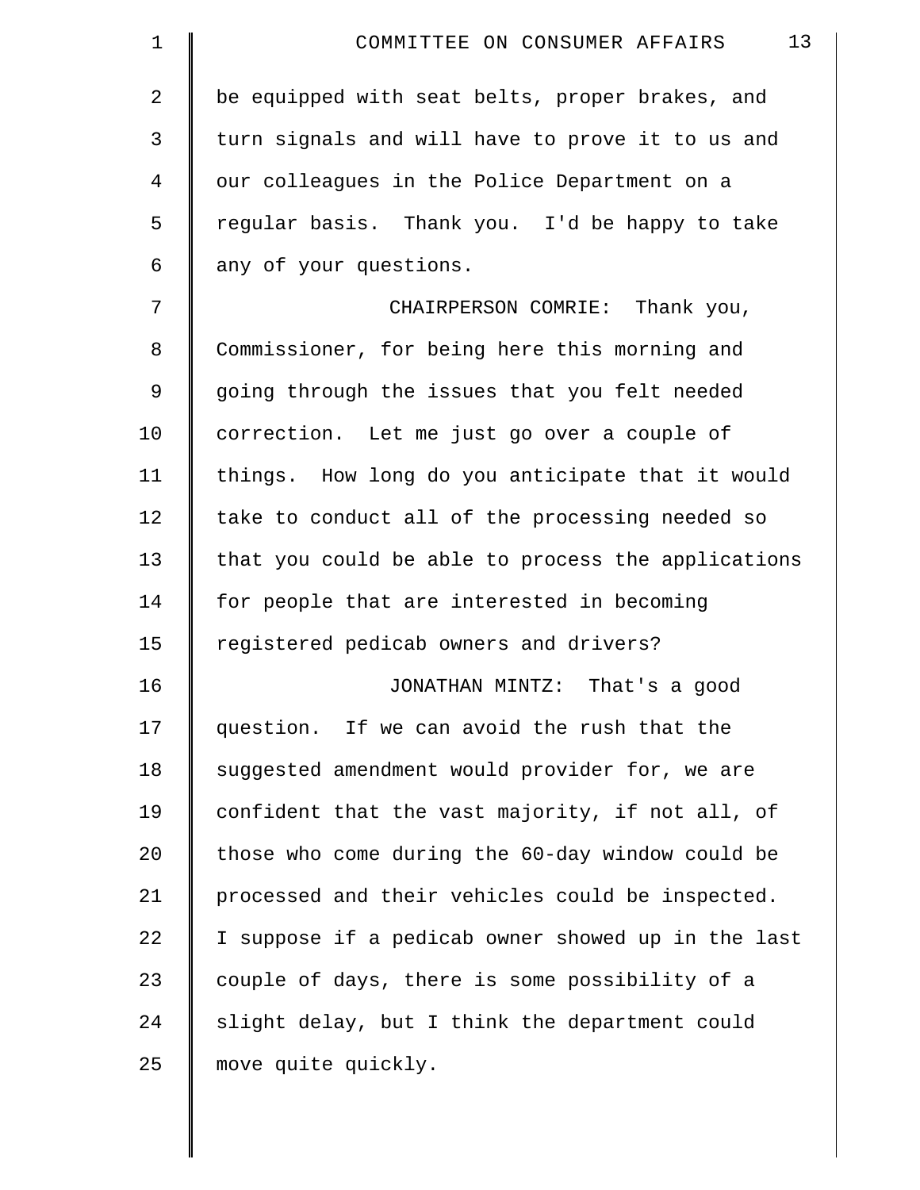be equipped with seat belts, proper brakes, and turn signals and will have to prove it to us and our colleagues in the Police Department on a regular basis. Thank you. I'd be happy to take any of your questions.

CHAIRPERSON COMRIE: Thank you, Commissioner, for being here this morning and going through the issues that you felt needed correction. Let me just go over a couple of things. How long do you anticipate that it would take to conduct all of the processing needed so that you could be able to process the applications for people that are interested in becoming registered pedicab owners and drivers?

JONATHAN MINTZ: That's a good question. If we can avoid the rush that the suggested amendment would provider for, we are confident that the vast majority, if not all, of those who come during the 60-day window could be processed and their vehicles could be inspected. I suppose if a pedicab owner showed up in the last couple of days, there is some possibility of a slight delay, but I think the department could move quite quickly.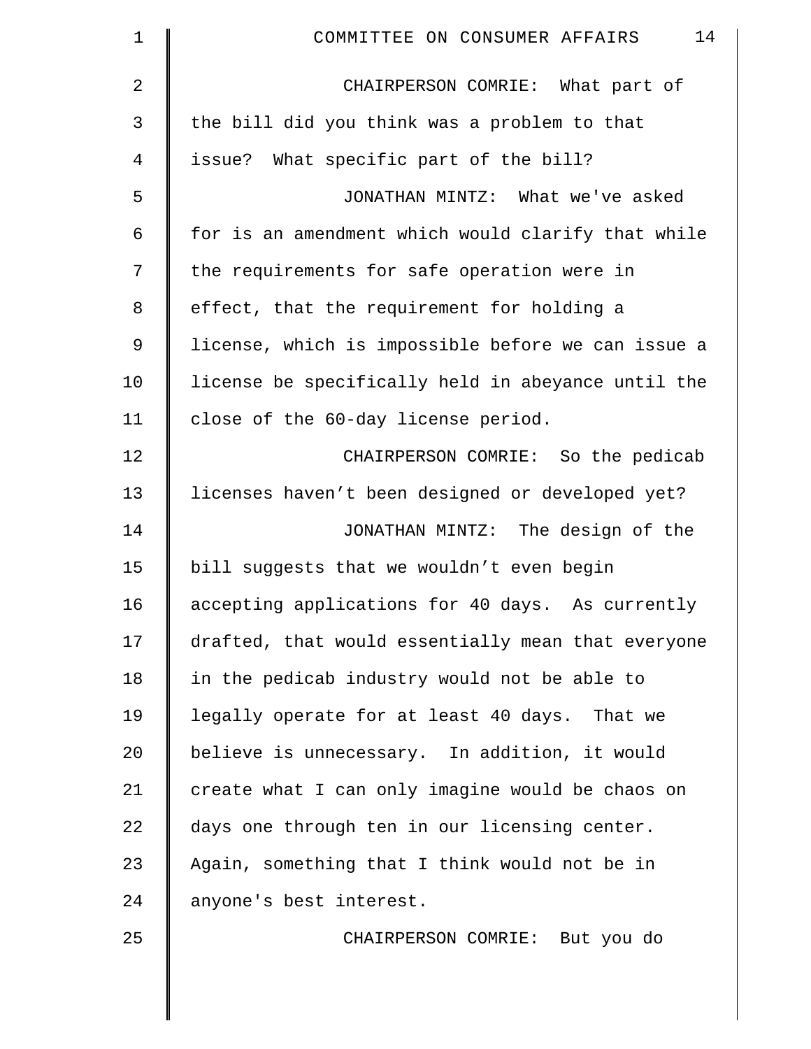CHAIRPERSON COMRIE: What part of the bill did you think was a problem to that issue? What specific part of the bill?

JONATHAN MINTZ: What we've asked for is an amendment which would clarify that while the requirements for safe operation were in effect, that the requirement for holding a license, which is impossible before we can issue a license be specifically held in abeyance until the close of the 60-day license period.

CHAIRPERSON COMRIE: So the pedicab licenses haven't been designed or developed yet?

JONATHAN MINTZ: The design of the bill suggests that we wouldn't even begin accepting applications for 40 days. As currently drafted, that would essentially mean that everyone in the pedicab industry would not be able to legally operate for at least 40 days. That we believe is unnecessary. In addition, it would create what I can only imagine would be chaos on days one through ten in our licensing center. Again, something that I think would not be in anyone's best interest.

CHAIRPERSON COMRIE: But you do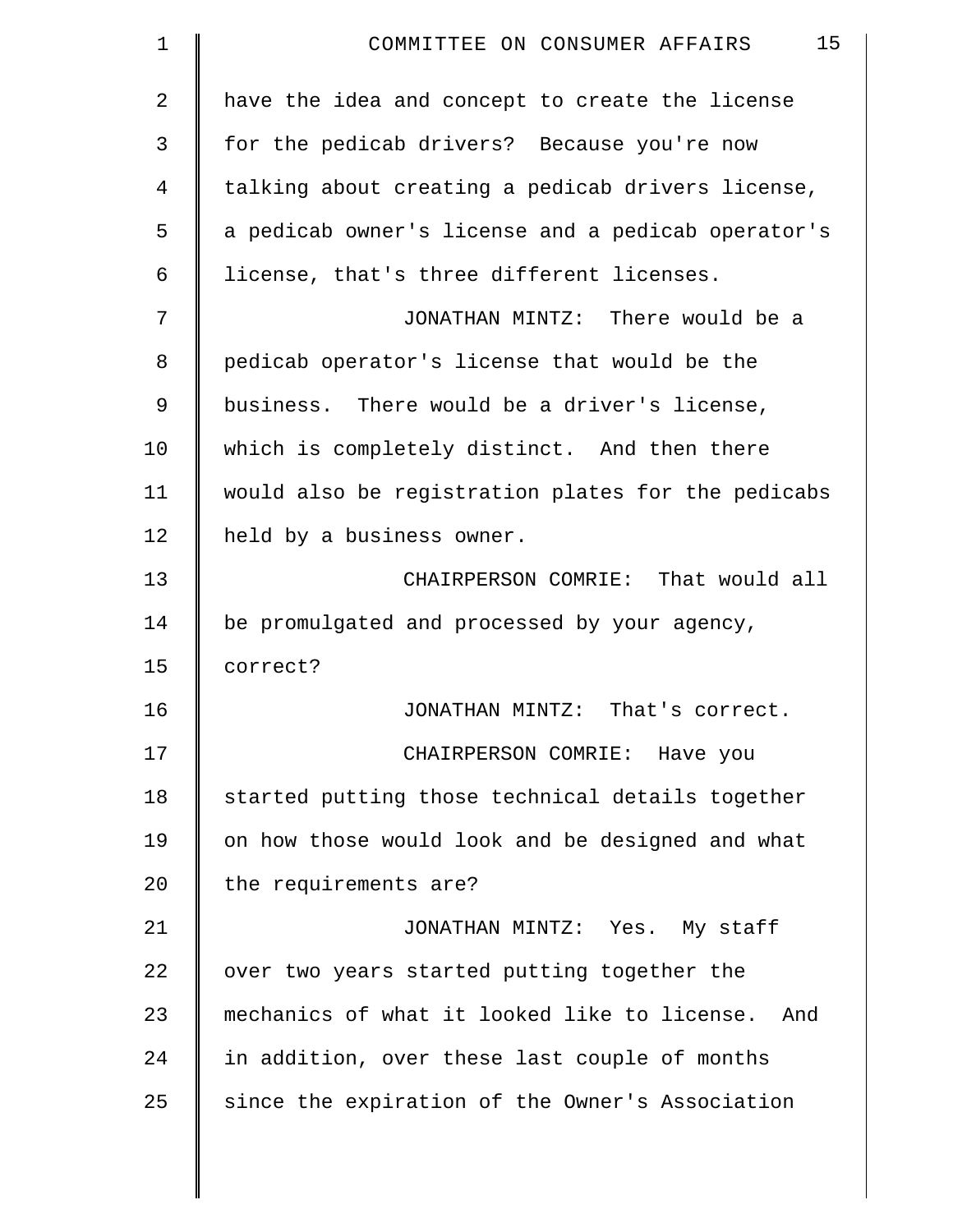have the idea and concept to create the license for the pedicab drivers? Because you're now talking about creating a pedicab drivers license, a pedicab owner's license and a pedicab operator's license, that's three different licenses.

JONATHAN MINTZ: There would be a pedicab operator's license that would be the business. There would be a driver's license, which is completely distinct. And then there would also be registration plates for the pedicabs held by a business owner.

CHAIRPERSON COMRIE: That would all be promulgated and processed by your agency, correct?

JONATHAN MINTZ: That's correct.

CHAIRPERSON COMRIE: Have you started putting those technical details together on how those would look and be designed and what the requirements are?

JONATHAN MINTZ: Yes. My staff over two years started putting together the mechanics of what it looked like to license. And in addition, over these last couple of months since the expiration of the Owner's Association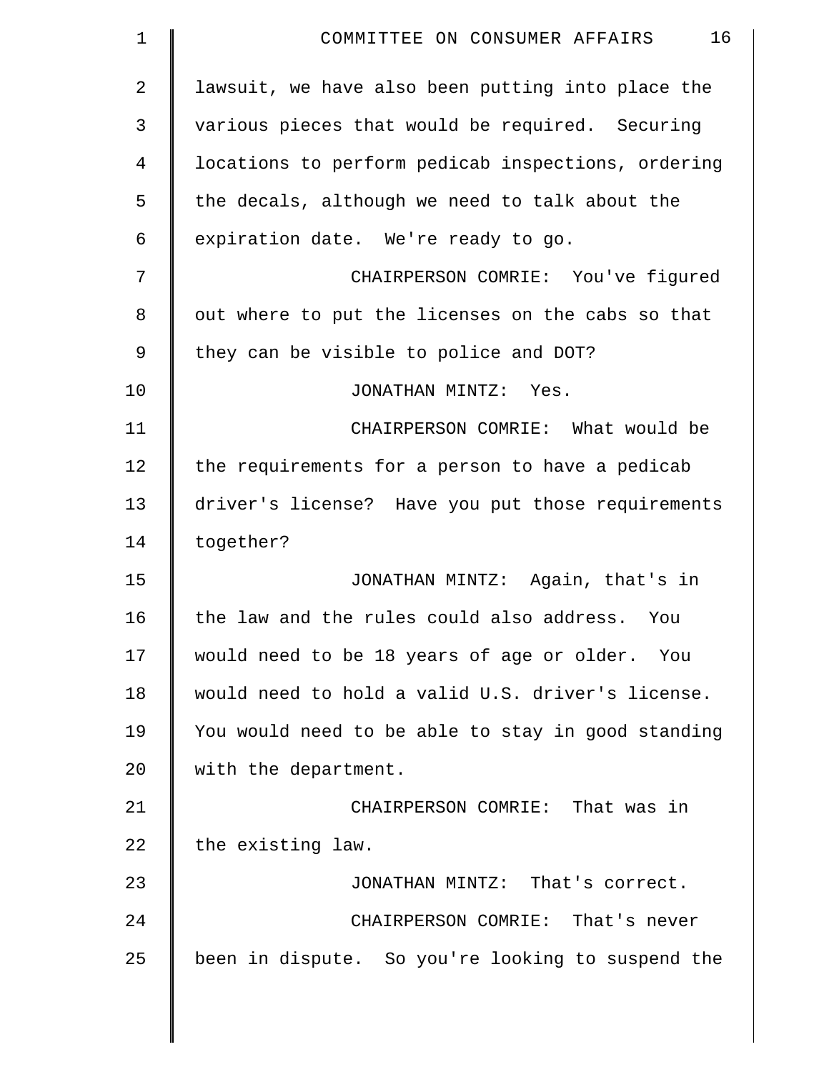lawsuit, we have also been putting into place the various pieces that would be required. Securing locations to perform pedicab inspections, ordering the decals, although we need to talk about the expiration date. We're ready to go.

CHAIRPERSON COMRIE: You've figured out where to put the licenses on the cabs so that they can be visible to police and DOT?

JONATHAN MINTZ: Yes.

CHAIRPERSON COMRIE: What would be the requirements for a person to have a pedicab driver's license? Have you put those requirements together?

JONATHAN MINTZ: Again, that's in the law and the rules could also address. You would need to be 18 years of age or older. You would need to hold a valid U.S. driver's license. You would need to be able to stay in good standing with the department.

CHAIRPERSON COMRIE: That was in the existing law.

JONATHAN MINTZ: That's correct.

CHAIRPERSON COMRIE: That's never been in dispute. So you're looking to suspend the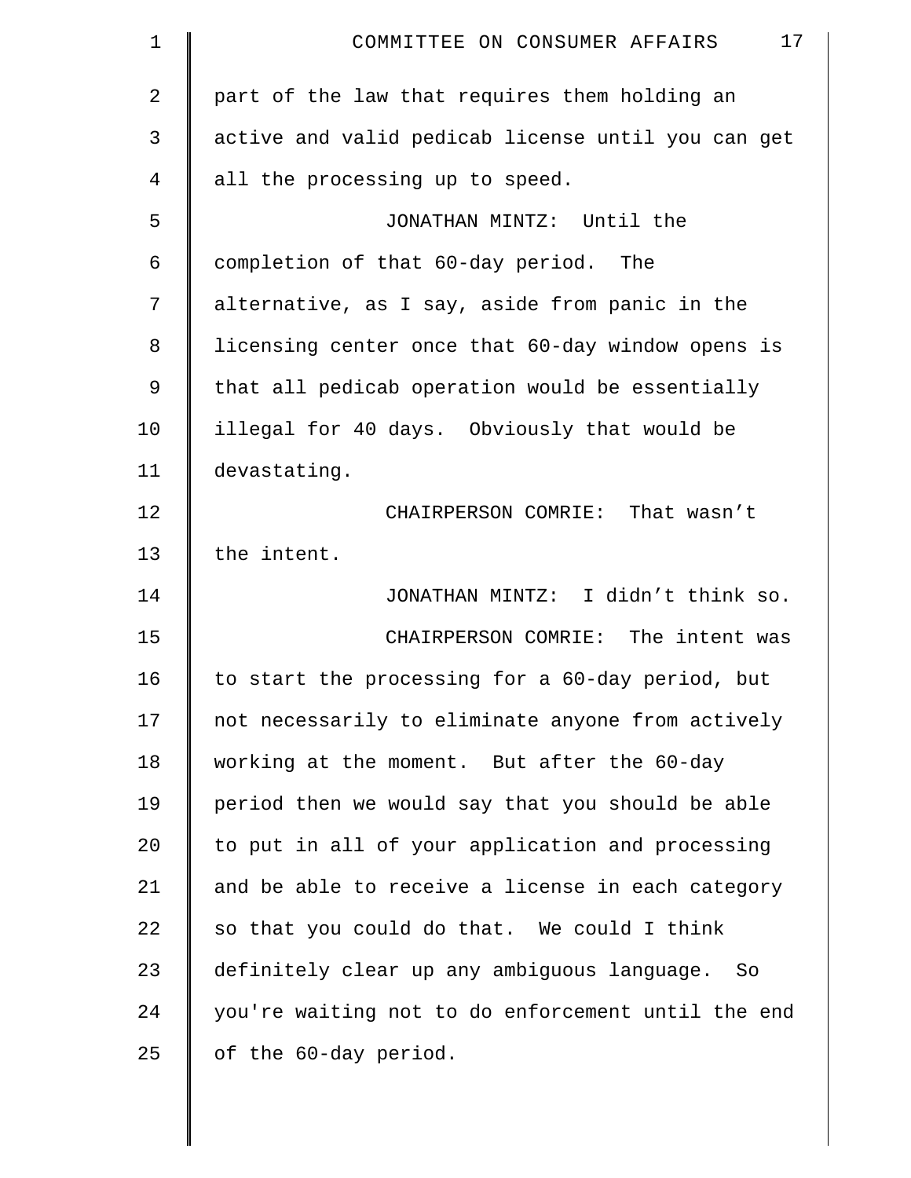part of the law that requires them holding an active and valid pedicab license until you can get all the processing up to speed.

JONATHAN MINTZ: Until the completion of that 60-day period. The alternative, as I say, aside from panic in the licensing center once that 60-day window opens is that all pedicab operation would be essentially illegal for 40 days. Obviously that would be devastating.

CHAIRPERSON COMRIE: That wasn't the intent.

JONATHAN MINTZ: I didn't think so.

CHAIRPERSON COMRIE: The intent was to start the processing for a 60-day period, but not necessarily to eliminate anyone from actively working at the moment. But after the 60-day period then we would say that you should be able to put in all of your application and processing and be able to receive a license in each category so that you could do that. We could I think definitely clear up any ambiguous language. So you're waiting not to do enforcement until the end of the 60-day period.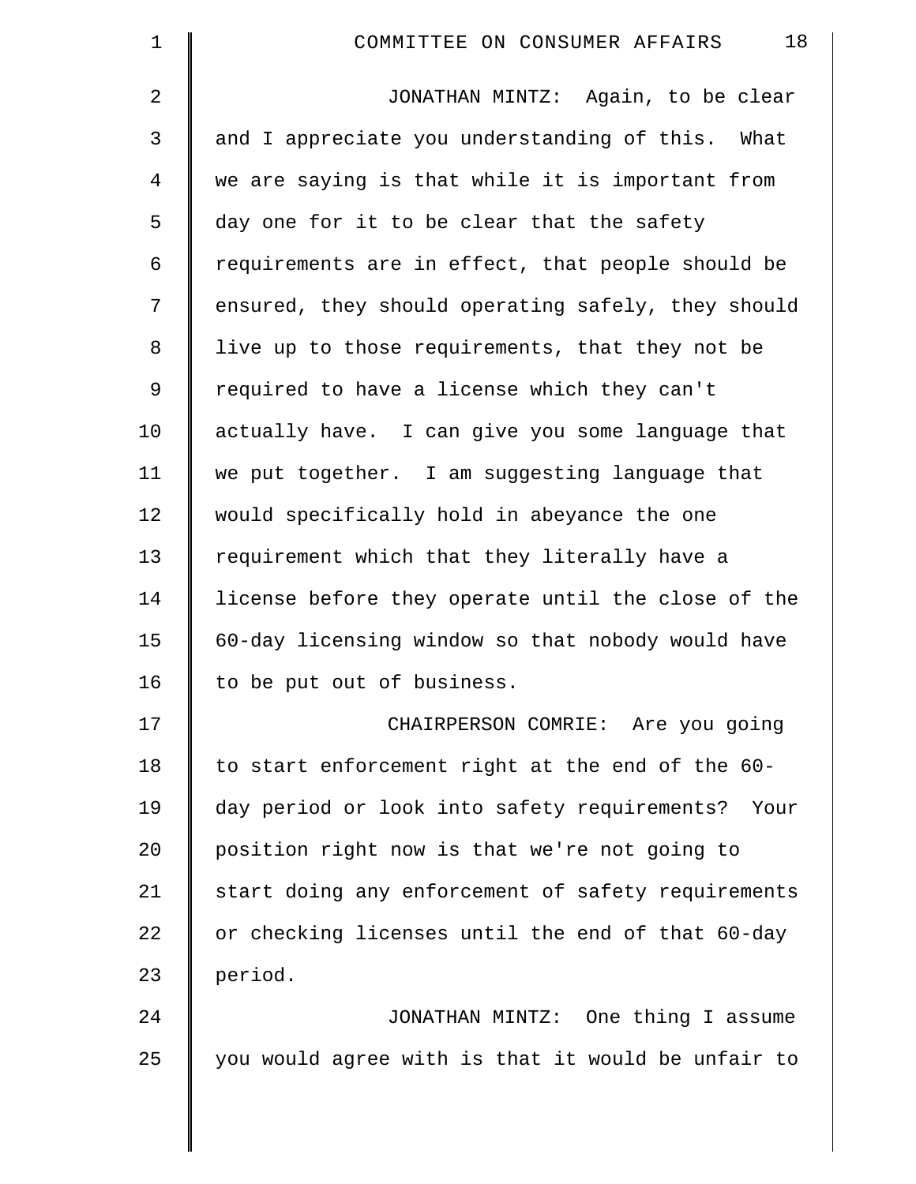JONATHAN MINTZ: Again, to be clear and I appreciate you understanding of this. What we are saying is that while it is important from day one for it to be clear that the safety requirements are in effect, that people should be ensured, they should operating safely, they should live up to those requirements, that they not be required to have a license which they can't actually have. I can give you some language that we put together. I am suggesting language that would specifically hold in abeyance the one requirement which that they literally have a license before they operate until the close of the 60-day licensing window so that nobody would have to be put out of business.

CHAIRPERSON COMRIE: Are you going to start enforcement right at the end of the 60-day period or look into safety requirements? Your position right now is that we're not going to start doing any enforcement of safety requirements or checking licenses until the end of that 60-day period.

JONATHAN MINTZ: One thing I assume you would agree with is that it would be unfair to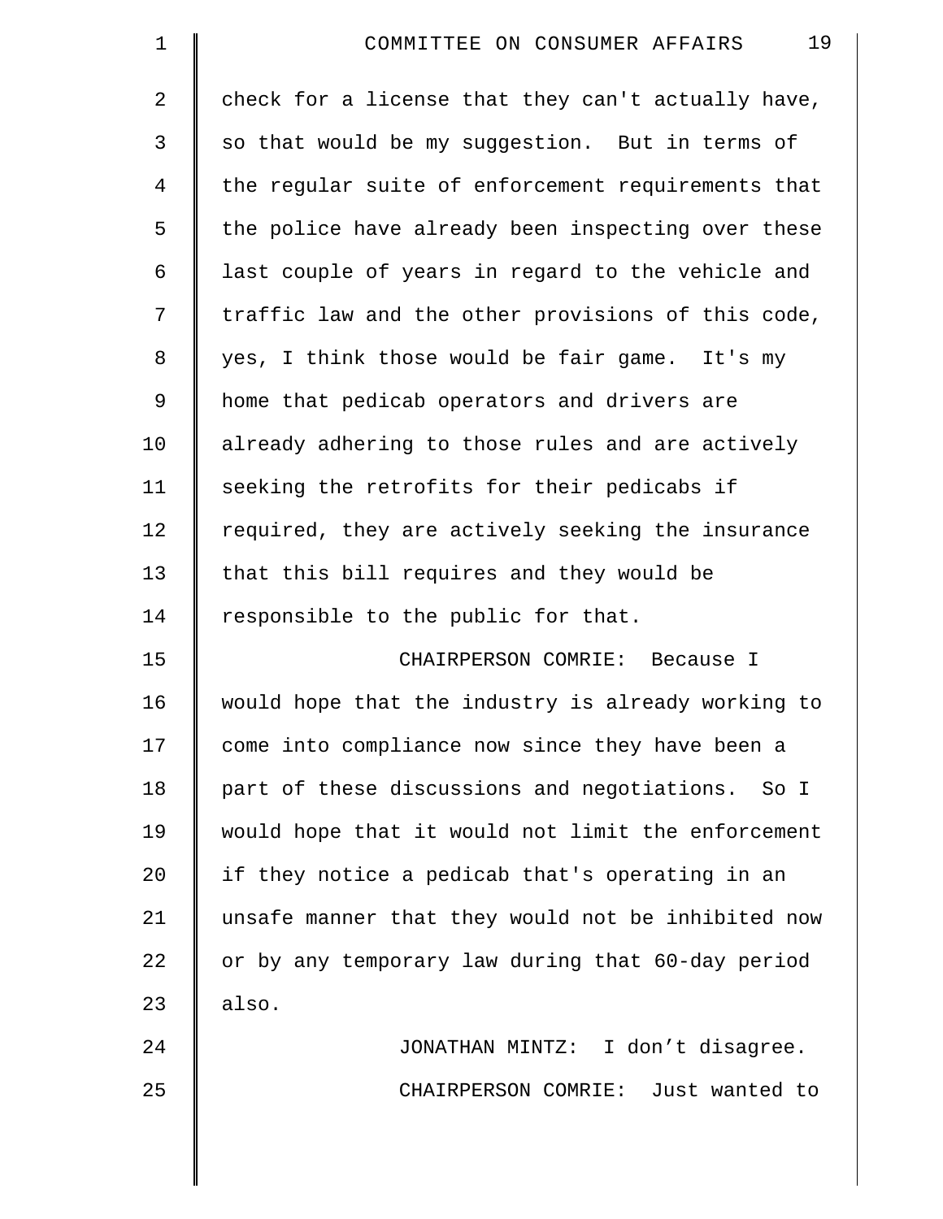check for a license that they can't actually have, so that would be my suggestion. But in terms of the regular suite of enforcement requirements that the police have already been inspecting over these last couple of years in regard to the vehicle and traffic law and the other provisions of this code, yes, I think those would be fair game. It's my home that pedicab operators and drivers are already adhering to those rules and are actively seeking the retrofits for their pedicabs if required, they are actively seeking the insurance that this bill requires and they would be responsible to the public for that.

CHAIRPERSON COMRIE: Because I would hope that the industry is already working to come into compliance now since they have been a part of these discussions and negotiations. So I would hope that it would not limit the enforcement if they notice a pedicab that's operating in an unsafe manner that they would not be inhibited now or by any temporary law during that 60-day period also.

JONATHAN MINTZ: I don't disagree.

CHAIRPERSON COMRIE: Just wanted to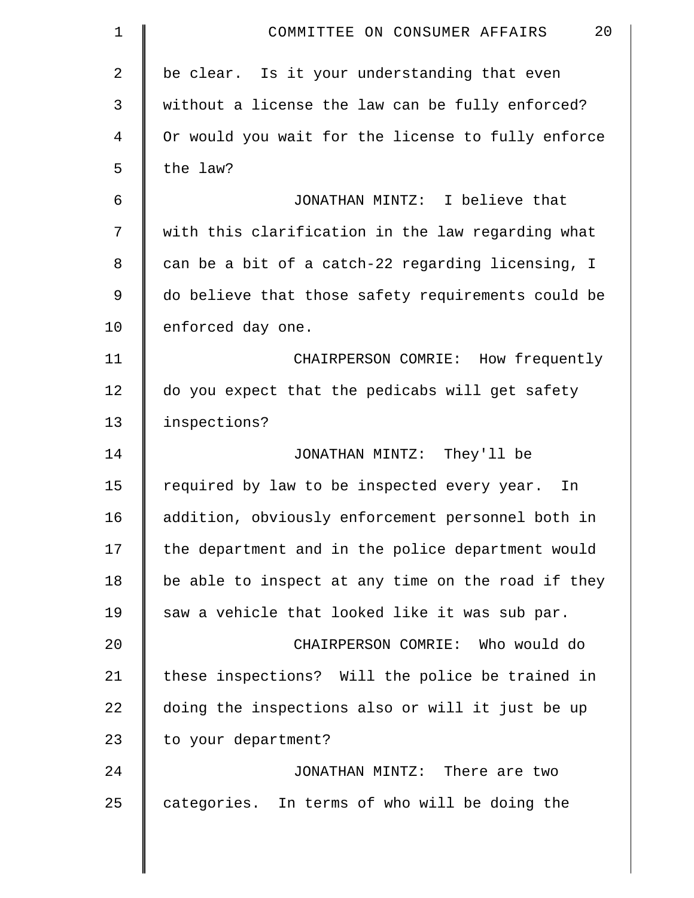be clear. Is it your understanding that even without a license the law can be fully enforced? Or would you wait for the license to fully enforce the law?

JONATHAN MINTZ: I believe that with this clarification in the law regarding what can be a bit of a catch-22 regarding licensing, I do believe that those safety requirements could be enforced day one.

CHAIRPERSON COMRIE: How frequently do you expect that the pedicabs will get safety inspections?

JONATHAN MINTZ: They'll be required by law to be inspected every year. In addition, obviously enforcement personnel both in the department and in the police department would be able to inspect at any time on the road if they saw a vehicle that looked like it was sub par.

CHAIRPERSON COMRIE: Who would do these inspections? Will the police be trained in doing the inspections also or will it just be up to your department?

JONATHAN MINTZ: There are two categories. In terms of who will be doing the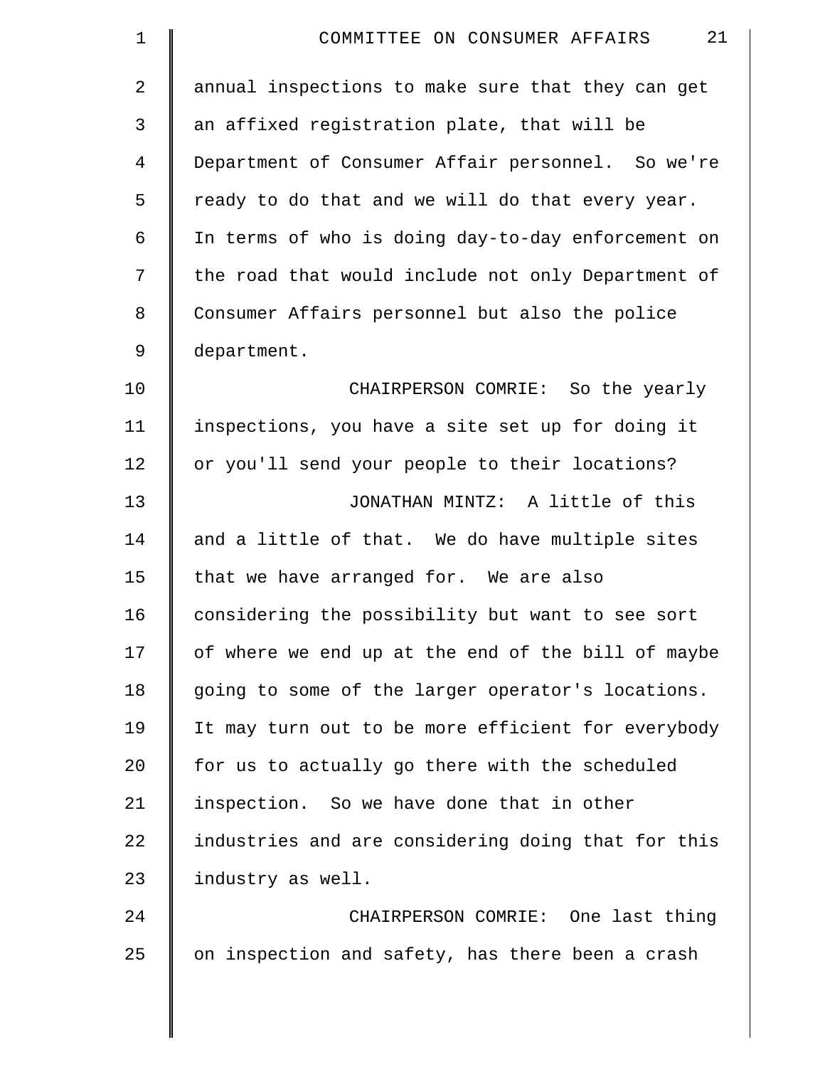annual inspections to make sure that they can get an affixed registration plate, that will be Department of Consumer Affair personnel. So we're ready to do that and we will do that every year. In terms of who is doing day-to-day enforcement on the road that would include not only Department of Consumer Affairs personnel but also the police department.

CHAIRPERSON COMRIE: So the yearly inspections, you have a site set up for doing it or you'll send your people to their locations?

JONATHAN MINTZ: A little of this and a little of that. We do have multiple sites that we have arranged for. We are also considering the possibility but want to see sort of where we end up at the end of the bill of maybe going to some of the larger operator's locations. It may turn out to be more efficient for everybody for us to actually go there with the scheduled inspection. So we have done that in other industries and are considering doing that for this industry as well.

CHAIRPERSON COMRIE: One last thing on inspection and safety, has there been a crash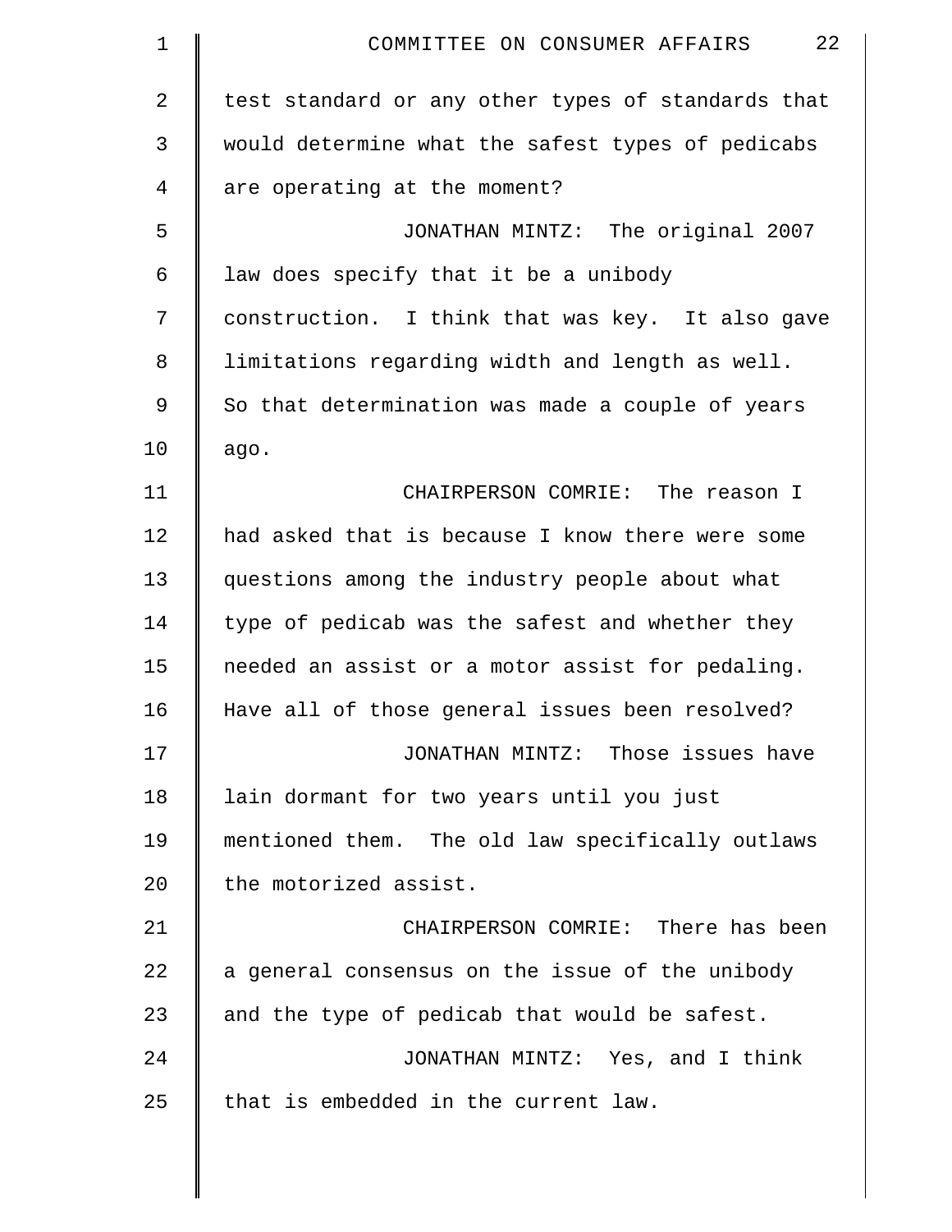test standard or any other types of standards that would determine what the safest types of pedicabs are operating at the moment?

JONATHAN MINTZ: The original 2007 law does specify that it be a unibody construction. I think that was key. It also gave limitations regarding width and length as well. So that determination was made a couple of years ago.

CHAIRPERSON COMRIE: The reason I had asked that is because I know there were some questions among the industry people about what type of pedicab was the safest and whether they needed an assist or a motor assist for pedaling. Have all of those general issues been resolved?

JONATHAN MINTZ: Those issues have lain dormant for two years until you just mentioned them. The old law specifically outlaws the motorized assist.

CHAIRPERSON COMRIE: There has been a general consensus on the issue of the unibody and the type of pedicab that would be safest.

JONATHAN MINTZ: Yes, and I think that is embedded in the current law.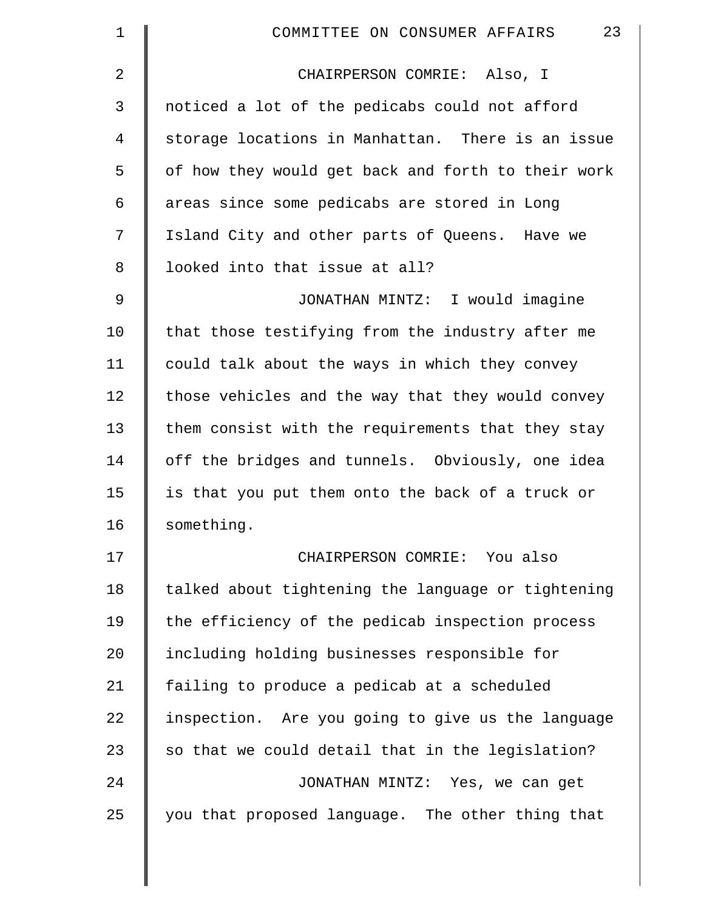CHAIRPERSON COMRIE: Also, I noticed a lot of the pedicabs could not afford storage locations in Manhattan. There is an issue of how they would get back and forth to their work areas since some pedicabs are stored in Long Island City and other parts of Queens. Have we looked into that issue at all?

JONATHAN MINTZ: I would imagine that those testifying from the industry after me could talk about the ways in which they convey those vehicles and the way that they would convey them consist with the requirements that they stay off the bridges and tunnels. Obviously, one idea is that you put them onto the back of a truck or something.

CHAIRPERSON COMRIE: You also talked about tightening the language or tightening the efficiency of the pedicab inspection process including holding businesses responsible for failing to produce a pedicab at a scheduled inspection. Are you going to give us the language so that we could detail that in the legislation?

JONATHAN MINTZ: Yes, we can get you that proposed language. The other thing that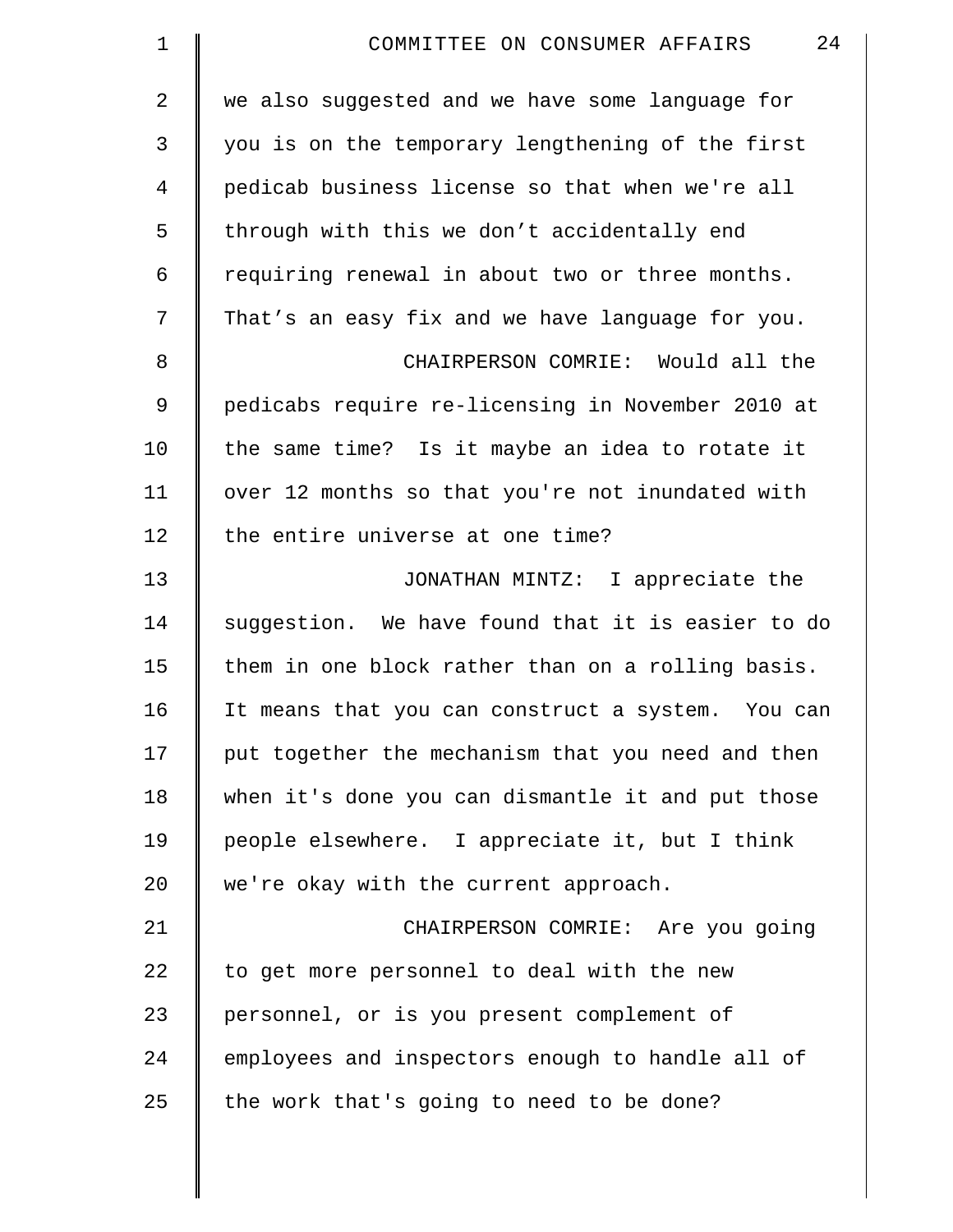we also suggested and we have some language for you is on the temporary lengthening of the first pedicab business license so that when we're all through with this we don't accidentally end requiring renewal in about two or three months. That's an easy fix and we have language for you.

CHAIRPERSON COMRIE: Would all the pedicabs require re-licensing in November 2010 at the same time? Is it maybe an idea to rotate it over 12 months so that you're not inundated with the entire universe at one time?

JONATHAN MINTZ: I appreciate the suggestion. We have found that it is easier to do them in one block rather than on a rolling basis. It means that you can construct a system. You can put together the mechanism that you need and then when it's done you can dismantle it and put those people elsewhere. I appreciate it, but I think we're okay with the current approach.

CHAIRPERSON COMRIE: Are you going to get more personnel to deal with the new personnel, or is you present complement of employees and inspectors enough to handle all of the work that's going to need to be done?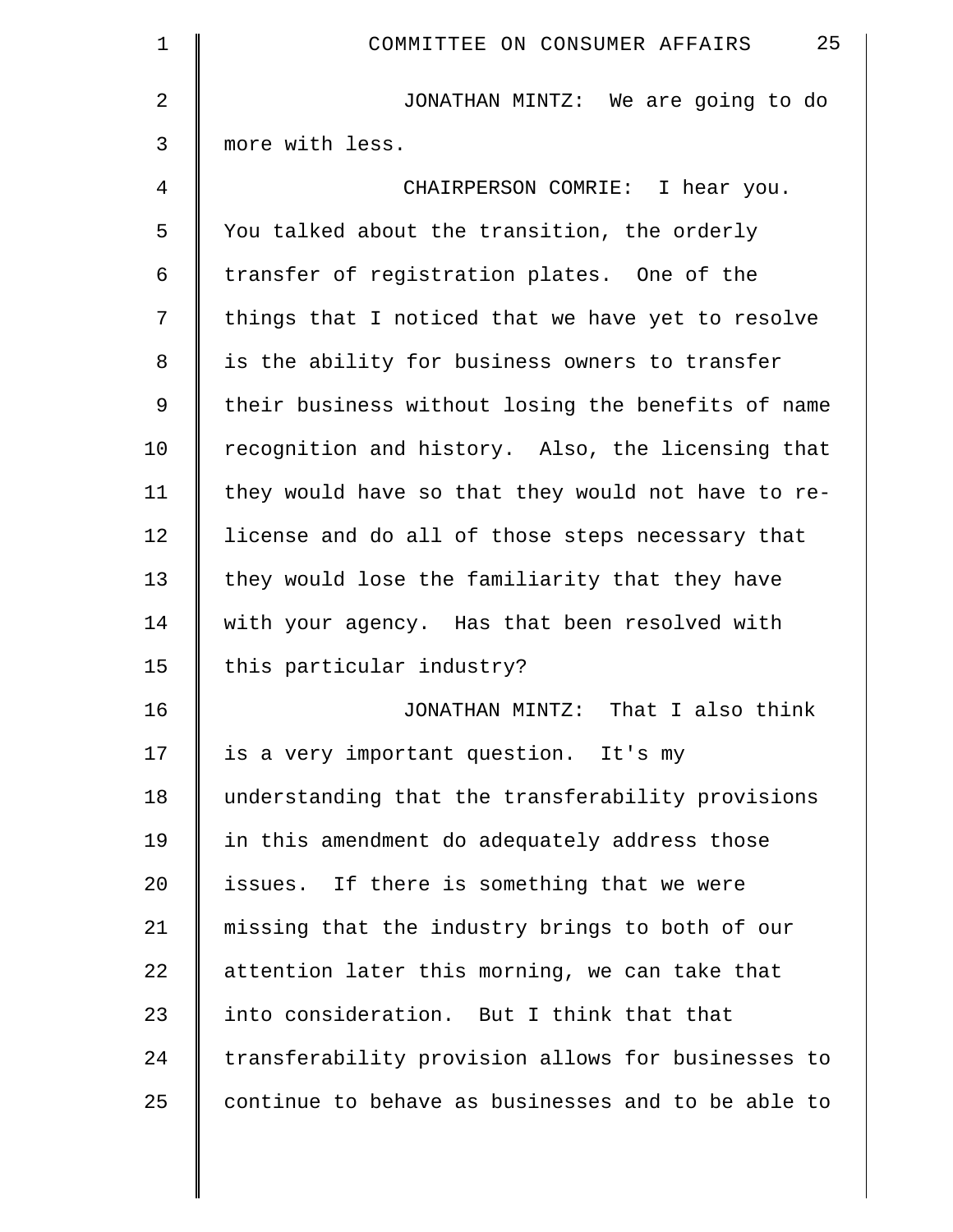JONATHAN MINTZ: We are going to do more with less.

CHAIRPERSON COMRIE: I hear you. You talked about the transition, the orderly transfer of registration plates. One of the things that I noticed that we have yet to resolve is the ability for business owners to transfer their business without losing the benefits of name recognition and history. Also, the licensing that they would have so that they would not have to re-license and do all of those steps necessary that they would lose the familiarity that they have with your agency. Has that been resolved with this particular industry?

JONATHAN MINTZ: That I also think is a very important question. It's my understanding that the transferability provisions in this amendment do adequately address those issues. If there is something that we were missing that the industry brings to both of our attention later this morning, we can take that into consideration. But I think that that transferability provision allows for businesses to continue to behave as businesses and to be able to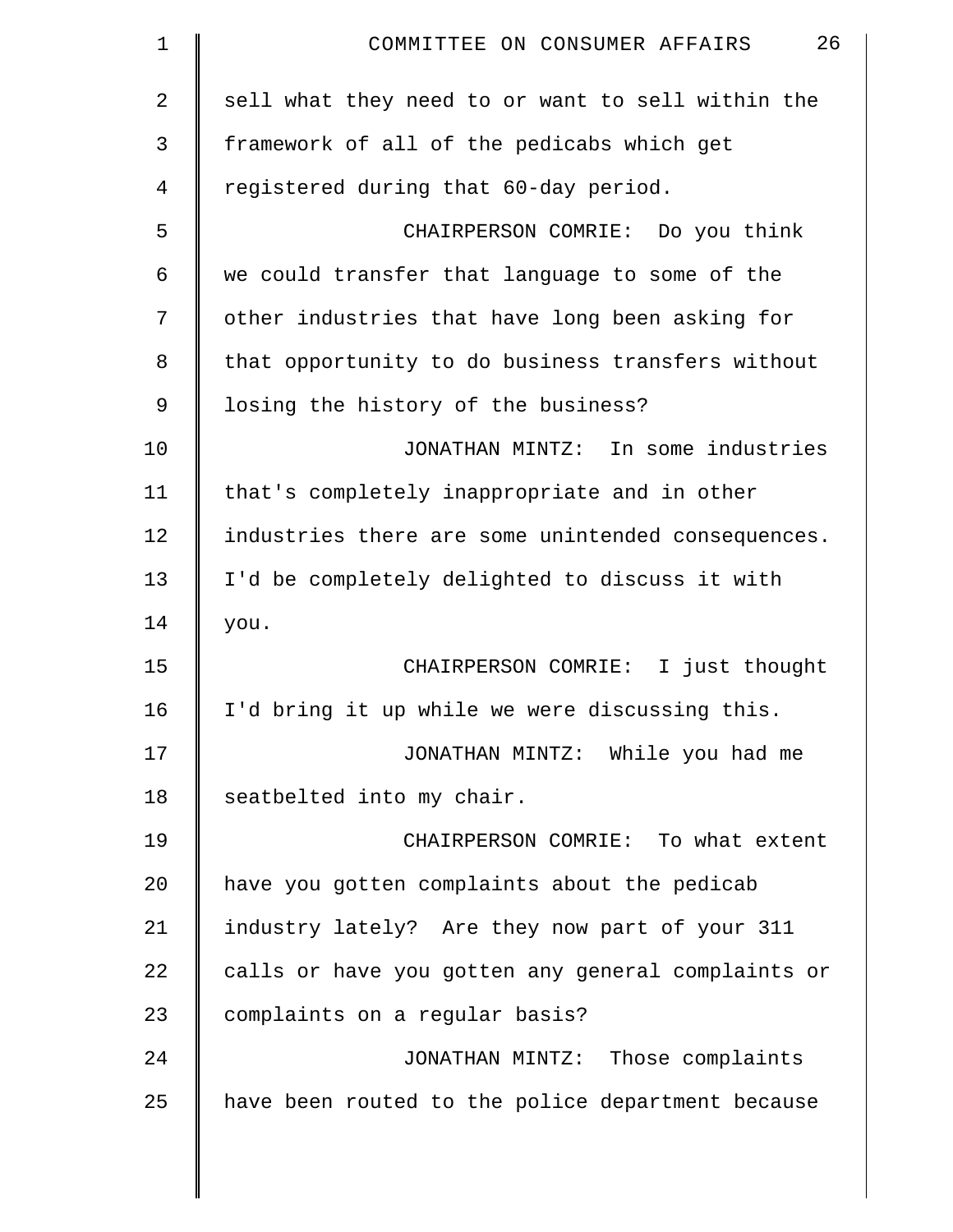sell what they need to or want to sell within the framework of all of the pedicabs which get registered during that 60-day period.

CHAIRPERSON COMRIE: Do you think we could transfer that language to some of the other industries that have long been asking for that opportunity to do business transfers without losing the history of the business?

JONATHAN MINTZ: In some industries that's completely inappropriate and in other industries there are some unintended consequences. I'd be completely delighted to discuss it with you.

CHAIRPERSON COMRIE: I just thought I'd bring it up while we were discussing this.

JONATHAN MINTZ: While you had me seatbelted into my chair.

CHAIRPERSON COMRIE: To what extent have you gotten complaints about the pedicab industry lately? Are they now part of your 311 calls or have you gotten any general complaints or complaints on a regular basis?

JONATHAN MINTZ: Those complaints have been routed to the police department because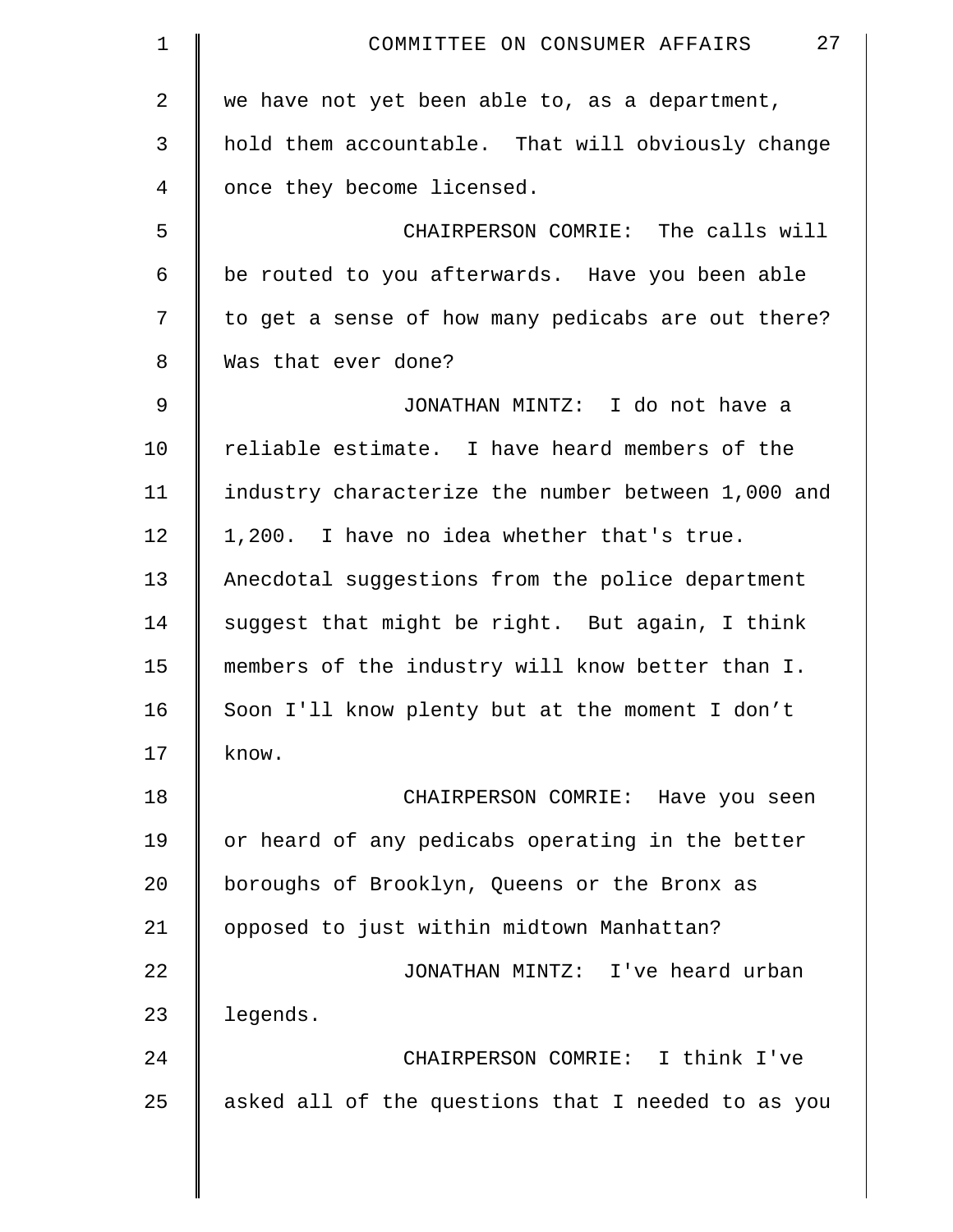we have not yet been able to, as a department, hold them accountable. That will obviously change once they become licensed.

CHAIRPERSON COMRIE: The calls will be routed to you afterwards. Have you been able to get a sense of how many pedicabs are out there? Was that ever done?

JONATHAN MINTZ: I do not have a reliable estimate. I have heard members of the industry characterize the number between 1,000 and 1,200. I have no idea whether that's true. Anecdotal suggestions from the police department suggest that might be right. But again, I think members of the industry will know better than I. Soon I'll know plenty but at the moment I don't know.

CHAIRPERSON COMRIE: Have you seen or heard of any pedicabs operating in the better boroughs of Brooklyn, Queens or the Bronx as opposed to just within midtown Manhattan?

JONATHAN MINTZ: I've heard urban legends.

CHAIRPERSON COMRIE: I think I've asked all of the questions that I needed to as you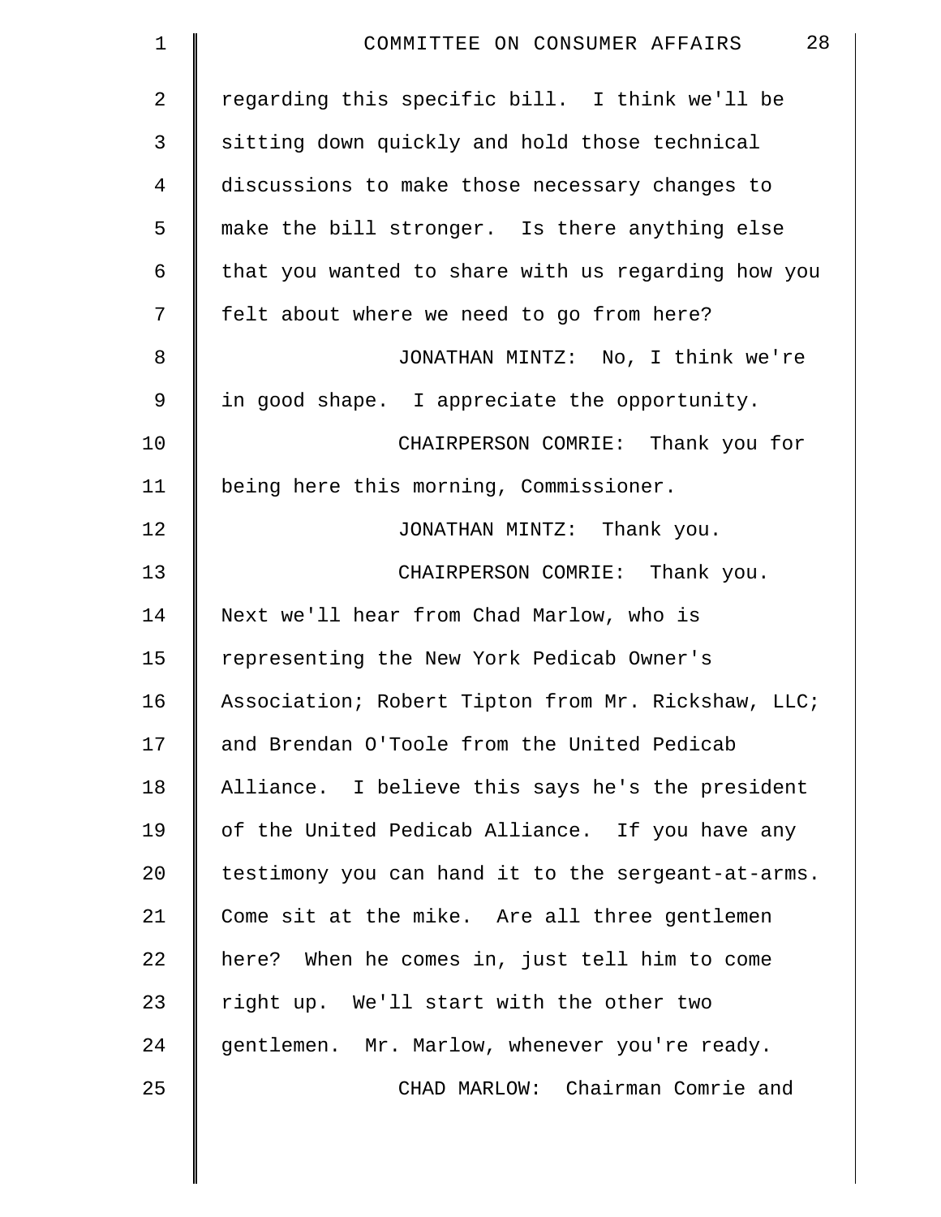regarding this specific bill. I think we'll be sitting down quickly and hold those technical discussions to make those necessary changes to make the bill stronger. Is there anything else that you wanted to share with us regarding how you felt about where we need to go from here?

JONATHAN MINTZ: No, I think we're in good shape. I appreciate the opportunity.

CHAIRPERSON COMRIE: Thank you for being here this morning, Commissioner.

JONATHAN MINTZ: Thank you.

CHAIRPERSON COMRIE: Thank you. Next we'll hear from Chad Marlow, who is representing the New York Pedicab Owner's Association; Robert Tipton from Mr. Rickshaw, LLC; and Brendan O'Toole from the United Pedicab Alliance. I believe this says he's the president of the United Pedicab Alliance. If you have any testimony you can hand it to the sergeant-at-arms. Come sit at the mike. Are all three gentlemen here? When he comes in, just tell him to come right up. We'll start with the other two gentlemen. Mr. Marlow, whenever you're ready.

CHAD MARLOW: Chairman Comrie and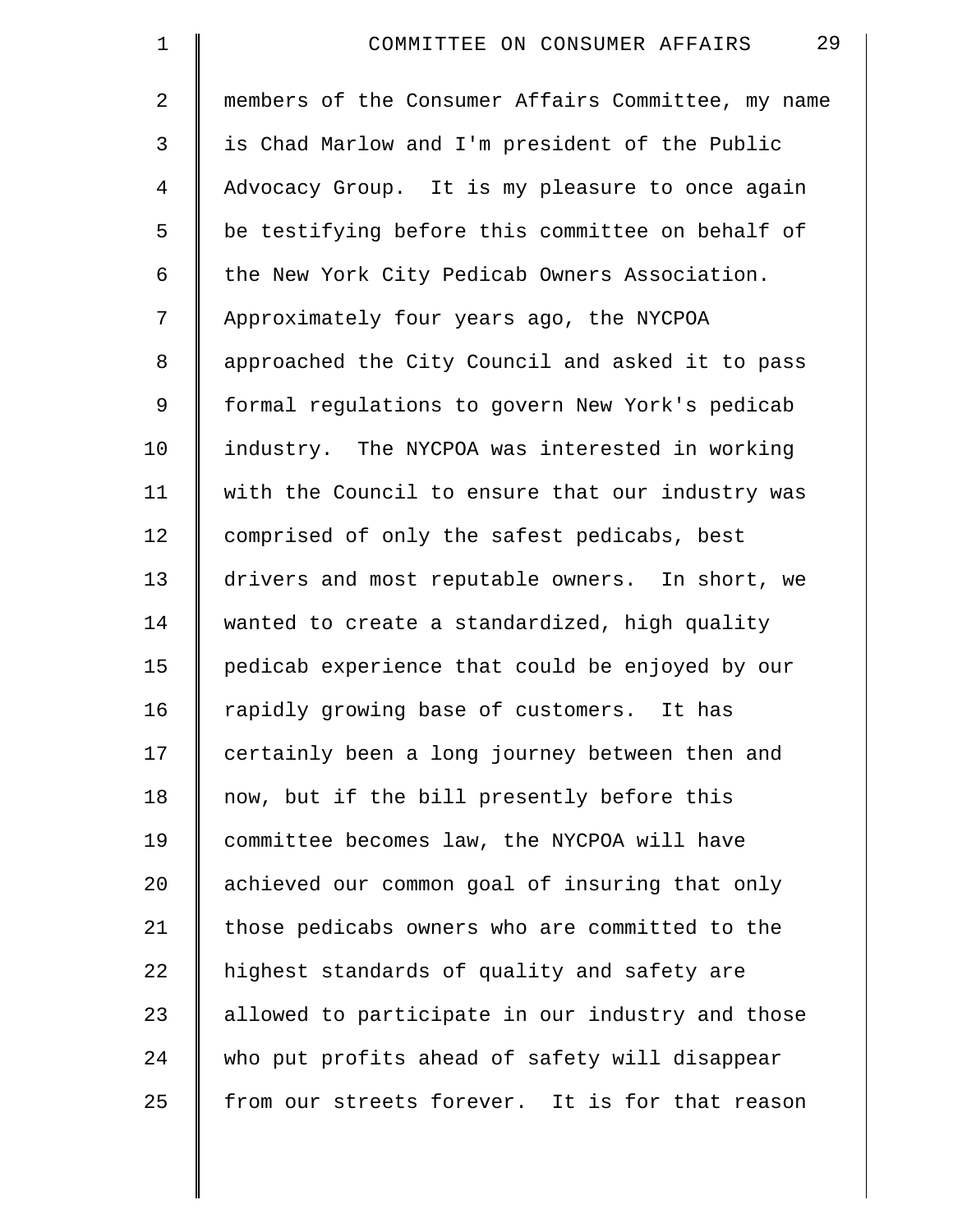members of the Consumer Affairs Committee, my name is Chad Marlow and I'm president of the Public Advocacy Group. It is my pleasure to once again be testifying before this committee on behalf of the New York City Pedicab Owners Association. Approximately four years ago, the NYCPOA approached the City Council and asked it to pass formal regulations to govern New York's pedicab industry. The NYCPOA was interested in working with the Council to ensure that our industry was comprised of only the safest pedicabs, best drivers and most reputable owners. In short, we wanted to create a standardized, high quality pedicab experience that could be enjoyed by our rapidly growing base of customers. It has certainly been a long journey between then and now, but if the bill presently before this committee becomes law, the NYCPOA will have achieved our common goal of insuring that only those pedicabs owners who are committed to the highest standards of quality and safety are allowed to participate in our industry and those who put profits ahead of safety will disappear from our streets forever. It is for that reason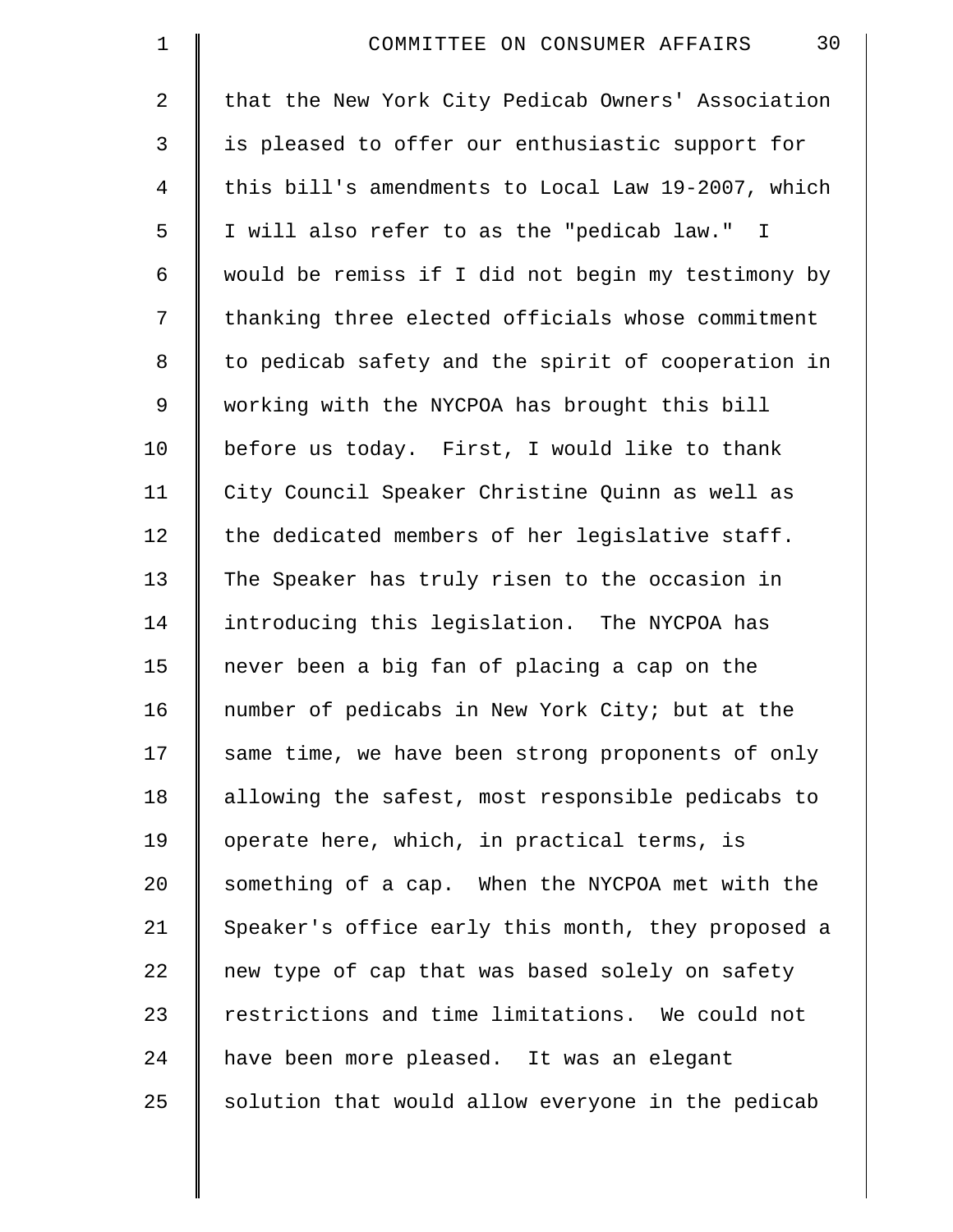that the New York City Pedicab Owners' Association is pleased to offer our enthusiastic support for this bill's amendments to Local Law 19-2007, which I will also refer to as the "pedicab law." I would be remiss if I did not begin my testimony by thanking three elected officials whose commitment to pedicab safety and the spirit of cooperation in working with the NYCPOA has brought this bill before us today. First, I would like to thank City Council Speaker Christine Quinn as well as the dedicated members of her legislative staff. The Speaker has truly risen to the occasion in introducing this legislation. The NYCPOA has never been a big fan of placing a cap on the number of pedicabs in New York City; but at the same time, we have been strong proponents of only allowing the safest, most responsible pedicabs to operate here, which, in practical terms, is something of a cap. When the NYCPOA met with the Speaker's office early this month, they proposed a new type of cap that was based solely on safety restrictions and time limitations. We could not have been more pleased. It was an elegant solution that would allow everyone in the pedicab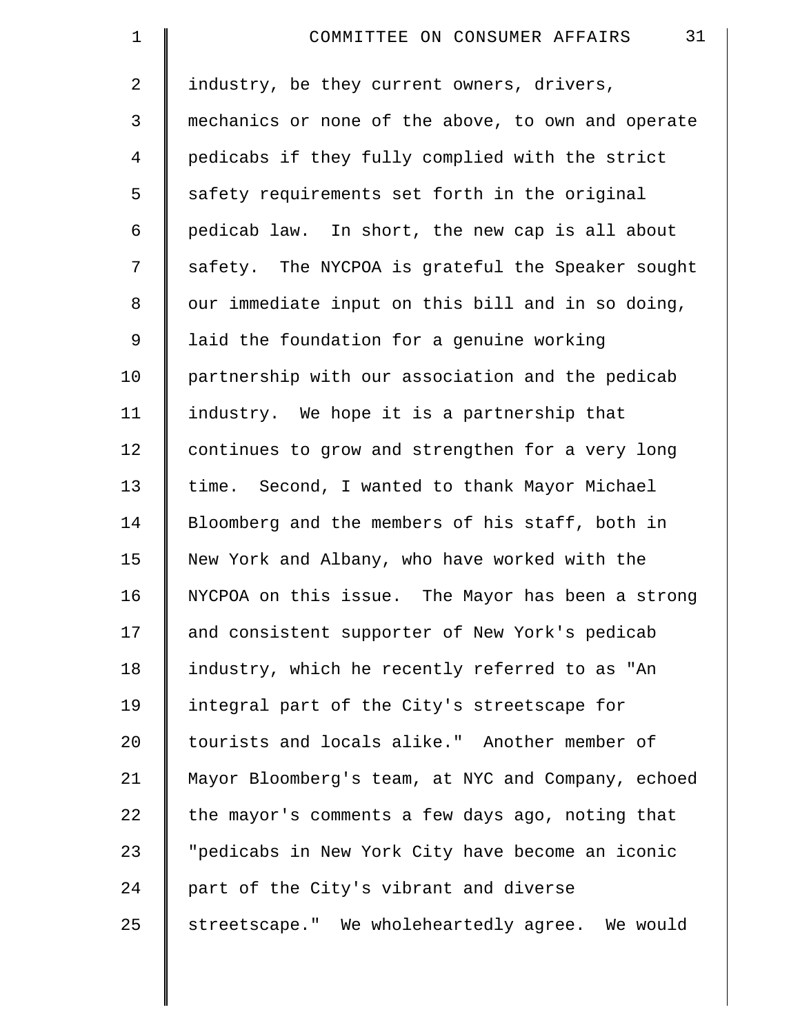industry, be they current owners, drivers, mechanics or none of the above, to own and operate pedicabs if they fully complied with the strict safety requirements set forth in the original pedicab law. In short, the new cap is all about safety. The NYCPOA is grateful the Speaker sought our immediate input on this bill and in so doing, laid the foundation for a genuine working partnership with our association and the pedicab industry. We hope it is a partnership that continues to grow and strengthen for a very long time. Second, I wanted to thank Mayor Michael Bloomberg and the members of his staff, both in New York and Albany, who have worked with the NYCPOA on this issue. The Mayor has been a strong and consistent supporter of New York's pedicab industry, which he recently referred to as "An integral part of the City's streetscape for tourists and locals alike." Another member of Mayor Bloomberg's team, at NYC and Company, echoed the mayor's comments a few days ago, noting that "pedicabs in New York City have become an iconic part of the City's vibrant and diverse streetscape." We wholeheartedly agree. We would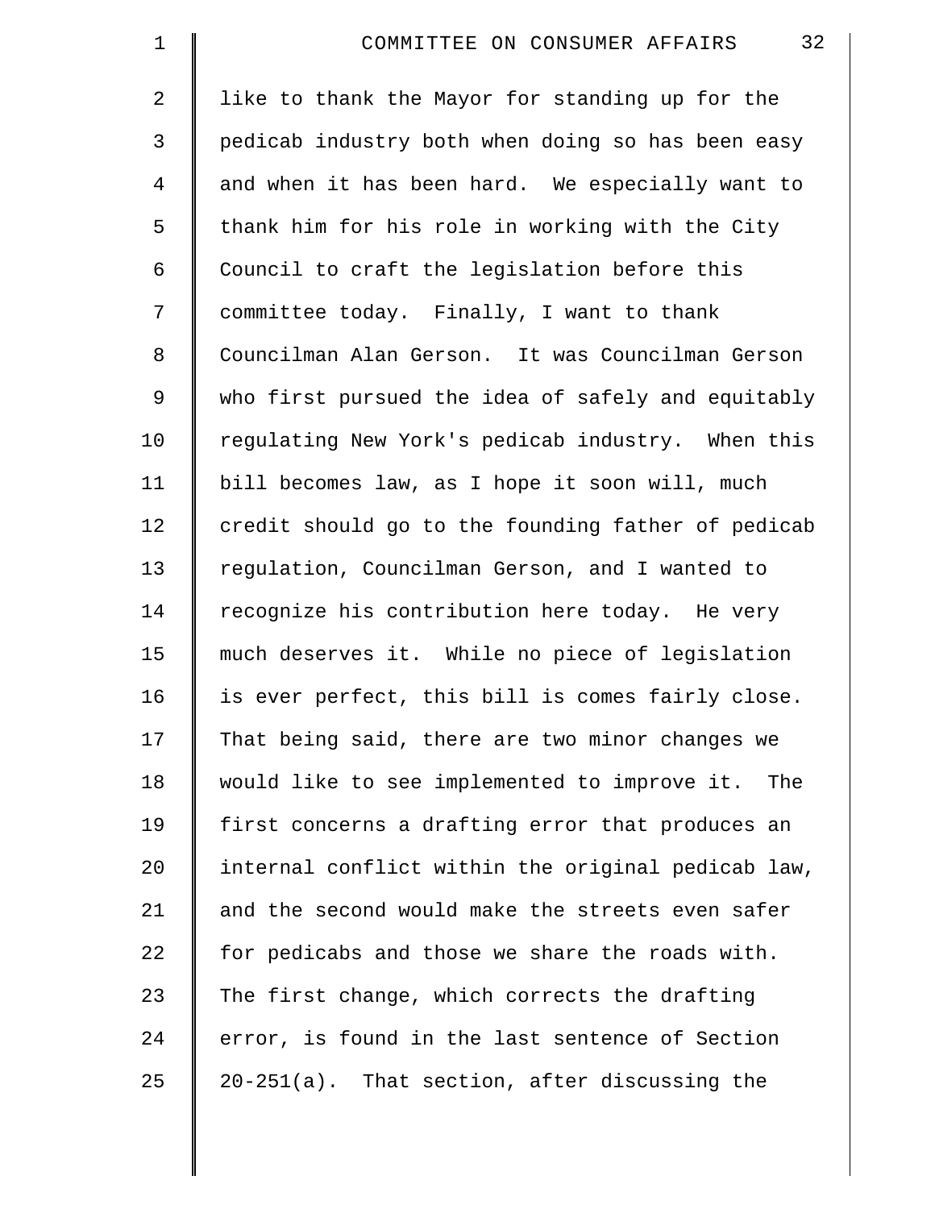like to thank the Mayor for standing up for the pedicab industry both when doing so has been easy and when it has been hard. We especially want to thank him for his role in working with the City Council to craft the legislation before this committee today. Finally, I want to thank Councilman Alan Gerson. It was Councilman Gerson who first pursued the idea of safely and equitably regulating New York's pedicab industry. When this bill becomes law, as I hope it soon will, much credit should go to the founding father of pedicab regulation, Councilman Gerson, and I wanted to recognize his contribution here today. He very much deserves it. While no piece of legislation is ever perfect, this bill is comes fairly close. That being said, there are two minor changes we would like to see implemented to improve it. The first concerns a drafting error that produces an internal conflict within the original pedicab law, and the second would make the streets even safer for pedicabs and those we share the roads with. The first change, which corrects the drafting error, is found in the last sentence of Section 20-251(a). That section, after discussing the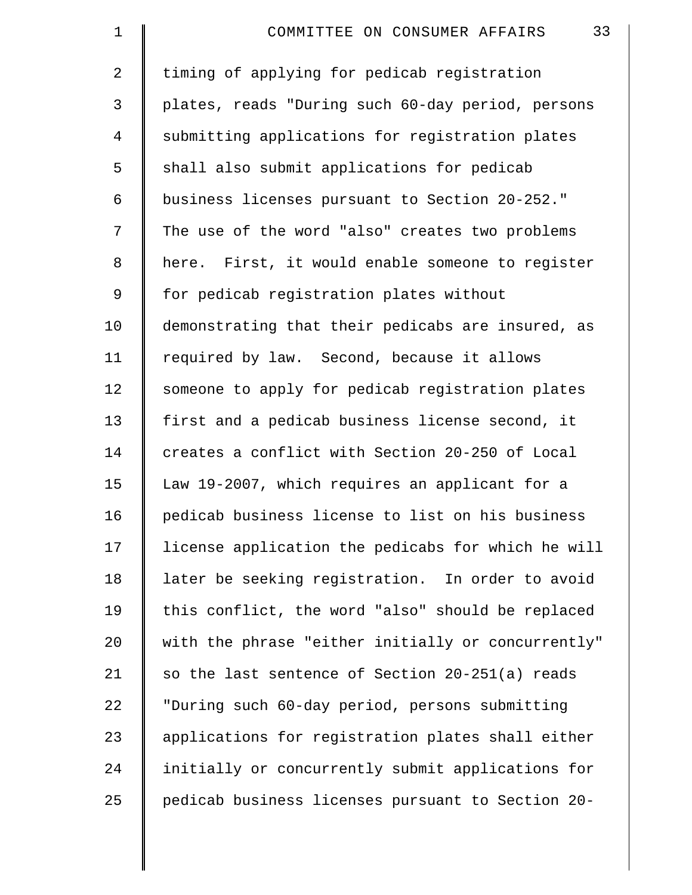timing of applying for pedicab registration plates, reads "During such 60-day period, persons submitting applications for registration plates shall also submit applications for pedicab business licenses pursuant to Section 20-252." The use of the word "also" creates two problems here. First, it would enable someone to register for pedicab registration plates without demonstrating that their pedicabs are insured, as required by law. Second, because it allows someone to apply for pedicab registration plates first and a pedicab business license second, it creates a conflict with Section 20-250 of Local Law 19-2007, which requires an applicant for a pedicab business license to list on his business license application the pedicabs for which he will later be seeking registration. In order to avoid this conflict, the word "also" should be replaced with the phrase "either initially or concurrently" so the last sentence of Section 20-251(a) reads "During such 60-day period, persons submitting applications for registration plates shall either initially or concurrently submit applications for pedicab business licenses pursuant to Section 20-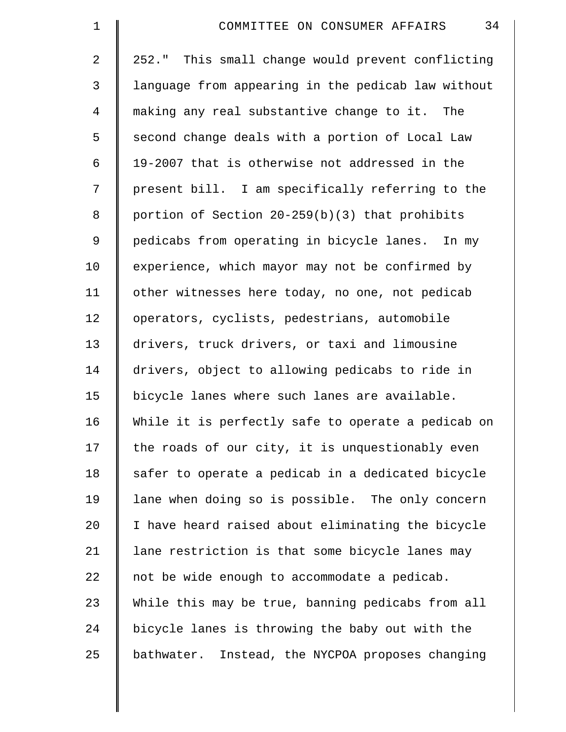252." This small change would prevent conflicting language from appearing in the pedicab law without making any real substantive change to it. The second change deals with a portion of Local Law 19-2007 that is otherwise not addressed in the present bill. I am specifically referring to the portion of Section 20-259(b)(3) that prohibits pedicabs from operating in bicycle lanes. In my experience, which mayor may not be confirmed by other witnesses here today, no one, not pedicab operators, cyclists, pedestrians, automobile drivers, truck drivers, or taxi and limousine drivers, object to allowing pedicabs to ride in bicycle lanes where such lanes are available. While it is perfectly safe to operate a pedicab on the roads of our city, it is unquestionably even safer to operate a pedicab in a dedicated bicycle lane when doing so is possible. The only concern I have heard raised about eliminating the bicycle lane restriction is that some bicycle lanes may not be wide enough to accommodate a pedicab. While this may be true, banning pedicabs from all bicycle lanes is throwing the baby out with the bathwater. Instead, the NYCPOA proposes changing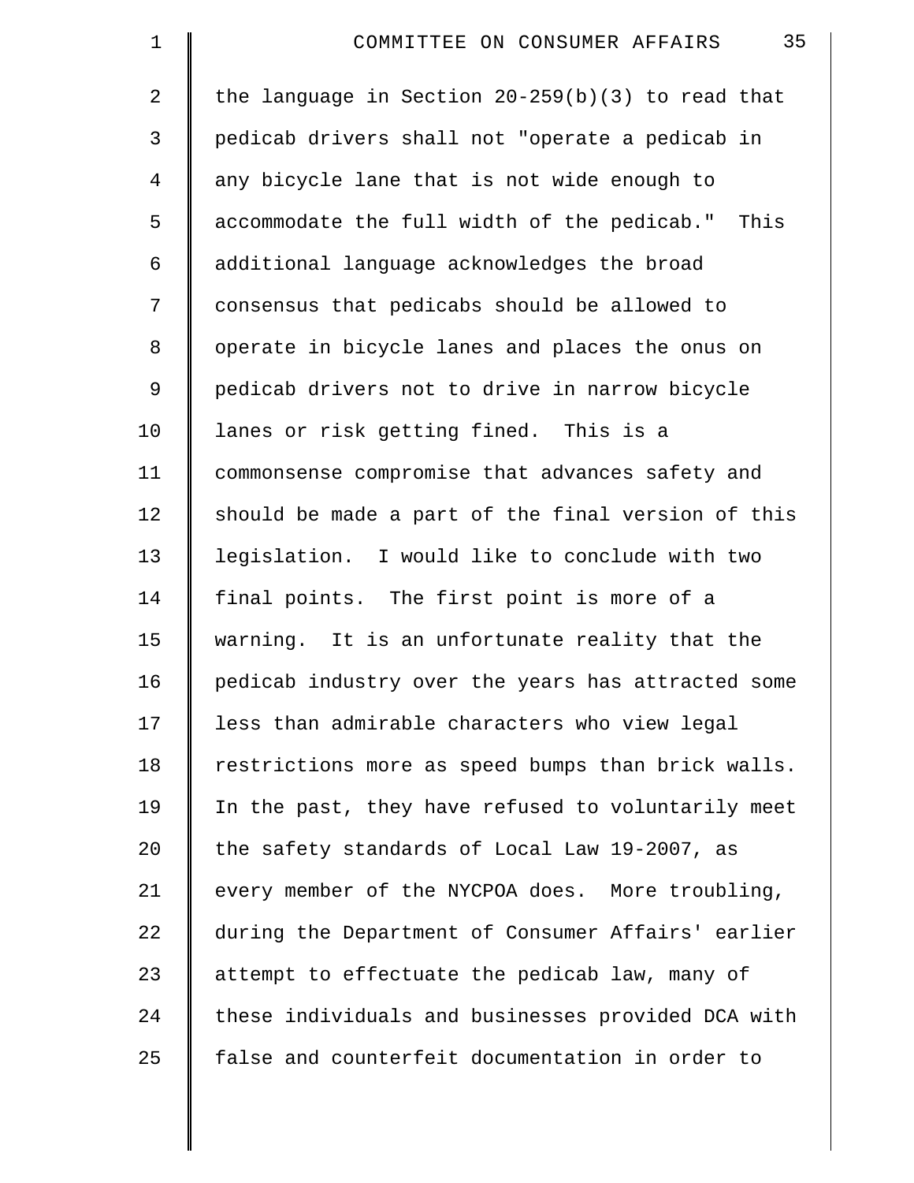the language in Section 20-259(b)(3) to read that pedicab drivers shall not "operate a pedicab in any bicycle lane that is not wide enough to accommodate the full width of the pedicab." This additional language acknowledges the broad consensus that pedicabs should be allowed to operate in bicycle lanes and places the onus on pedicab drivers not to drive in narrow bicycle lanes or risk getting fined. This is a commonsense compromise that advances safety and should be made a part of the final version of this legislation. I would like to conclude with two final points. The first point is more of a warning. It is an unfortunate reality that the pedicab industry over the years has attracted some less than admirable characters who view legal restrictions more as speed bumps than brick walls. In the past, they have refused to voluntarily meet the safety standards of Local Law 19-2007, as every member of the NYCPOA does. More troubling, during the Department of Consumer Affairs' earlier attempt to effectuate the pedicab law, many of these individuals and businesses provided DCA with false and counterfeit documentation in order to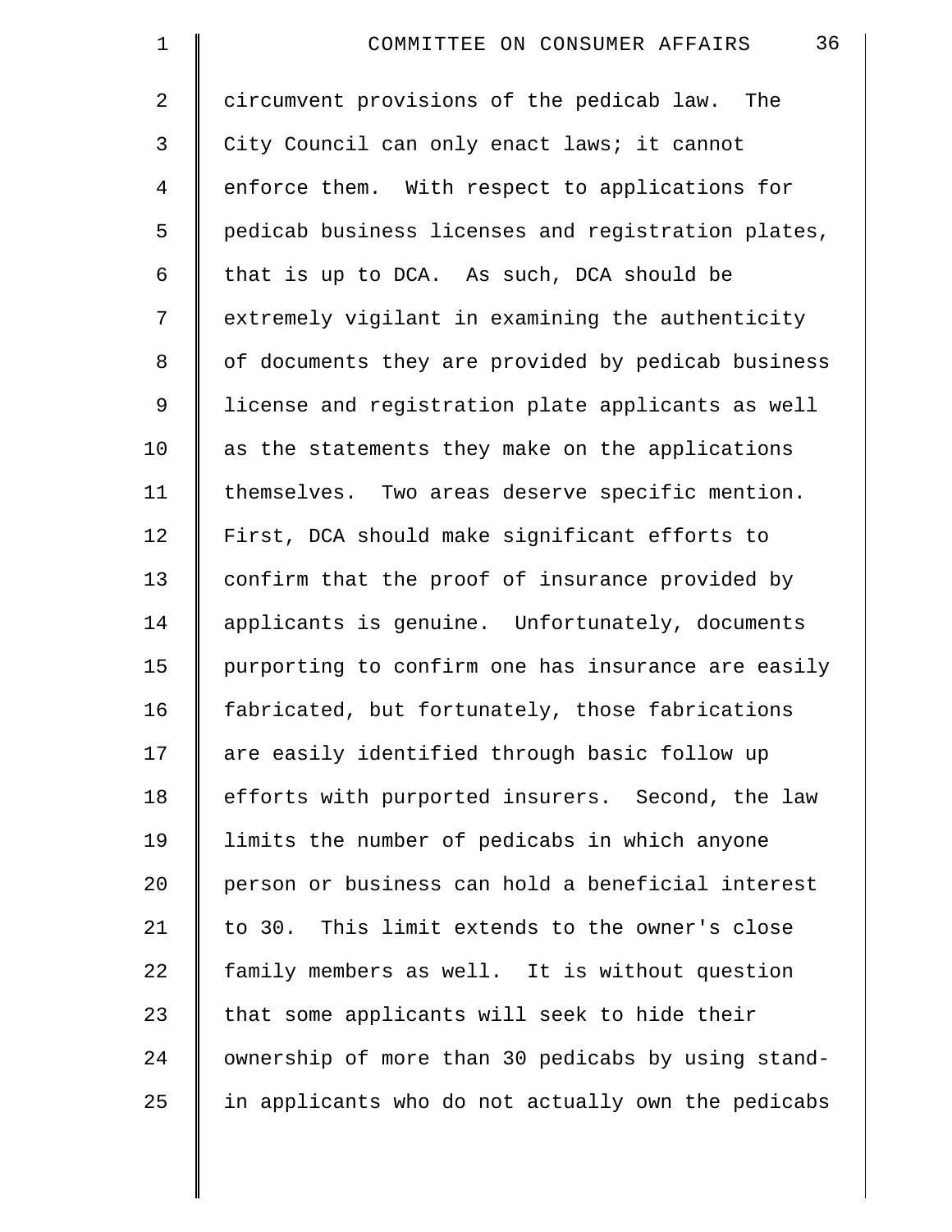circumvent provisions of the pedicab law. The City Council can only enact laws; it cannot enforce them. With respect to applications for pedicab business licenses and registration plates, that is up to DCA. As such, DCA should be extremely vigilant in examining the authenticity of documents they are provided by pedicab business license and registration plate applicants as well as the statements they make on the applications themselves. Two areas deserve specific mention. First, DCA should make significant efforts to confirm that the proof of insurance provided by applicants is genuine. Unfortunately, documents purporting to confirm one has insurance are easily fabricated, but fortunately, those fabrications are easily identified through basic follow up efforts with purported insurers. Second, the law limits the number of pedicabs in which anyone person or business can hold a beneficial interest to 30. This limit extends to the owner's close family members as well. It is without question that some applicants will seek to hide their ownership of more than 30 pedicabs by using stand-in applicants who do not actually own the pedicabs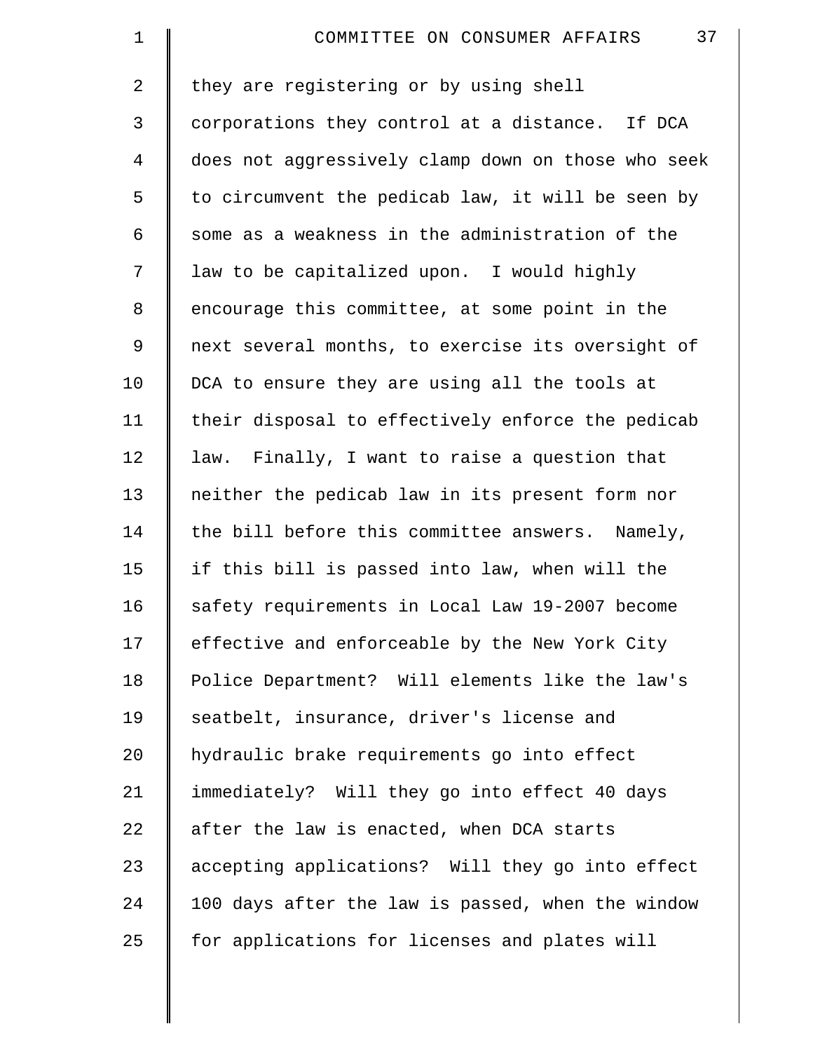they are registering or by using shell corporations they control at a distance. If DCA does not aggressively clamp down on those who seek to circumvent the pedicab law, it will be seen by some as a weakness in the administration of the law to be capitalized upon. I would highly encourage this committee, at some point in the next several months, to exercise its oversight of DCA to ensure they are using all the tools at their disposal to effectively enforce the pedicab law. Finally, I want to raise a question that neither the pedicab law in its present form nor the bill before this committee answers. Namely, if this bill is passed into law, when will the safety requirements in Local Law 19-2007 become effective and enforceable by the New York City Police Department? Will elements like the law's seatbelt, insurance, driver's license and hydraulic brake requirements go into effect immediately? Will they go into effect 40 days after the law is enacted, when DCA starts accepting applications? Will they go into effect 100 days after the law is passed, when the window for applications for licenses and plates will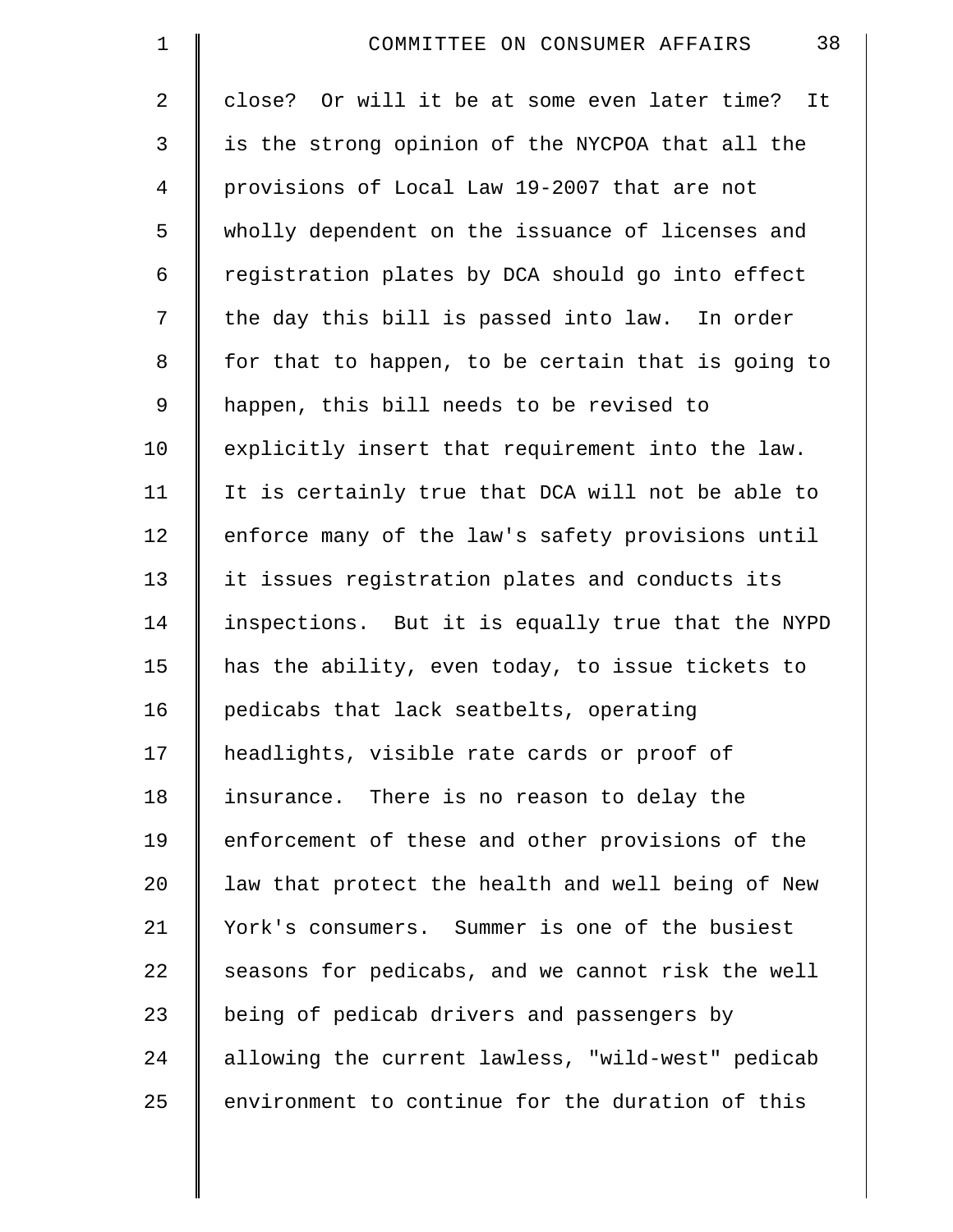close? Or will it be at some even later time? It is the strong opinion of the NYCPOA that all the provisions of Local Law 19-2007 that are not wholly dependent on the issuance of licenses and registration plates by DCA should go into effect the day this bill is passed into law. In order for that to happen, to be certain that is going to happen, this bill needs to be revised to explicitly insert that requirement into the law. It is certainly true that DCA will not be able to enforce many of the law's safety provisions until it issues registration plates and conducts its inspections. But it is equally true that the NYPD has the ability, even today, to issue tickets to pedicabs that lack seatbelts, operating headlights, visible rate cards or proof of insurance. There is no reason to delay the enforcement of these and other provisions of the law that protect the health and well being of New York's consumers. Summer is one of the busiest seasons for pedicabs, and we cannot risk the well being of pedicab drivers and passengers by allowing the current lawless, "wild-west" pedicab environment to continue for the duration of this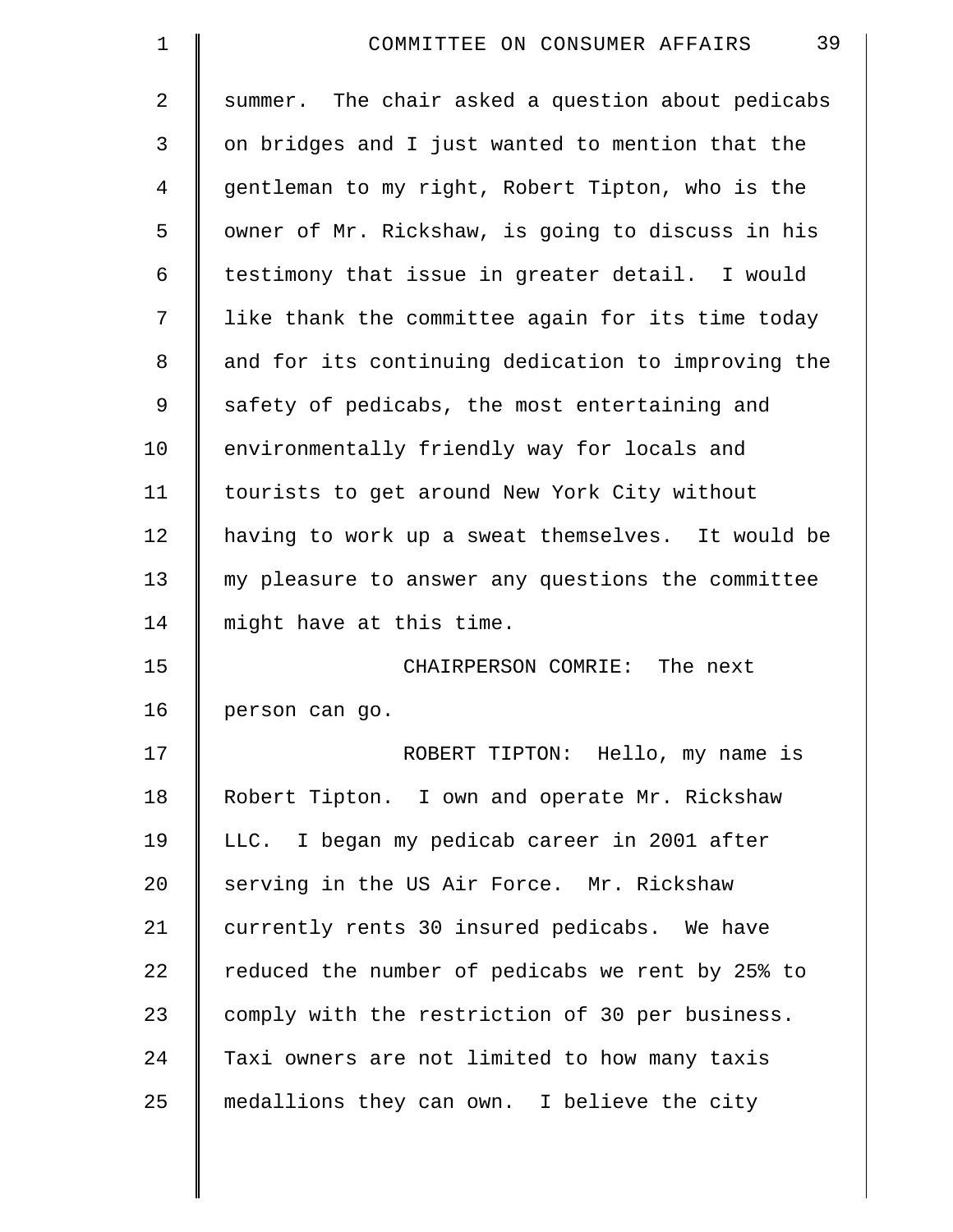summer. The chair asked a question about pedicabs on bridges and I just wanted to mention that the gentleman to my right, Robert Tipton, who is the owner of Mr. Rickshaw, is going to discuss in his testimony that issue in greater detail. I would like thank the committee again for its time today and for its continuing dedication to improving the safety of pedicabs, the most entertaining and environmentally friendly way for locals and tourists to get around New York City without having to work up a sweat themselves. It would be my pleasure to answer any questions the committee might have at this time.

CHAIRPERSON COMRIE: The next person can go.

ROBERT TIPTON: Hello, my name is Robert Tipton. I own and operate Mr. Rickshaw LLC. I began my pedicab career in 2001 after serving in the US Air Force. Mr. Rickshaw currently rents 30 insured pedicabs. We have reduced the number of pedicabs we rent by 25% to comply with the restriction of 30 per business. Taxi owners are not limited to how many taxis medallions they can own. I believe the city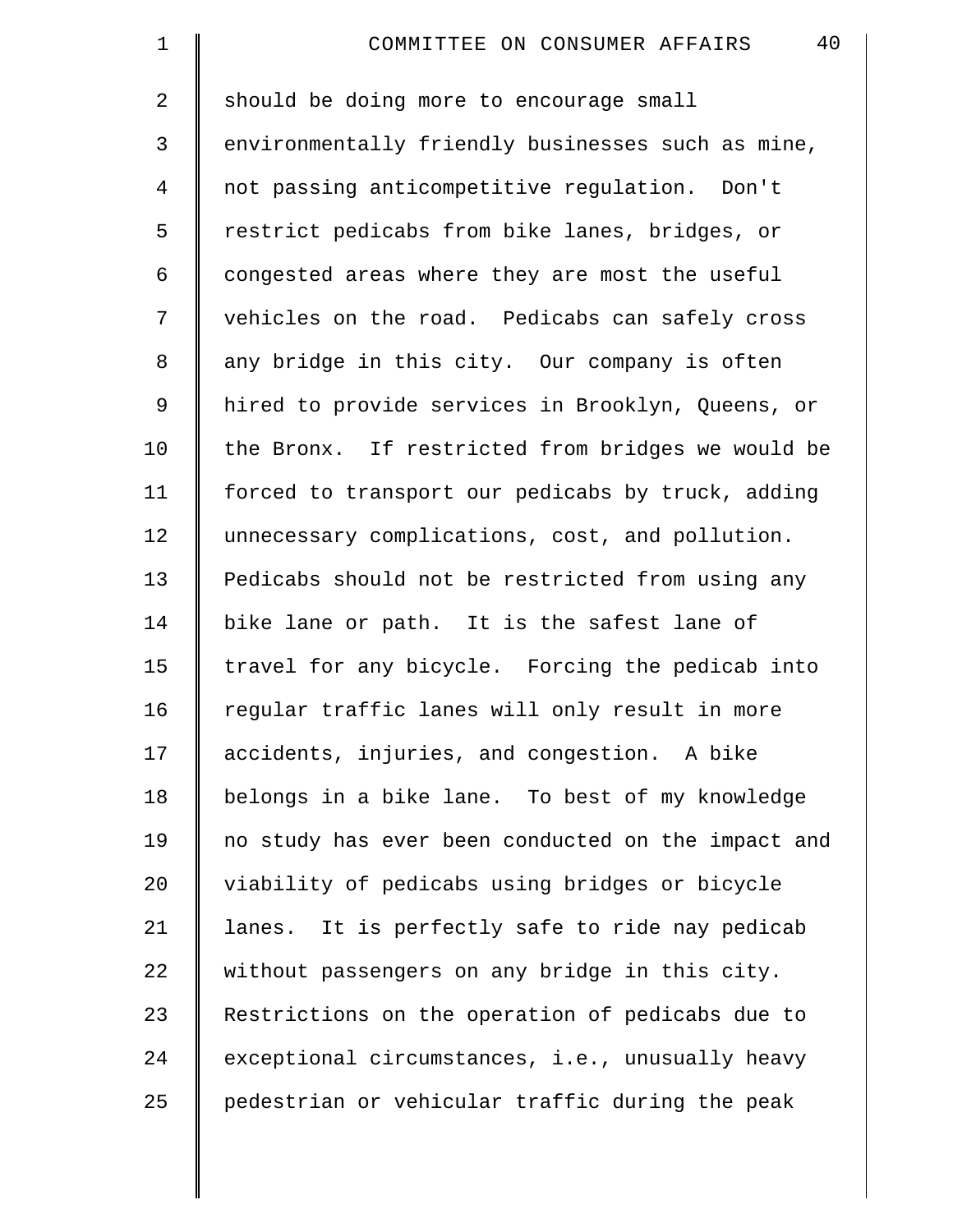should be doing more to encourage small environmentally friendly businesses such as mine, not passing anticompetitive regulation. Don't restrict pedicabs from bike lanes, bridges, or congested areas where they are most the useful vehicles on the road. Pedicabs can safely cross any bridge in this city. Our company is often hired to provide services in Brooklyn, Queens, or the Bronx. If restricted from bridges we would be forced to transport our pedicabs by truck, adding unnecessary complications, cost, and pollution. Pedicabs should not be restricted from using any bike lane or path. It is the safest lane of travel for any bicycle. Forcing the pedicab into regular traffic lanes will only result in more accidents, injuries, and congestion. A bike belongs in a bike lane. To best of my knowledge no study has ever been conducted on the impact and viability of pedicabs using bridges or bicycle lanes. It is perfectly safe to ride nay pedicab without passengers on any bridge in this city. Restrictions on the operation of pedicabs due to exceptional circumstances, i.e., unusually heavy pedestrian or vehicular traffic during the peak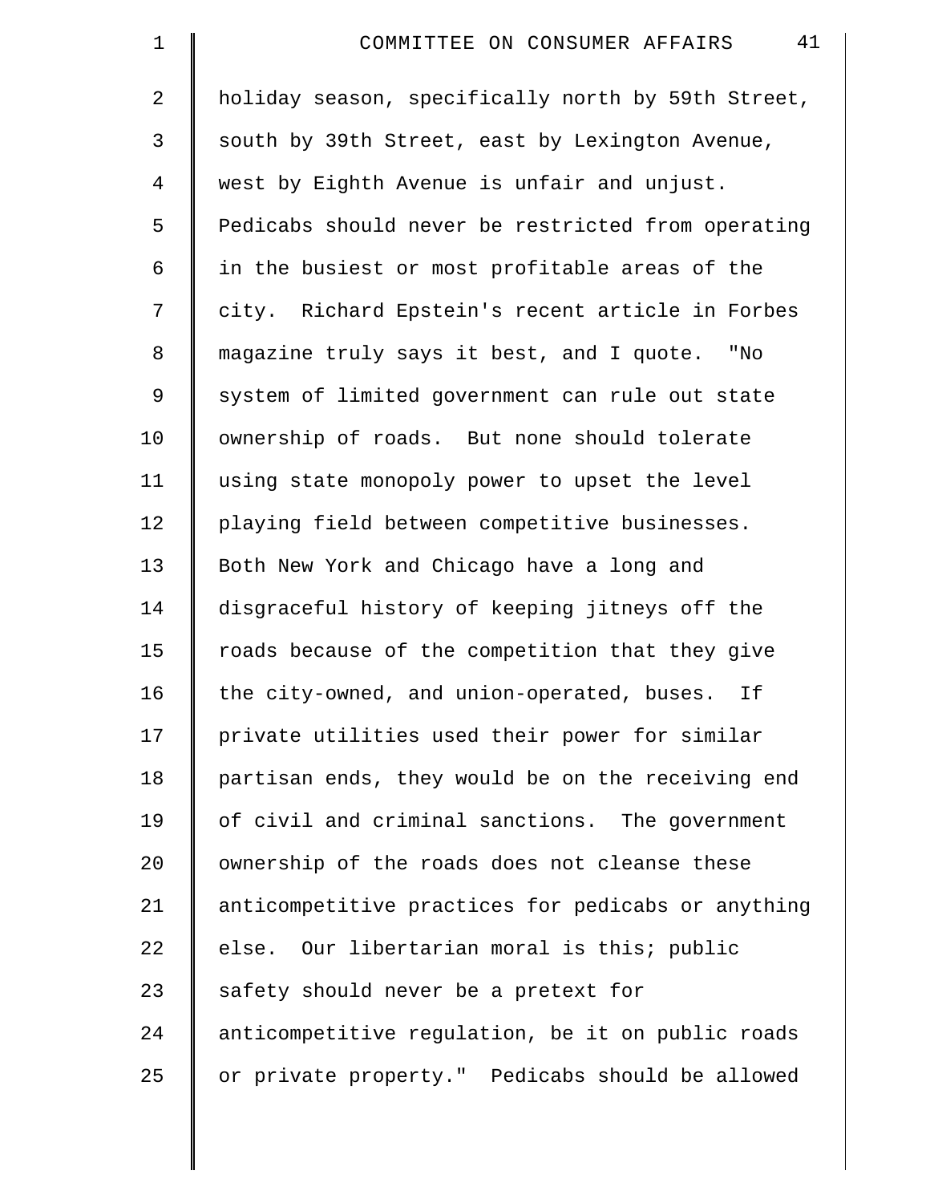holiday season, specifically north by 59th Street, south by 39th Street, east by Lexington Avenue, west by Eighth Avenue is unfair and unjust. Pedicabs should never be restricted from operating in the busiest or most profitable areas of the city. Richard Epstein's recent article in Forbes magazine truly says it best, and I quote. "No system of limited government can rule out state ownership of roads. But none should tolerate using state monopoly power to upset the level playing field between competitive businesses. Both New York and Chicago have a long and disgraceful history of keeping jitneys off the roads because of the competition that they give the city-owned, and union-operated, buses. If private utilities used their power for similar partisan ends, they would be on the receiving end of civil and criminal sanctions. The government ownership of the roads does not cleanse these anticompetitive practices for pedicabs or anything else. Our libertarian moral is this; public safety should never be a pretext for anticompetitive regulation, be it on public roads or private property." Pedicabs should be allowed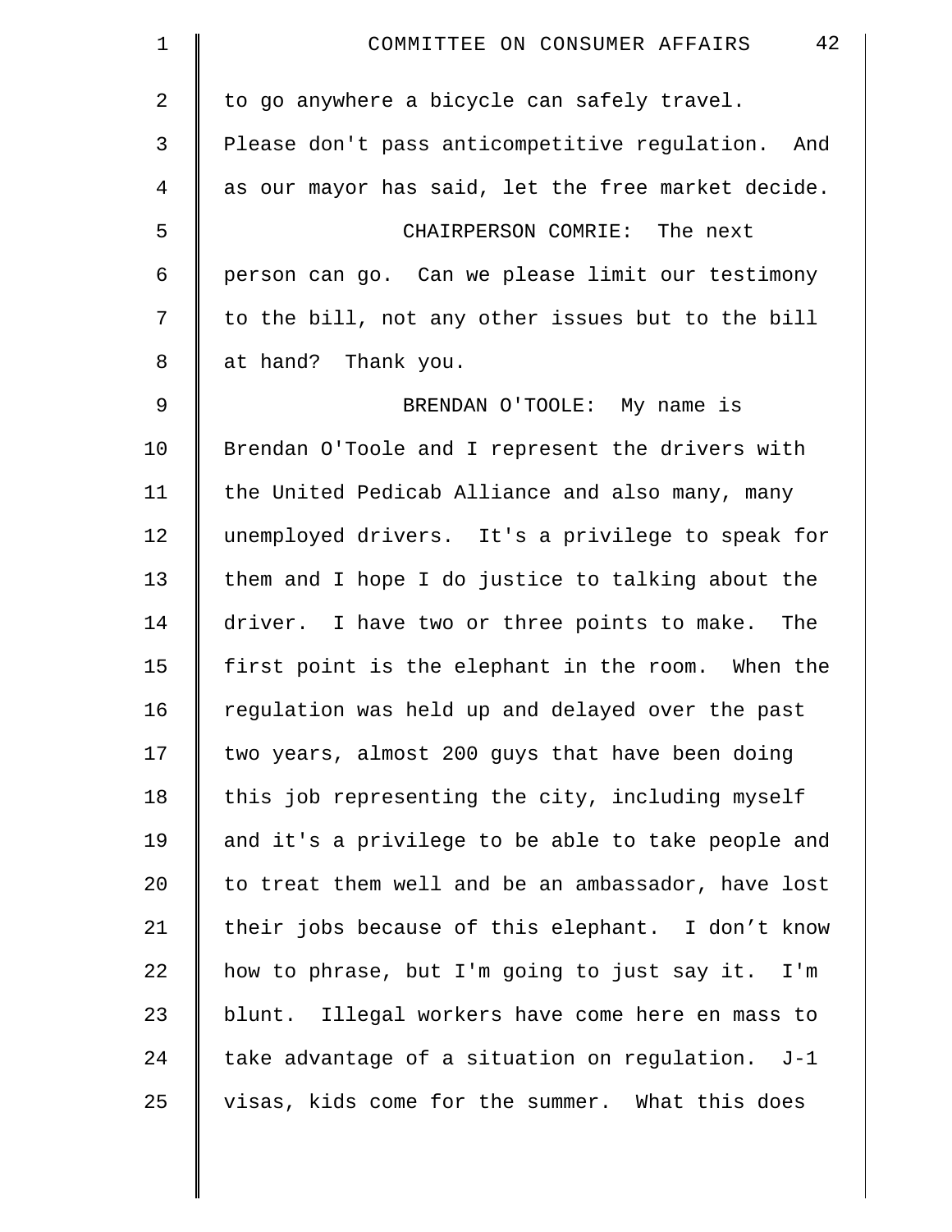to go anywhere a bicycle can safely travel. Please don't pass anticompetitive regulation. And as our mayor has said, let the free market decide.

CHAIRPERSON COMRIE: The next person can go. Can we please limit our testimony to the bill, not any other issues but to the bill at hand? Thank you.

BRENDAN O'TOOLE: My name is Brendan O'Toole and I represent the drivers with the United Pedicab Alliance and also many, many unemployed drivers. It's a privilege to speak for them and I hope I do justice to talking about the driver. I have two or three points to make. The first point is the elephant in the room. When the regulation was held up and delayed over the past two years, almost 200 guys that have been doing this job representing the city, including myself and it's a privilege to be able to take people and to treat them well and be an ambassador, have lost their jobs because of this elephant. I don't know how to phrase, but I'm going to just say it. I'm blunt. Illegal workers have come here en mass to take advantage of a situation on regulation. J-1 visas, kids come for the summer. What this does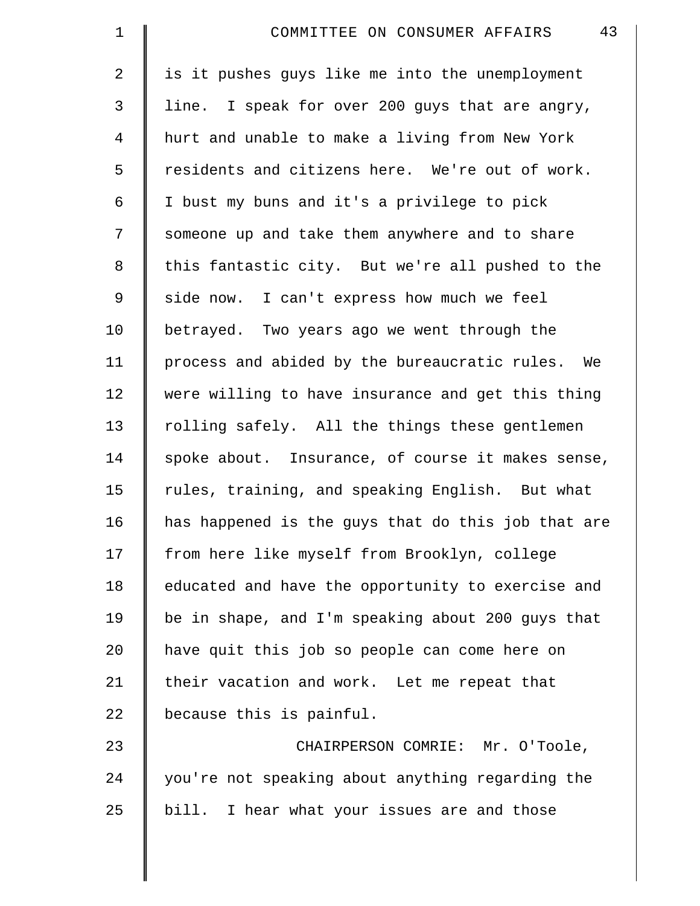is it pushes guys like me into the unemployment line. I speak for over 200 guys that are angry, hurt and unable to make a living from New York residents and citizens here. We're out of work. I bust my buns and it's a privilege to pick someone up and take them anywhere and to share this fantastic city. But we're all pushed to the side now. I can't express how much we feel betrayed. Two years ago we went through the process and abided by the bureaucratic rules. We were willing to have insurance and get this thing rolling safely. All the things these gentlemen spoke about. Insurance, of course it makes sense, rules, training, and speaking English. But what has happened is the guys that do this job that are from here like myself from Brooklyn, college educated and have the opportunity to exercise and be in shape, and I'm speaking about 200 guys that have quit this job so people can come here on their vacation and work. Let me repeat that because this is painful.

CHAIRPERSON COMRIE: Mr. O'Toole, you're not speaking about anything regarding the bill. I hear what your issues are and those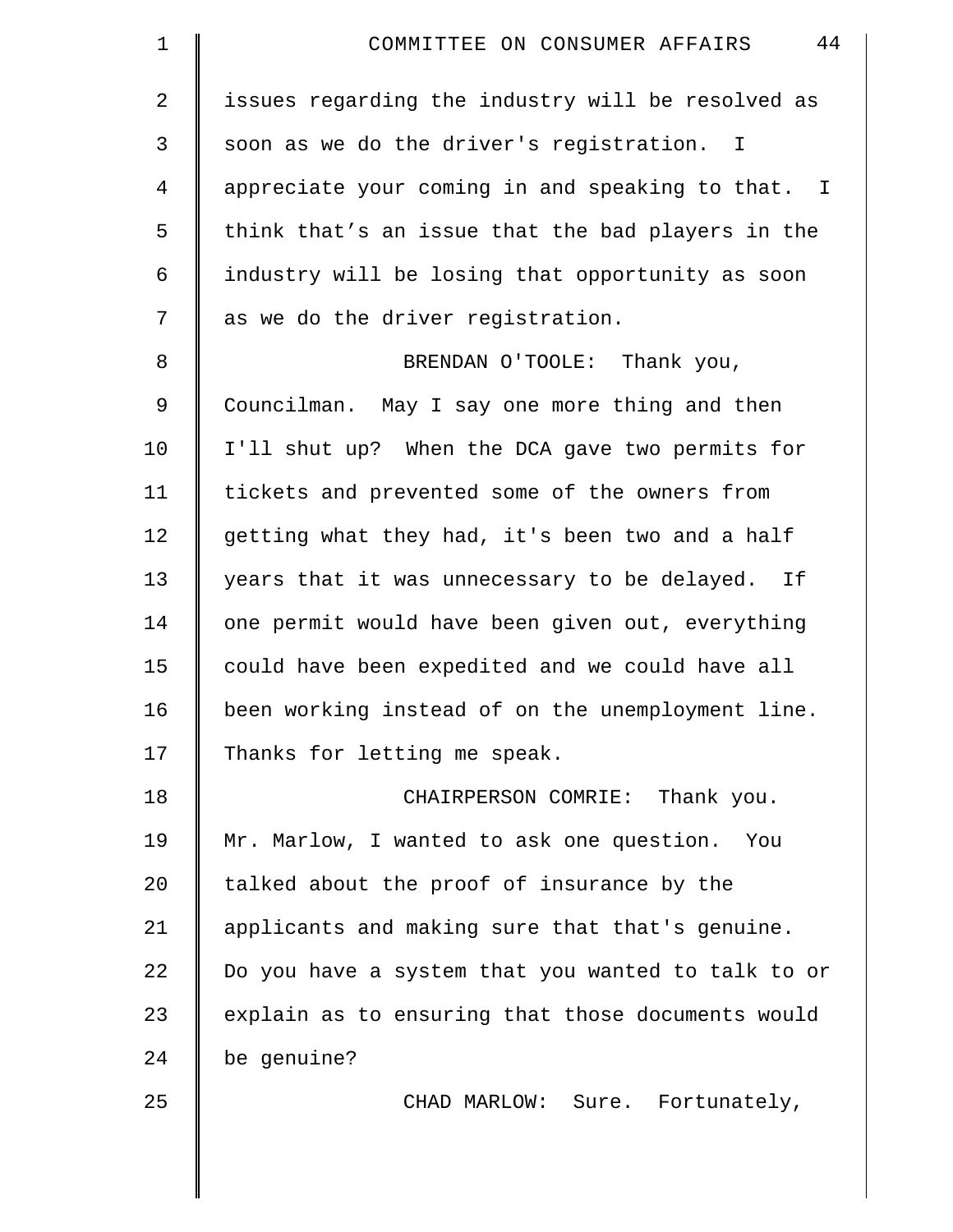issues regarding the industry will be resolved as soon as we do the driver's registration. I appreciate your coming in and speaking to that. I think that's an issue that the bad players in the industry will be losing that opportunity as soon as we do the driver registration.

BRENDAN O'TOOLE: Thank you, Councilman. May I say one more thing and then I'll shut up? When the DCA gave two permits for tickets and prevented some of the owners from getting what they had, it's been two and a half years that it was unnecessary to be delayed. If one permit would have been given out, everything could have been expedited and we could have all been working instead of on the unemployment line. Thanks for letting me speak.

CHAIRPERSON COMRIE: Thank you. Mr. Marlow, I wanted to ask one question. You talked about the proof of insurance by the applicants and making sure that that's genuine. Do you have a system that you wanted to talk to or explain as to ensuring that those documents would be genuine?

CHAD MARLOW: Sure. Fortunately,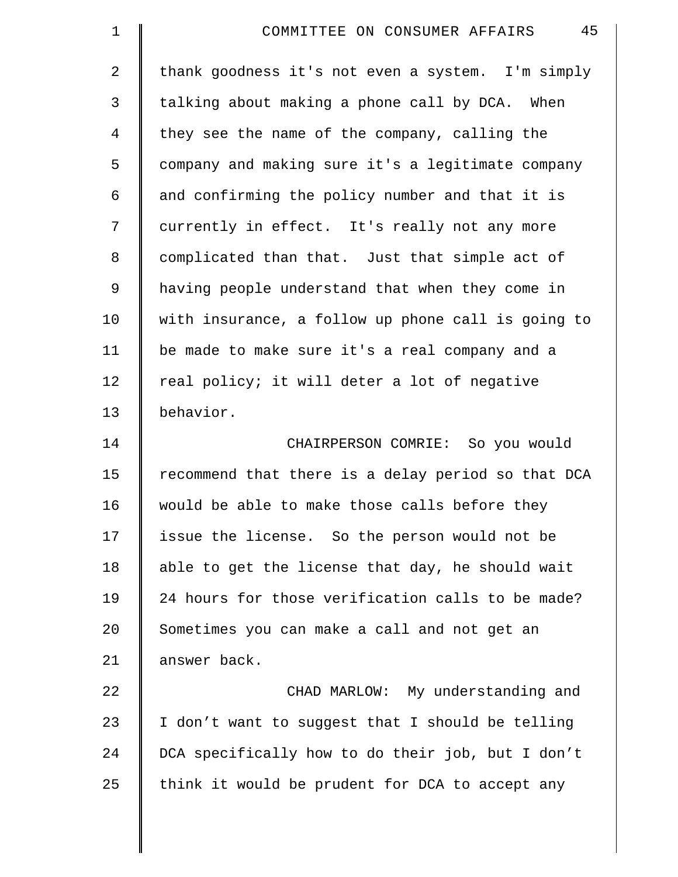thank goodness it's not even a system. I'm simply talking about making a phone call by DCA. When they see the name of the company, calling the company and making sure it's a legitimate company and confirming the policy number and that it is currently in effect. It's really not any more complicated than that. Just that simple act of having people understand that when they come in with insurance, a follow up phone call is going to be made to make sure it's a real company and a real policy; it will deter a lot of negative behavior.

CHAIRPERSON COMRIE: So you would recommend that there is a delay period so that DCA would be able to make those calls before they issue the license. So the person would not be able to get the license that day, he should wait 24 hours for those verification calls to be made? Sometimes you can make a call and not get an answer back.

CHAD MARLOW: My understanding and I don't want to suggest that I should be telling DCA specifically how to do their job, but I don't think it would be prudent for DCA to accept any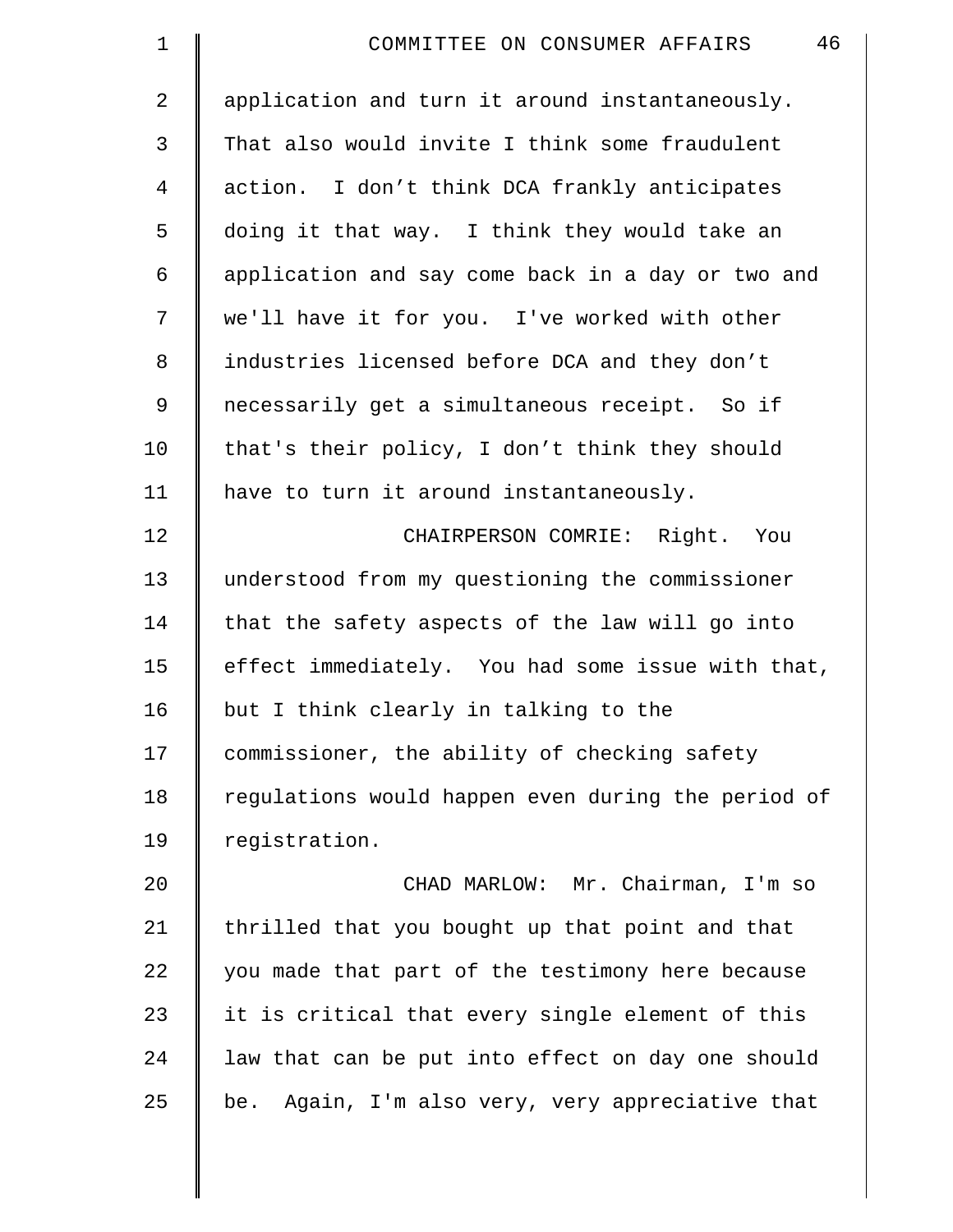application and turn it around instantaneously. That also would invite I think some fraudulent action. I don’t think DCA frankly anticipates doing it that way. I think they would take an application and say come back in a day or two and we'll have it for you. I've worked with other industries licensed before DCA and they don’t necessarily get a simultaneous receipt. So if that's their policy, I don’t think they should have to turn it around instantaneously.

CHAIRPERSON COMRIE: Right. You understood from my questioning the commissioner that the safety aspects of the law will go into effect immediately. You had some issue with that, but I think clearly in talking to the commissioner, the ability of checking safety regulations would happen even during the period of registration.

CHAD MARLOW: Mr. Chairman, I'm so thrilled that you bought up that point and that you made that part of the testimony here because it is critical that every single element of this law that can be put into effect on day one should be. Again, I'm also very, very appreciative that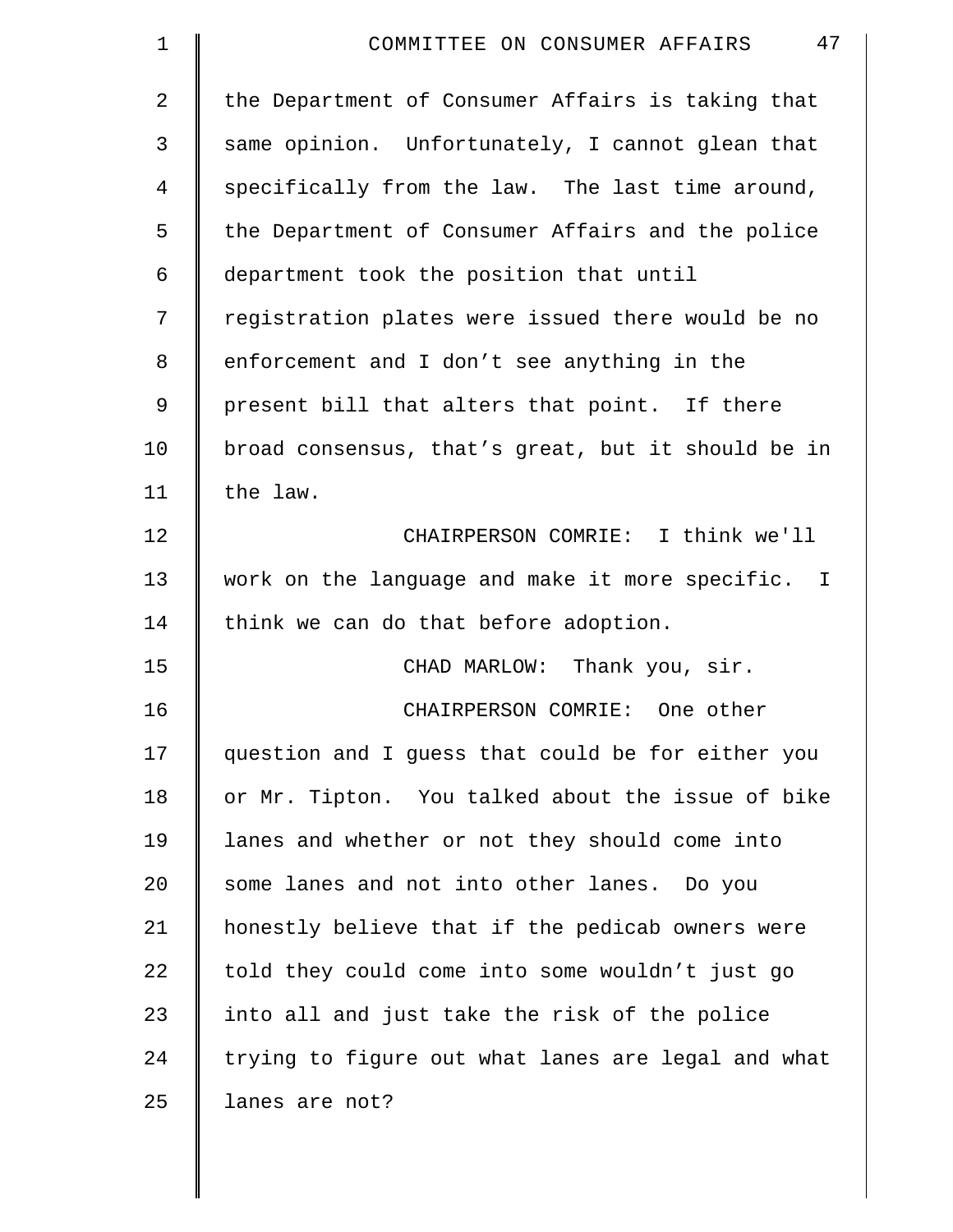the Department of Consumer Affairs is taking that same opinion. Unfortunately, I cannot glean that specifically from the law. The last time around, the Department of Consumer Affairs and the police department took the position that until registration plates were issued there would be no enforcement and I don't see anything in the present bill that alters that point. If there broad consensus, that's great, but it should be in the law.

CHAIRPERSON COMRIE: I think we'll work on the language and make it more specific. I think we can do that before adoption.

CHAD MARLOW: Thank you, sir.

CHAIRPERSON COMRIE: One other question and I guess that could be for either you or Mr. Tipton. You talked about the issue of bike lanes and whether or not they should come into some lanes and not into other lanes. Do you honestly believe that if the pedicab owners were told they could come into some wouldn't just go into all and just take the risk of the police trying to figure out what lanes are legal and what lanes are not?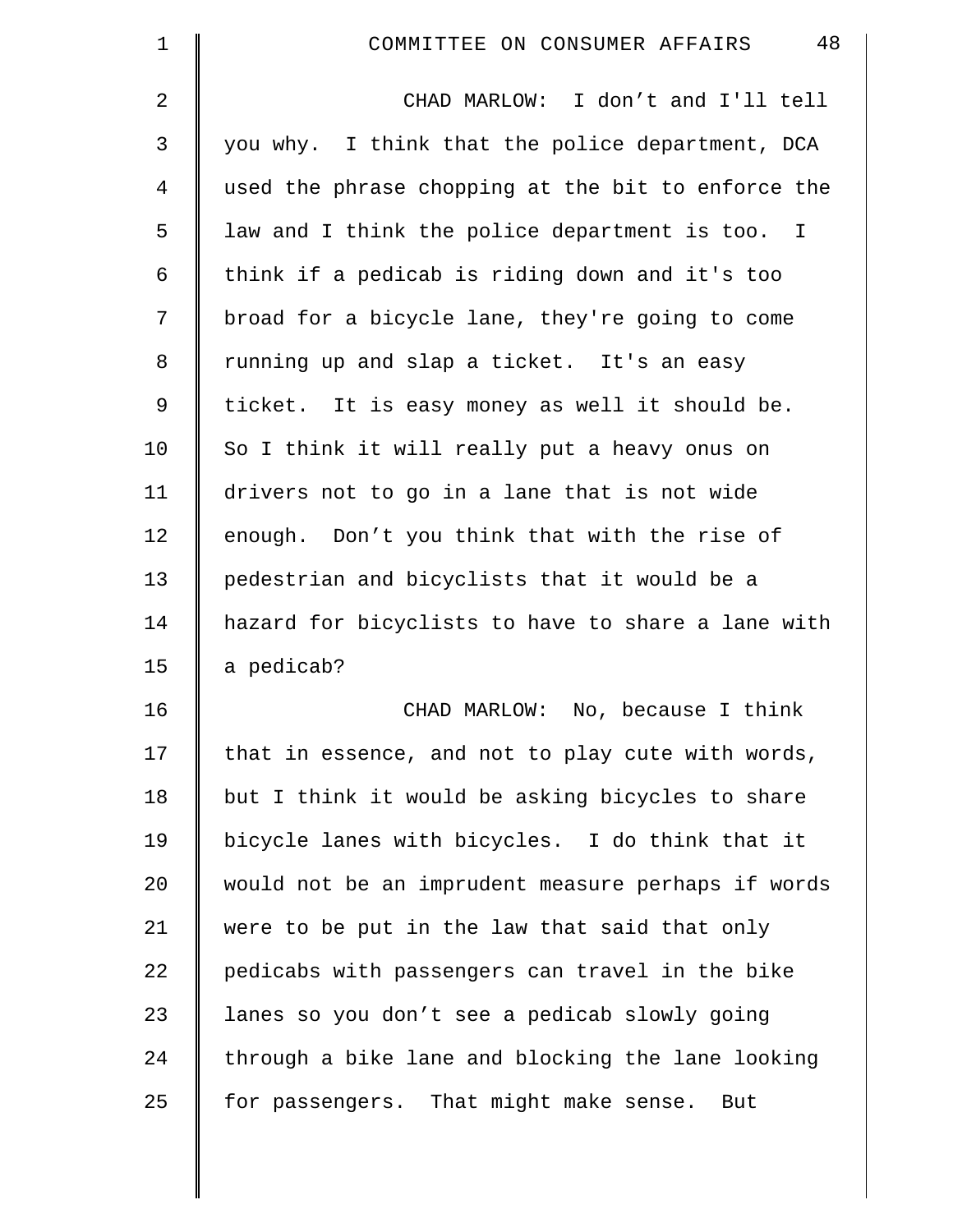CHAD MARLOW: I don't and I'll tell you why. I think that the police department, DCA used the phrase chopping at the bit to enforce the law and I think the police department is too. I think if a pedicab is riding down and it's too broad for a bicycle lane, they're going to come running up and slap a ticket. It's an easy ticket. It is easy money as well it should be. So I think it will really put a heavy onus on drivers not to go in a lane that is not wide enough. Don't you think that with the rise of pedestrian and bicyclists that it would be a hazard for bicyclists to have to share a lane with a pedicab?

CHAD MARLOW: No, because I think that in essence, and not to play cute with words, but I think it would be asking bicycles to share bicycle lanes with bicycles. I do think that it would not be an imprudent measure perhaps if words were to be put in the law that said that only pedicabs with passengers can travel in the bike lanes so you don't see a pedicab slowly going through a bike lane and blocking the lane looking for passengers. That might make sense. But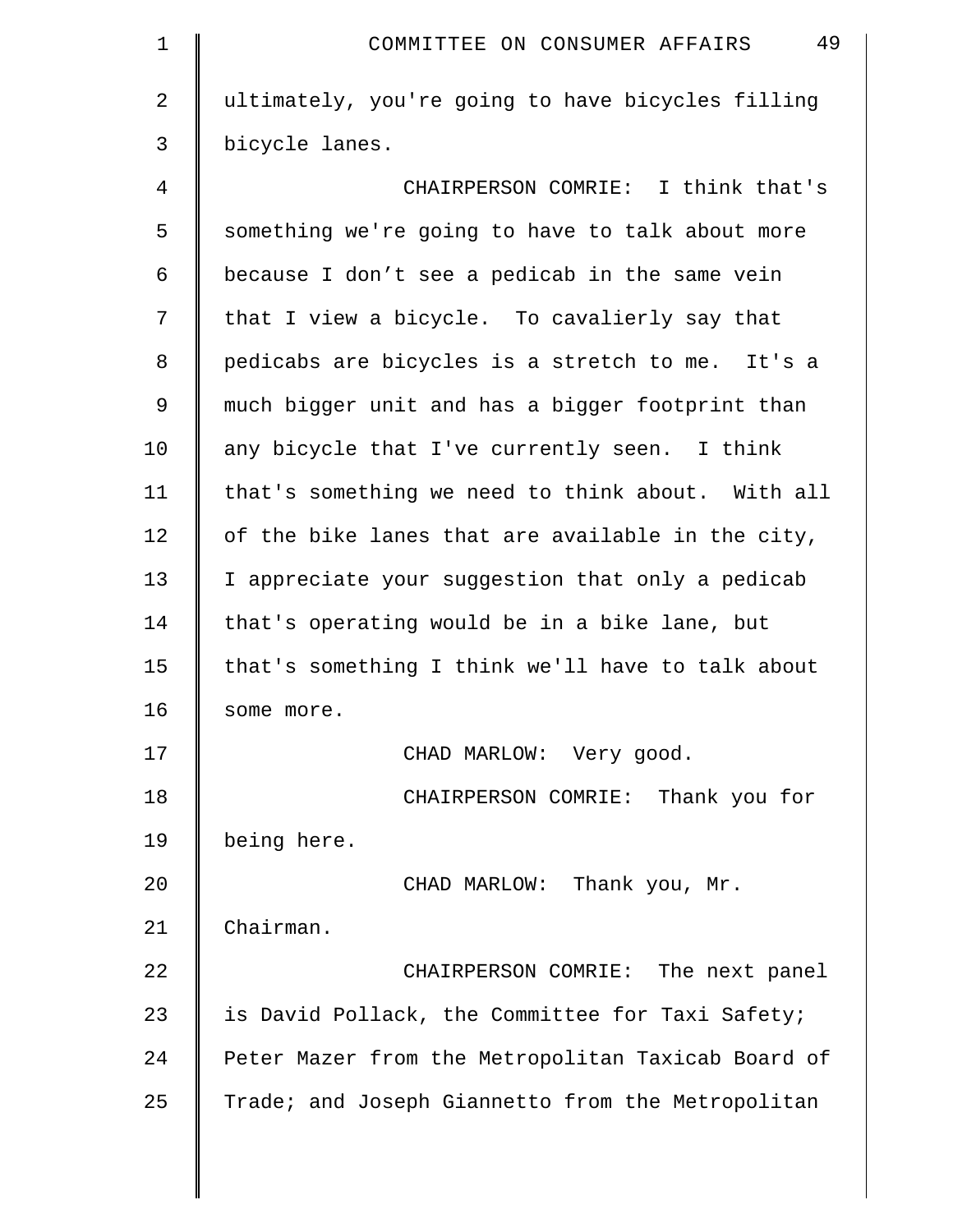ultimately, you're going to have bicycles filling bicycle lanes.

CHAIRPERSON COMRIE: I think that's something we're going to have to talk about more because I don't see a pedicab in the same vein that I view a bicycle. To cavalierly say that pedicabs are bicycles is a stretch to me. It's a much bigger unit and has a bigger footprint than any bicycle that I've currently seen. I think that's something we need to think about. With all of the bike lanes that are available in the city, I appreciate your suggestion that only a pedicab that's operating would be in a bike lane, but that's something I think we'll have to talk about some more.

CHAD MARLOW: Very good.

CHAIRPERSON COMRIE: Thank you for being here.

CHAD MARLOW: Thank you, Mr. Chairman.

CHAIRPERSON COMRIE: The next panel is David Pollack, the Committee for Taxi Safety; Peter Mazer from the Metropolitan Taxicab Board of Trade; and Joseph Giannetto from the Metropolitan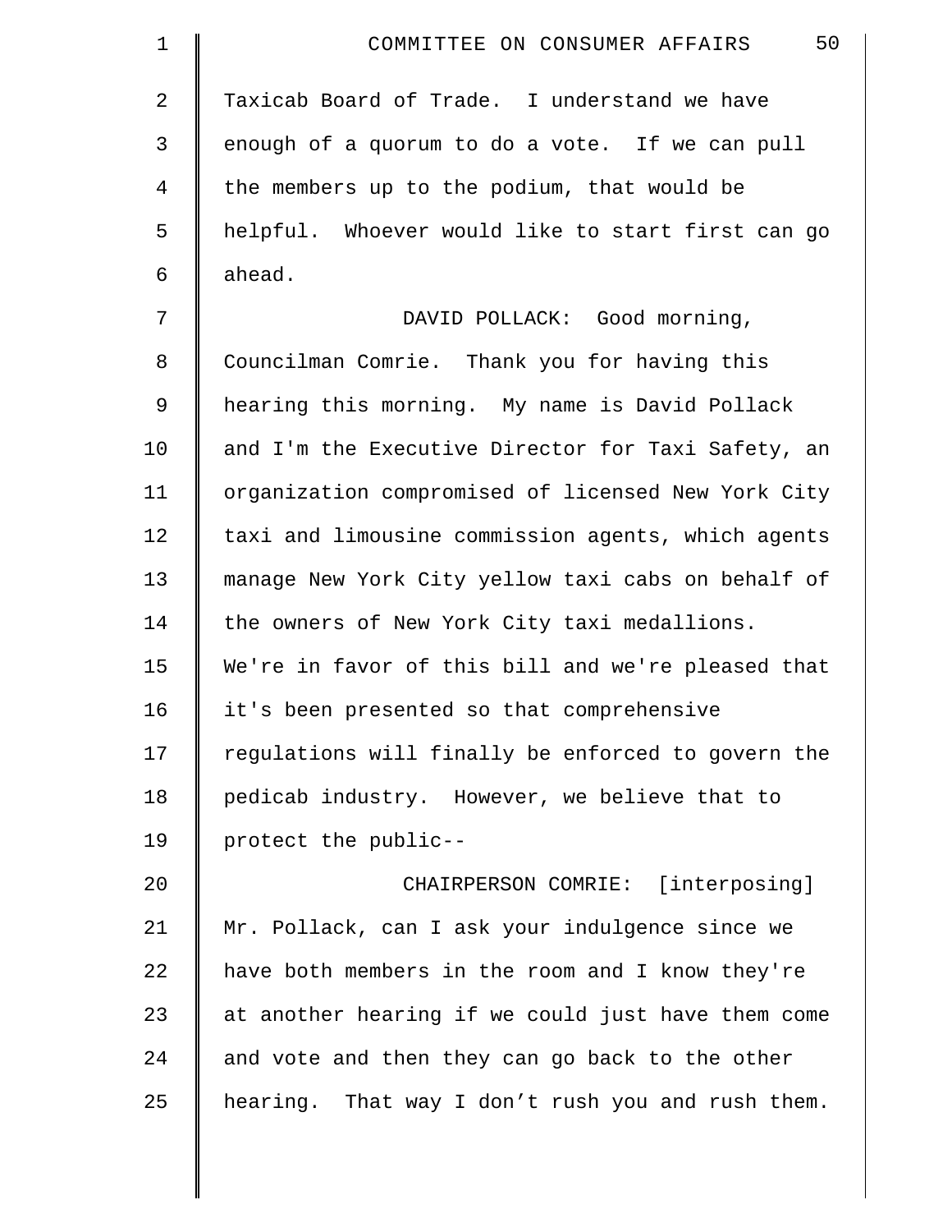Taxicab Board of Trade. I understand we have enough of a quorum to do a vote. If we can pull the members up to the podium, that would be helpful. Whoever would like to start first can go ahead.

DAVID POLLACK: Good morning, Councilman Comrie. Thank you for having this hearing this morning. My name is David Pollack and I'm the Executive Director for Taxi Safety, an organization compromised of licensed New York City taxi and limousine commission agents, which agents manage New York City yellow taxi cabs on behalf of the owners of New York City taxi medallions. We're in favor of this bill and we're pleased that it's been presented so that comprehensive regulations will finally be enforced to govern the pedicab industry. However, we believe that to protect the public--

CHAIRPERSON COMRIE: [interposing] Mr. Pollack, can I ask your indulgence since we have both members in the room and I know they're at another hearing if we could just have them come and vote and then they can go back to the other hearing. That way I don't rush you and rush them.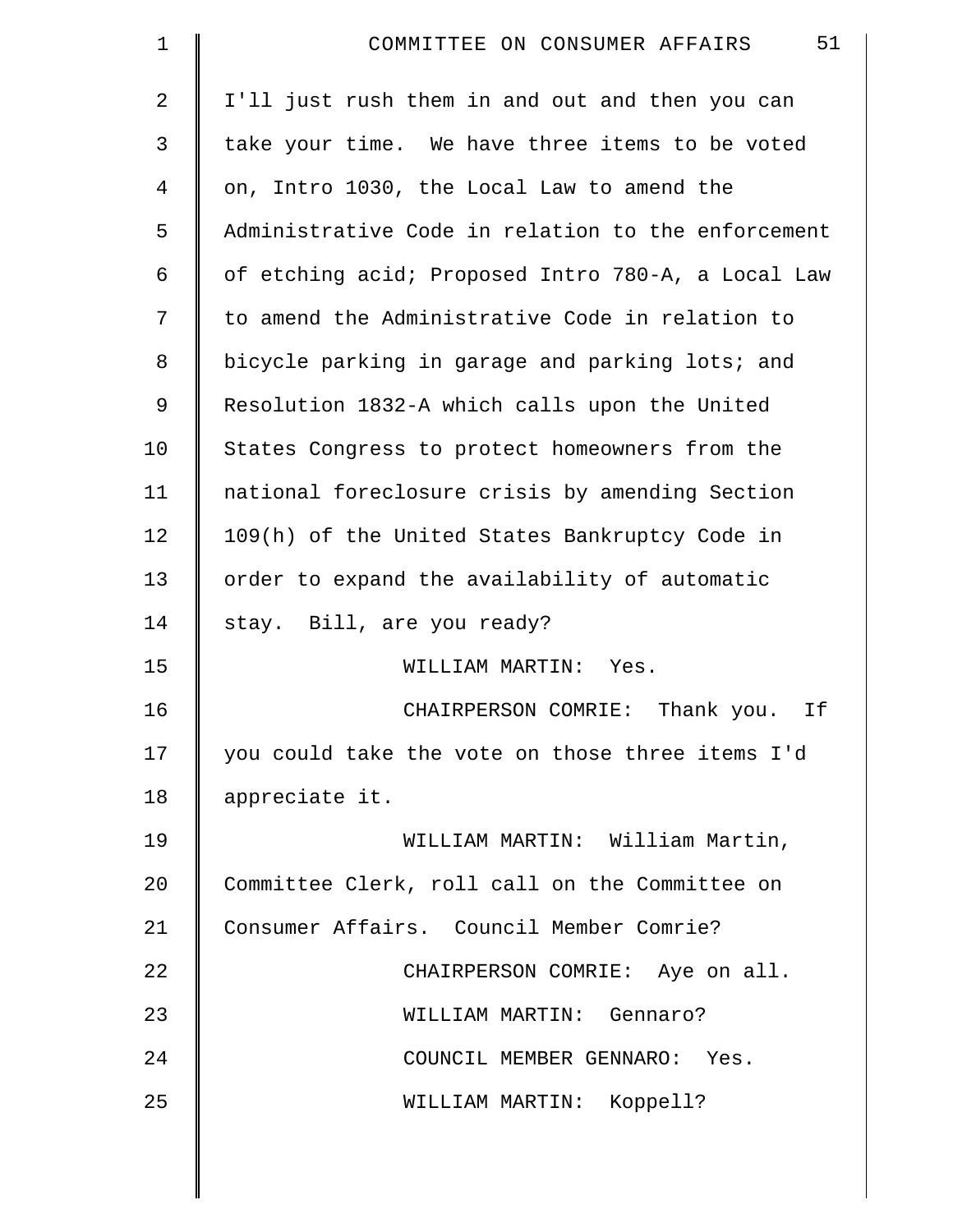I'll just rush them in and out and then you can take your time. We have three items to be voted on, Intro 1030, the Local Law to amend the Administrative Code in relation to the enforcement of etching acid; Proposed Intro 780-A, a Local Law to amend the Administrative Code in relation to bicycle parking in garage and parking lots; and Resolution 1832-A which calls upon the United States Congress to protect homeowners from the national foreclosure crisis by amending Section 109(h) of the United States Bankruptcy Code in order to expand the availability of automatic stay. Bill, are you ready?

WILLIAM MARTIN: Yes.

CHAIRPERSON COMRIE: Thank you. If you could take the vote on those three items I'd appreciate it.

WILLIAM MARTIN: William Martin, Committee Clerk, roll call on the Committee on Consumer Affairs. Council Member Comrie?

CHAIRPERSON COMRIE: Aye on all.

WILLIAM MARTIN: Gennaro?

COUNCIL MEMBER GENNARO: Yes.

WILLIAM MARTIN: Koppell?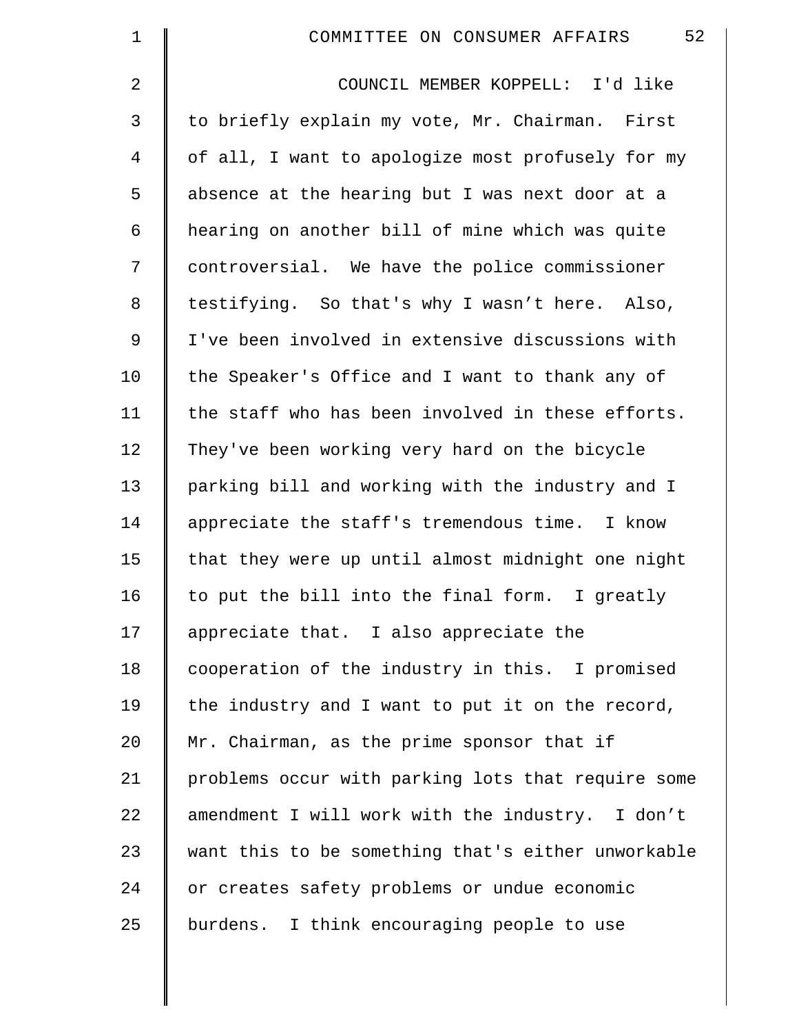COUNCIL MEMBER KOPPELL: I'd like to briefly explain my vote, Mr. Chairman. First of all, I want to apologize most profusely for my absence at the hearing but I was next door at a hearing on another bill of mine which was quite controversial. We have the police commissioner testifying. So that's why I wasn't here. Also, I've been involved in extensive discussions with the Speaker's Office and I want to thank any of the staff who has been involved in these efforts. They've been working very hard on the bicycle parking bill and working with the industry and I appreciate the staff's tremendous time. I know that they were up until almost midnight one night to put the bill into the final form. I greatly appreciate that. I also appreciate the cooperation of the industry in this. I promised the industry and I want to put it on the record, Mr. Chairman, as the prime sponsor that if problems occur with parking lots that require some amendment I will work with the industry. I don't want this to be something that's either unworkable or creates safety problems or undue economic burdens. I think encouraging people to use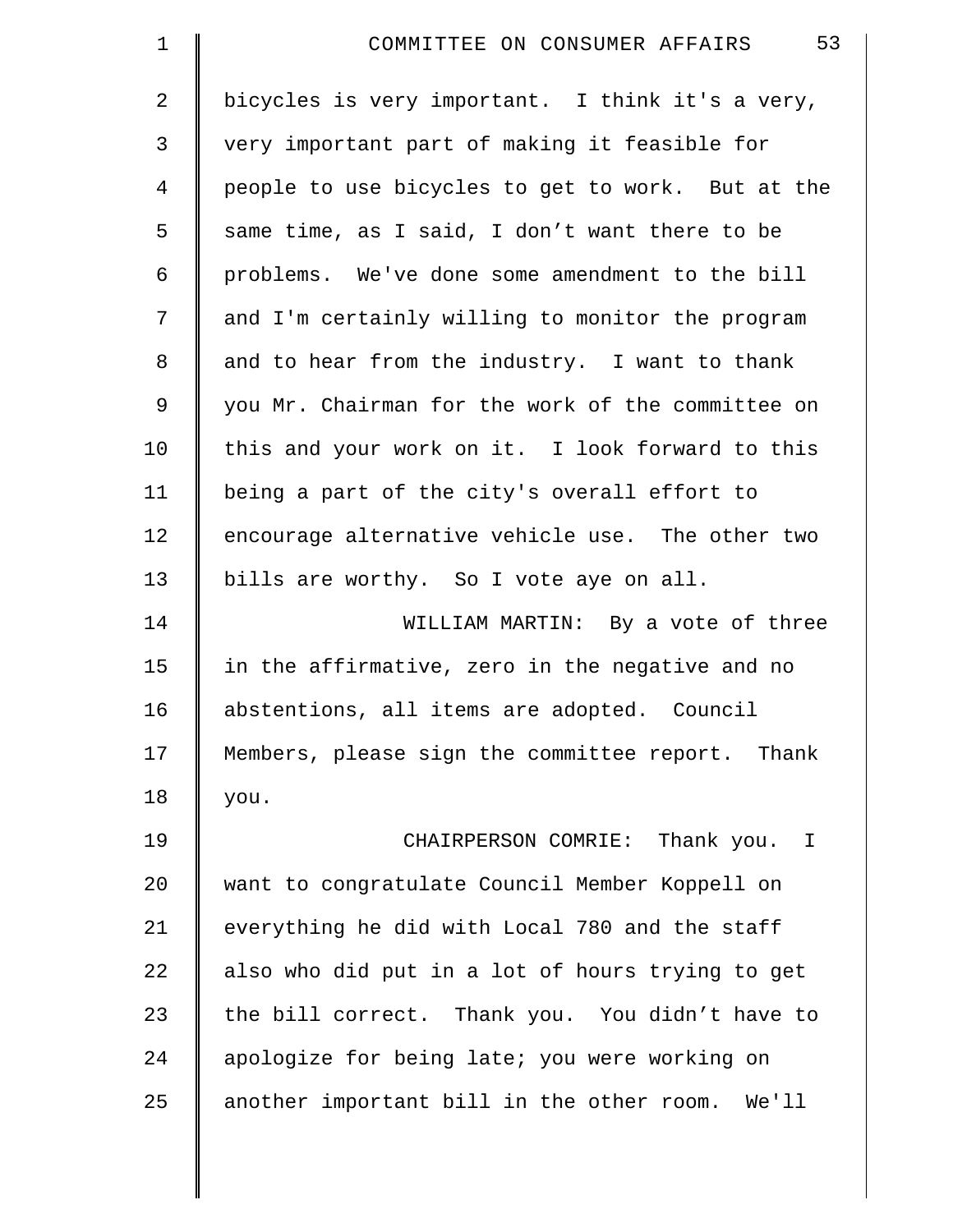bicycles is very important. I think it's a very, very important part of making it feasible for people to use bicycles to get to work. But at the same time, as I said, I don't want there to be problems. We've done some amendment to the bill and I'm certainly willing to monitor the program and to hear from the industry. I want to thank you Mr. Chairman for the work of the committee on this and your work on it. I look forward to this being a part of the city's overall effort to encourage alternative vehicle use. The other two bills are worthy. So I vote aye on all.

WILLIAM MARTIN: By a vote of three in the affirmative, zero in the negative and no abstentions, all items are adopted. Council Members, please sign the committee report. Thank you.

CHAIRPERSON COMRIE: Thank you. I want to congratulate Council Member Koppell on everything he did with Local 780 and the staff also who did put in a lot of hours trying to get the bill correct. Thank you. You didn't have to apologize for being late; you were working on another important bill in the other room. We'll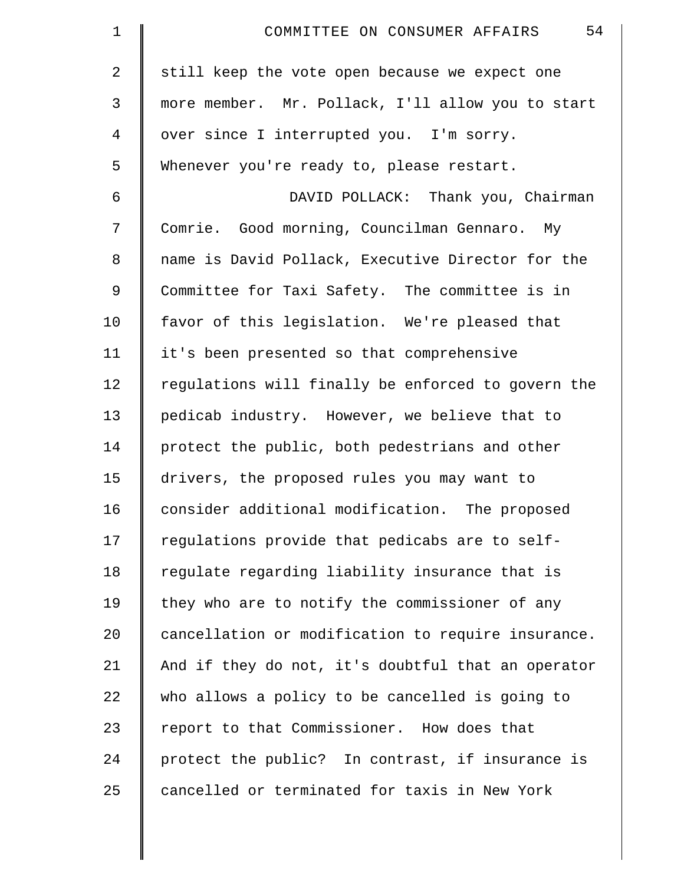still keep the vote open because we expect one more member. Mr. Pollack, I'll allow you to start over since I interrupted you. I'm sorry. Whenever you're ready to, please restart.

DAVID POLLACK: Thank you, Chairman Comrie. Good morning, Councilman Gennaro. My name is David Pollack, Executive Director for the Committee for Taxi Safety. The committee is in favor of this legislation. We're pleased that it's been presented so that comprehensive regulations will finally be enforced to govern the pedicab industry. However, we believe that to protect the public, both pedestrians and other drivers, the proposed rules you may want to consider additional modification. The proposed regulations provide that pedicabs are to self-regulate regarding liability insurance that is they who are to notify the commissioner of any cancellation or modification to require insurance. And if they do not, it's doubtful that an operator who allows a policy to be cancelled is going to report to that Commissioner. How does that protect the public? In contrast, if insurance is cancelled or terminated for taxis in New York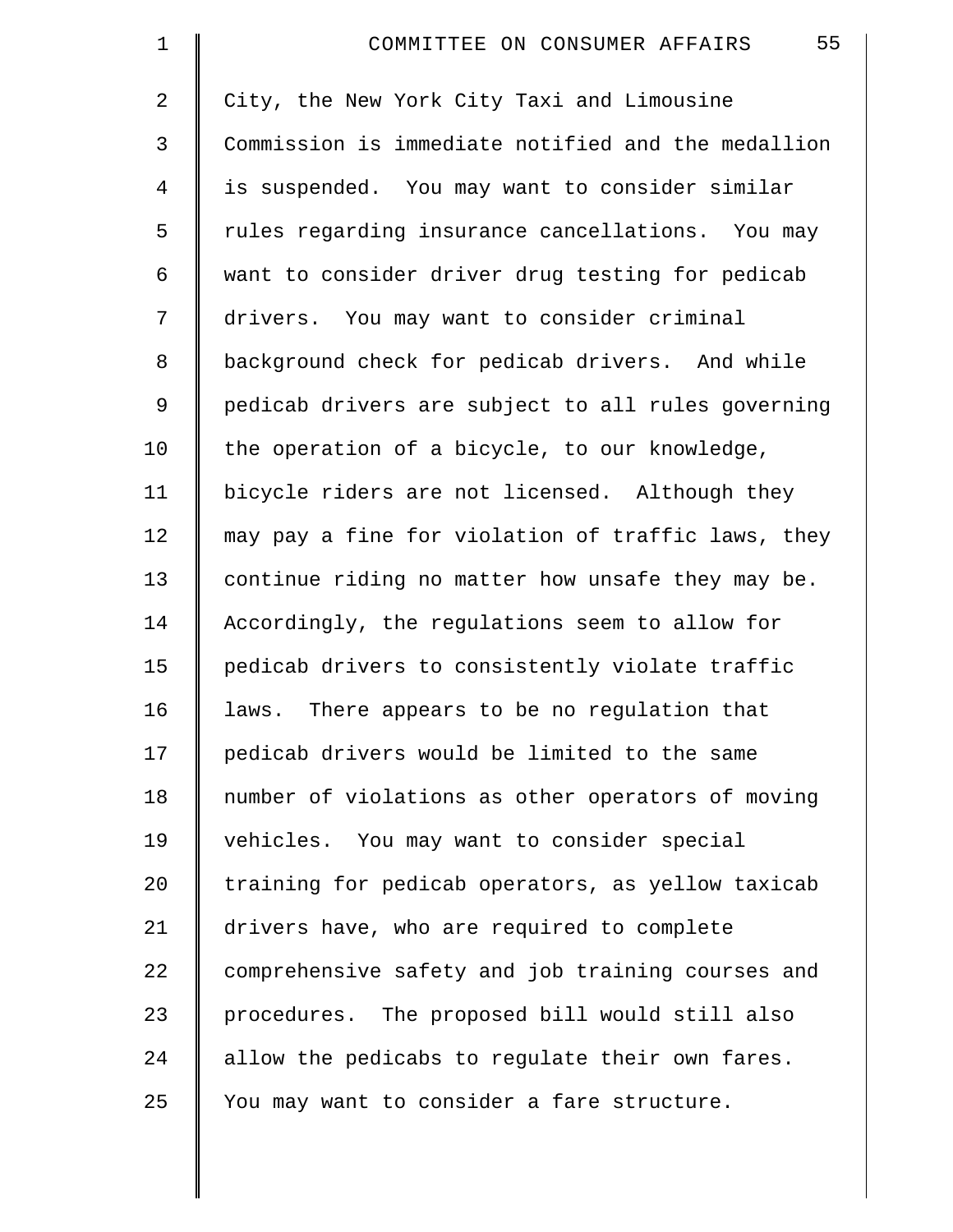City, the New York City Taxi and Limousine Commission is immediate notified and the medallion is suspended. You may want to consider similar rules regarding insurance cancellations. You may want to consider driver drug testing for pedicab drivers. You may want to consider criminal background check for pedicab drivers. And while pedicab drivers are subject to all rules governing the operation of a bicycle, to our knowledge, bicycle riders are not licensed. Although they may pay a fine for violation of traffic laws, they continue riding no matter how unsafe they may be. Accordingly, the regulations seem to allow for pedicab drivers to consistently violate traffic laws. There appears to be no regulation that pedicab drivers would be limited to the same number of violations as other operators of moving vehicles. You may want to consider special training for pedicab operators, as yellow taxicab drivers have, who are required to complete comprehensive safety and job training courses and procedures. The proposed bill would still also allow the pedicabs to regulate their own fares. You may want to consider a fare structure.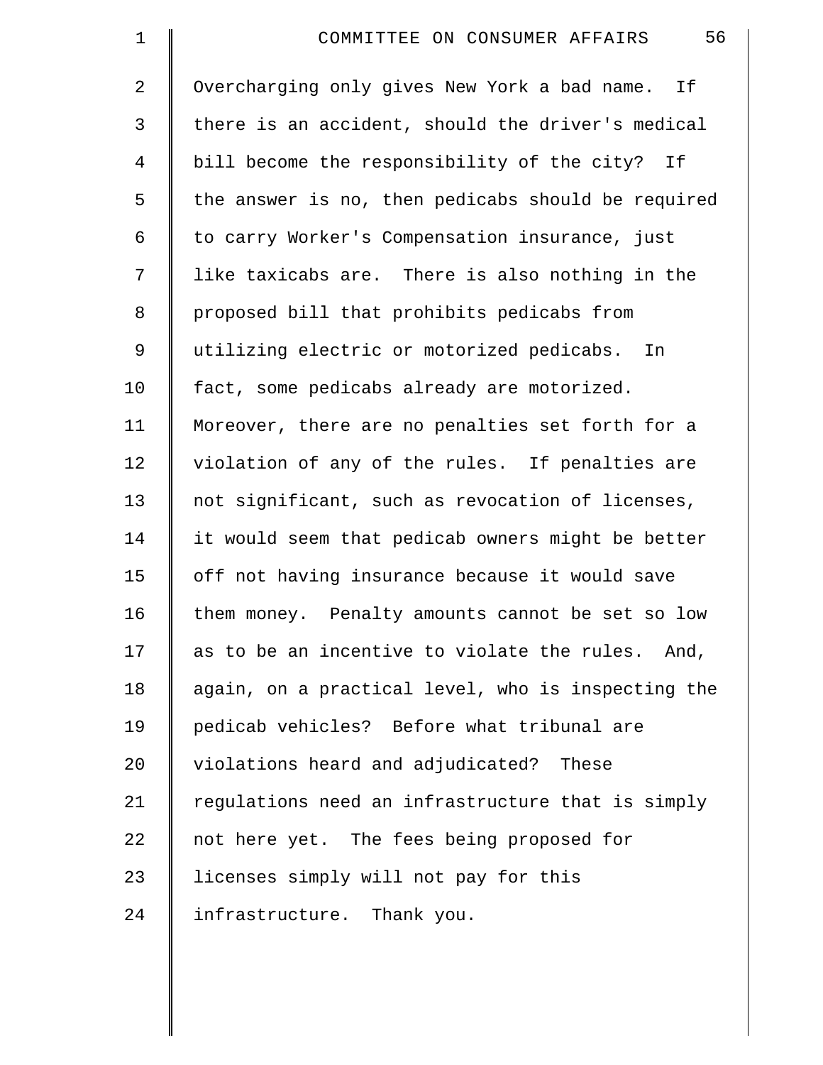Overcharging only gives New York a bad name. If there is an accident, should the driver's medical bill become the responsibility of the city? If the answer is no, then pedicabs should be required to carry Worker's Compensation insurance, just like taxicabs are. There is also nothing in the proposed bill that prohibits pedicabs from utilizing electric or motorized pedicabs. In fact, some pedicabs already are motorized. Moreover, there are no penalties set forth for a violation of any of the rules. If penalties are not significant, such as revocation of licenses, it would seem that pedicab owners might be better off not having insurance because it would save them money. Penalty amounts cannot be set so low as to be an incentive to violate the rules. And, again, on a practical level, who is inspecting the pedicab vehicles? Before what tribunal are violations heard and adjudicated? These regulations need an infrastructure that is simply not here yet. The fees being proposed for licenses simply will not pay for this infrastructure. Thank you.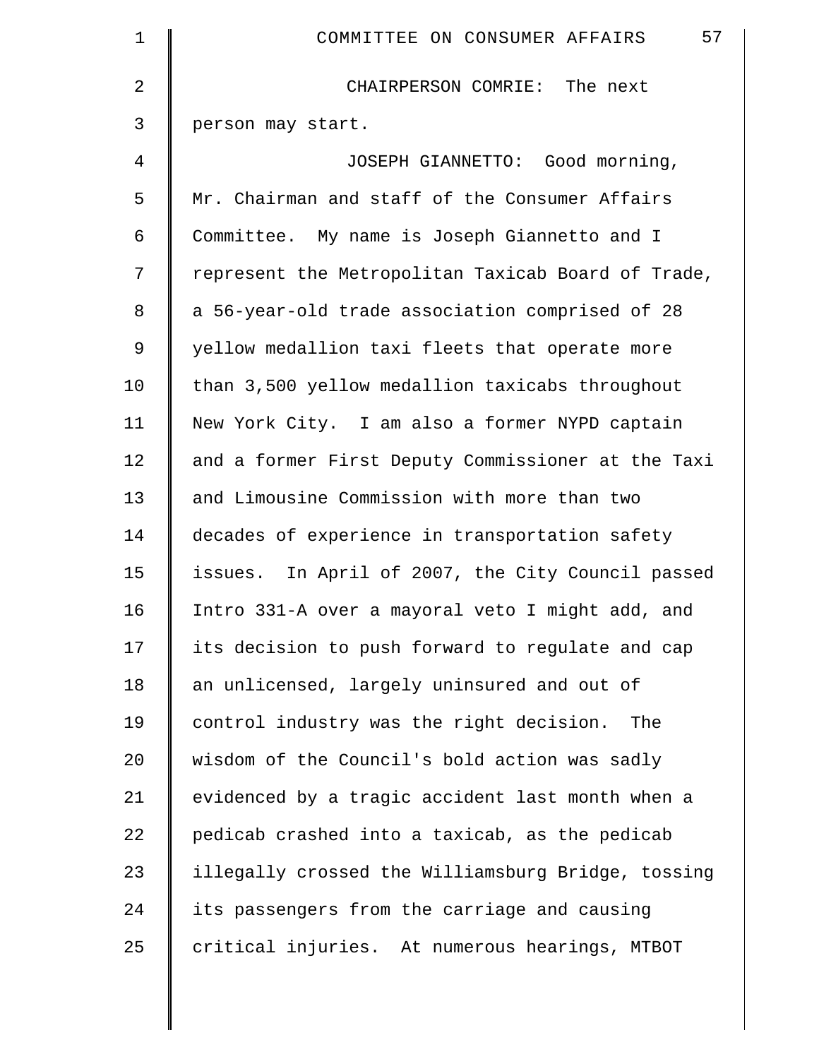CHAIRPERSON COMRIE: The next person may start.

JOSEPH GIANNETTO: Good morning, Mr. Chairman and staff of the Consumer Affairs Committee. My name is Joseph Giannetto and I represent the Metropolitan Taxicab Board of Trade, a 56-year-old trade association comprised of 28 yellow medallion taxi fleets that operate more than 3,500 yellow medallion taxicabs throughout New York City. I am also a former NYPD captain and a former First Deputy Commissioner at the Taxi and Limousine Commission with more than two decades of experience in transportation safety issues. In April of 2007, the City Council passed Intro 331-A over a mayoral veto I might add, and its decision to push forward to regulate and cap an unlicensed, largely uninsured and out of control industry was the right decision. The wisdom of the Council's bold action was sadly evidenced by a tragic accident last month when a pedicab crashed into a taxicab, as the pedicab illegally crossed the Williamsburg Bridge, tossing its passengers from the carriage and causing critical injuries. At numerous hearings, MTBOT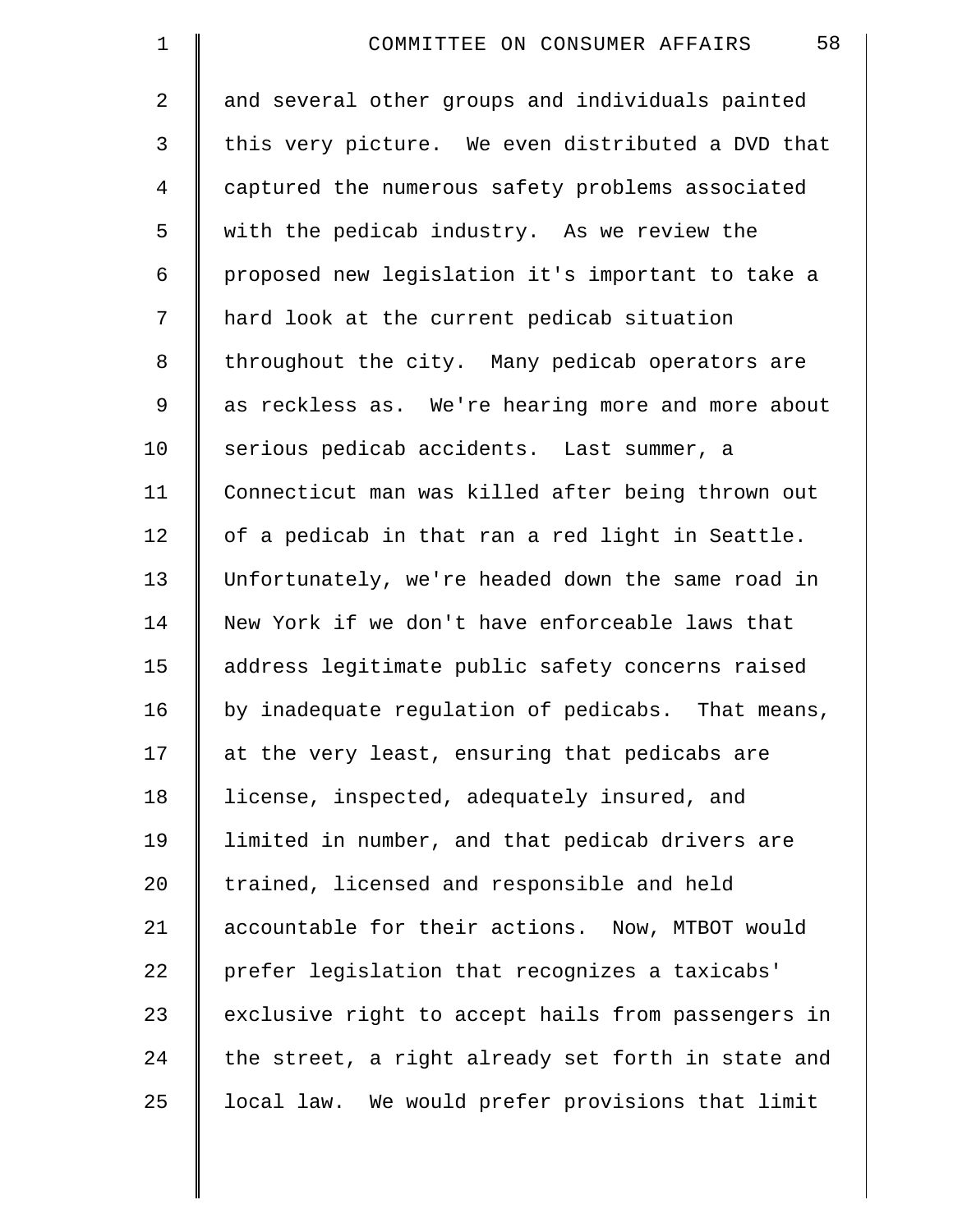and several other groups and individuals painted this very picture. We even distributed a DVD that captured the numerous safety problems associated with the pedicab industry. As we review the proposed new legislation it's important to take a hard look at the current pedicab situation throughout the city. Many pedicab operators are as reckless as. We're hearing more and more about serious pedicab accidents. Last summer, a Connecticut man was killed after being thrown out of a pedicab in that ran a red light in Seattle. Unfortunately, we're headed down the same road in New York if we don't have enforceable laws that address legitimate public safety concerns raised by inadequate regulation of pedicabs. That means, at the very least, ensuring that pedicabs are license, inspected, adequately insured, and limited in number, and that pedicab drivers are trained, licensed and responsible and held accountable for their actions. Now, MTBOT would prefer legislation that recognizes a taxicabs' exclusive right to accept hails from passengers in the street, a right already set forth in state and local law. We would prefer provisions that limit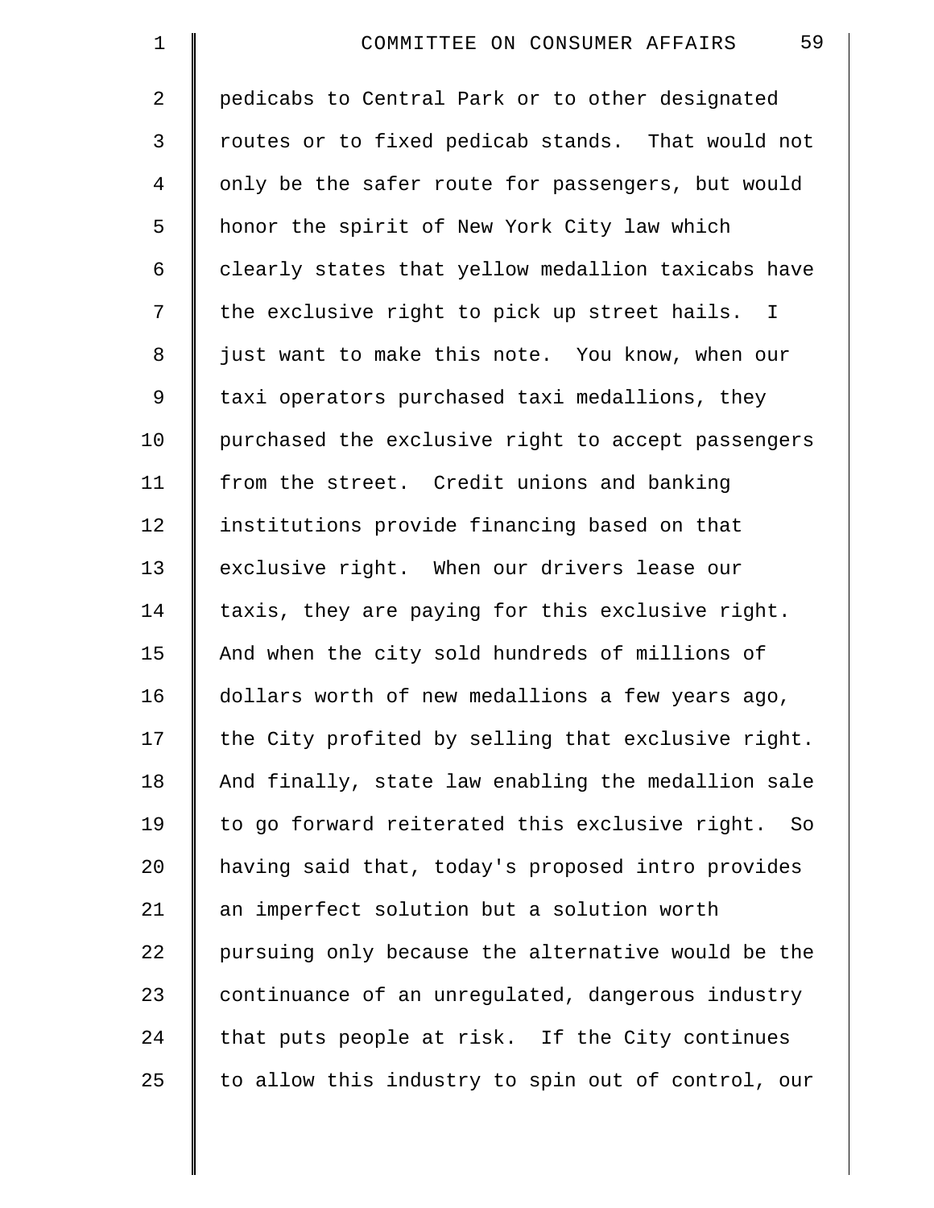pedicabs to Central Park or to other designated routes or to fixed pedicab stands. That would not only be the safer route for passengers, but would honor the spirit of New York City law which clearly states that yellow medallion taxicabs have the exclusive right to pick up street hails. I just want to make this note. You know, when our taxi operators purchased taxi medallions, they purchased the exclusive right to accept passengers from the street. Credit unions and banking institutions provide financing based on that exclusive right. When our drivers lease our taxis, they are paying for this exclusive right. And when the city sold hundreds of millions of dollars worth of new medallions a few years ago, the City profited by selling that exclusive right. And finally, state law enabling the medallion sale to go forward reiterated this exclusive right. So having said that, today's proposed intro provides an imperfect solution but a solution worth pursuing only because the alternative would be the continuance of an unregulated, dangerous industry that puts people at risk. If the City continues to allow this industry to spin out of control, our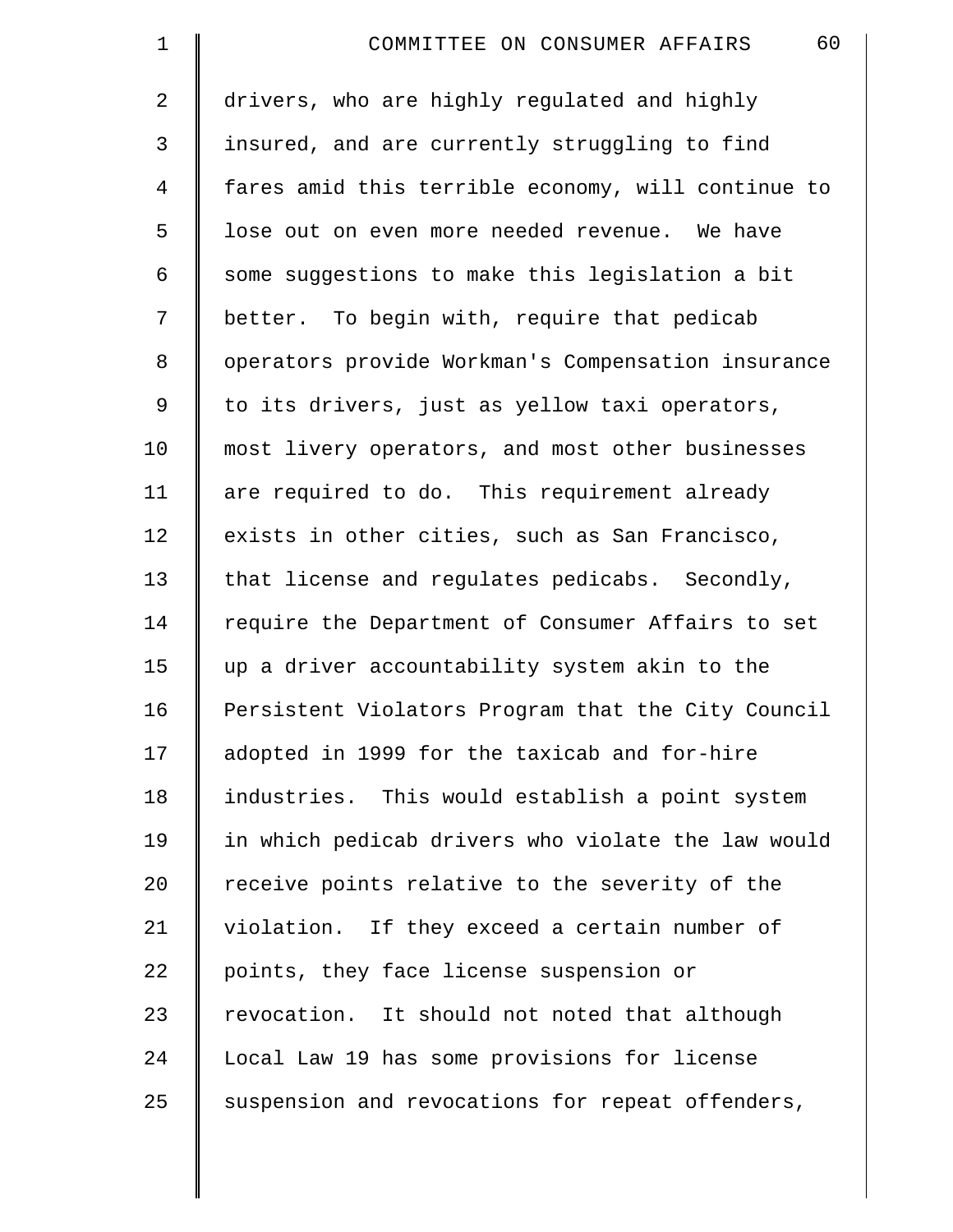drivers, who are highly regulated and highly insured, and are currently struggling to find fares amid this terrible economy, will continue to lose out on even more needed revenue. We have some suggestions to make this legislation a bit better. To begin with, require that pedicab operators provide Workman's Compensation insurance to its drivers, just as yellow taxi operators, most livery operators, and most other businesses are required to do. This requirement already exists in other cities, such as San Francisco, that license and regulates pedicabs. Secondly, require the Department of Consumer Affairs to set up a driver accountability system akin to the Persistent Violators Program that the City Council adopted in 1999 for the taxicab and for-hire industries. This would establish a point system in which pedicab drivers who violate the law would receive points relative to the severity of the violation. If they exceed a certain number of points, they face license suspension or revocation. It should not noted that although Local Law 19 has some provisions for license suspension and revocations for repeat offenders,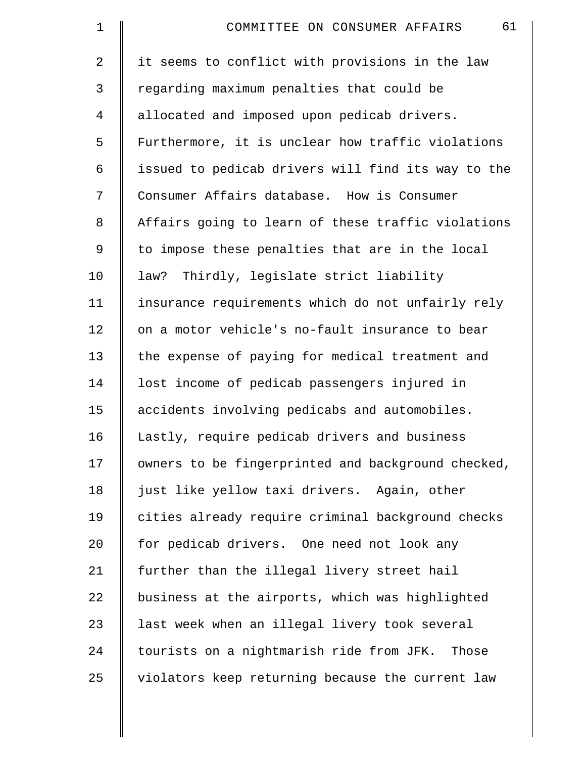it seems to conflict with provisions in the law regarding maximum penalties that could be allocated and imposed upon pedicab drivers. Furthermore, it is unclear how traffic violations issued to pedicab drivers will find its way to the Consumer Affairs database. How is Consumer Affairs going to learn of these traffic violations to impose these penalties that are in the local law? Thirdly, legislate strict liability insurance requirements which do not unfairly rely on a motor vehicle's no-fault insurance to bear the expense of paying for medical treatment and lost income of pedicab passengers injured in accidents involving pedicabs and automobiles. Lastly, require pedicab drivers and business owners to be fingerprinted and background checked, just like yellow taxi drivers. Again, other cities already require criminal background checks for pedicab drivers. One need not look any further than the illegal livery street hail business at the airports, which was highlighted last week when an illegal livery took several tourists on a nightmarish ride from JFK. Those violators keep returning because the current law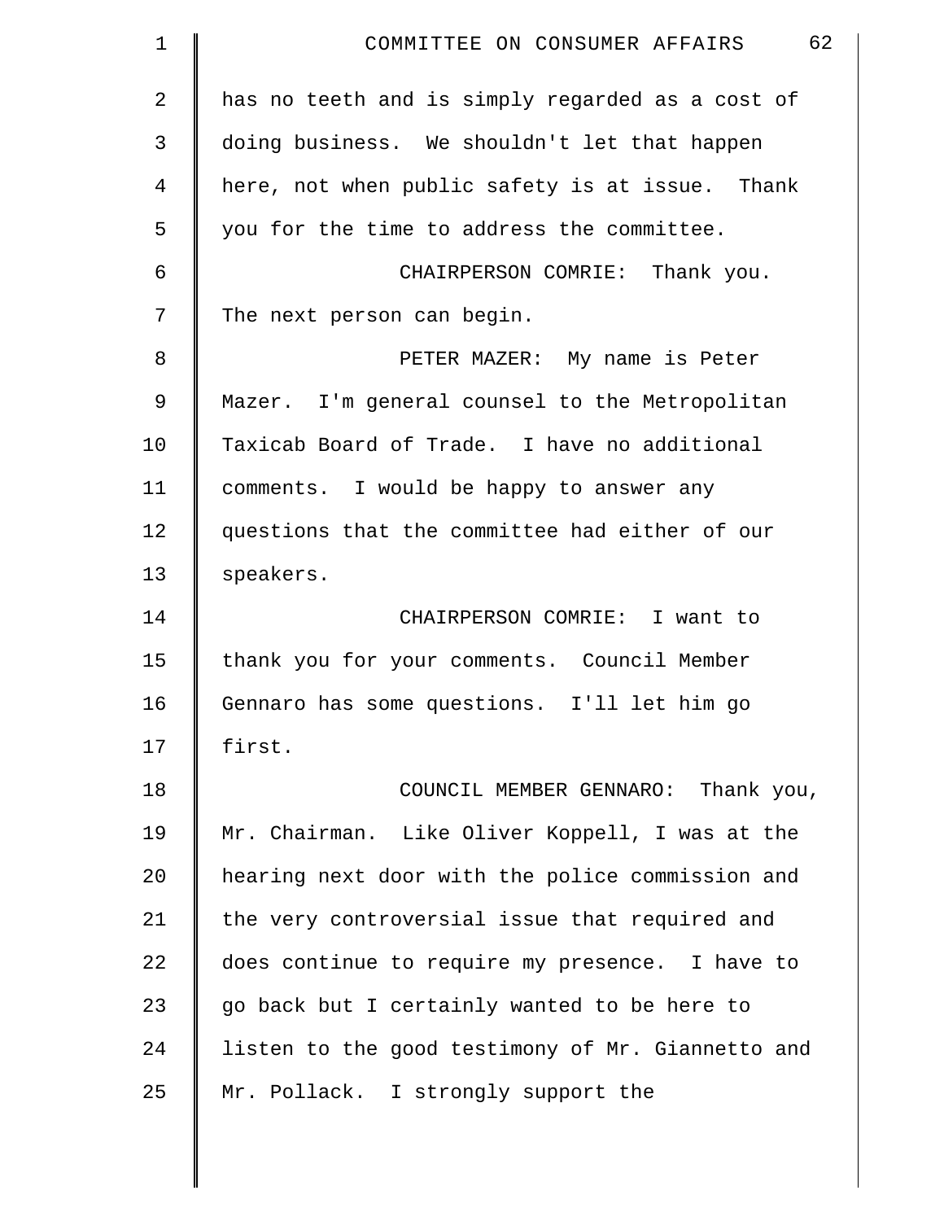has no teeth and is simply regarded as a cost of doing business. We shouldn't let that happen here, not when public safety is at issue. Thank you for the time to address the committee.

CHAIRPERSON COMRIE: Thank you. The next person can begin.

PETER MAZER: My name is Peter Mazer. I'm general counsel to the Metropolitan Taxicab Board of Trade. I have no additional comments. I would be happy to answer any questions that the committee had either of our speakers.

CHAIRPERSON COMRIE: I want to thank you for your comments. Council Member Gennaro has some questions. I'll let him go first.

COUNCIL MEMBER GENNARO: Thank you, Mr. Chairman. Like Oliver Koppell, I was at the hearing next door with the police commission and the very controversial issue that required and does continue to require my presence. I have to go back but I certainly wanted to be here to listen to the good testimony of Mr. Giannetto and Mr. Pollack. I strongly support the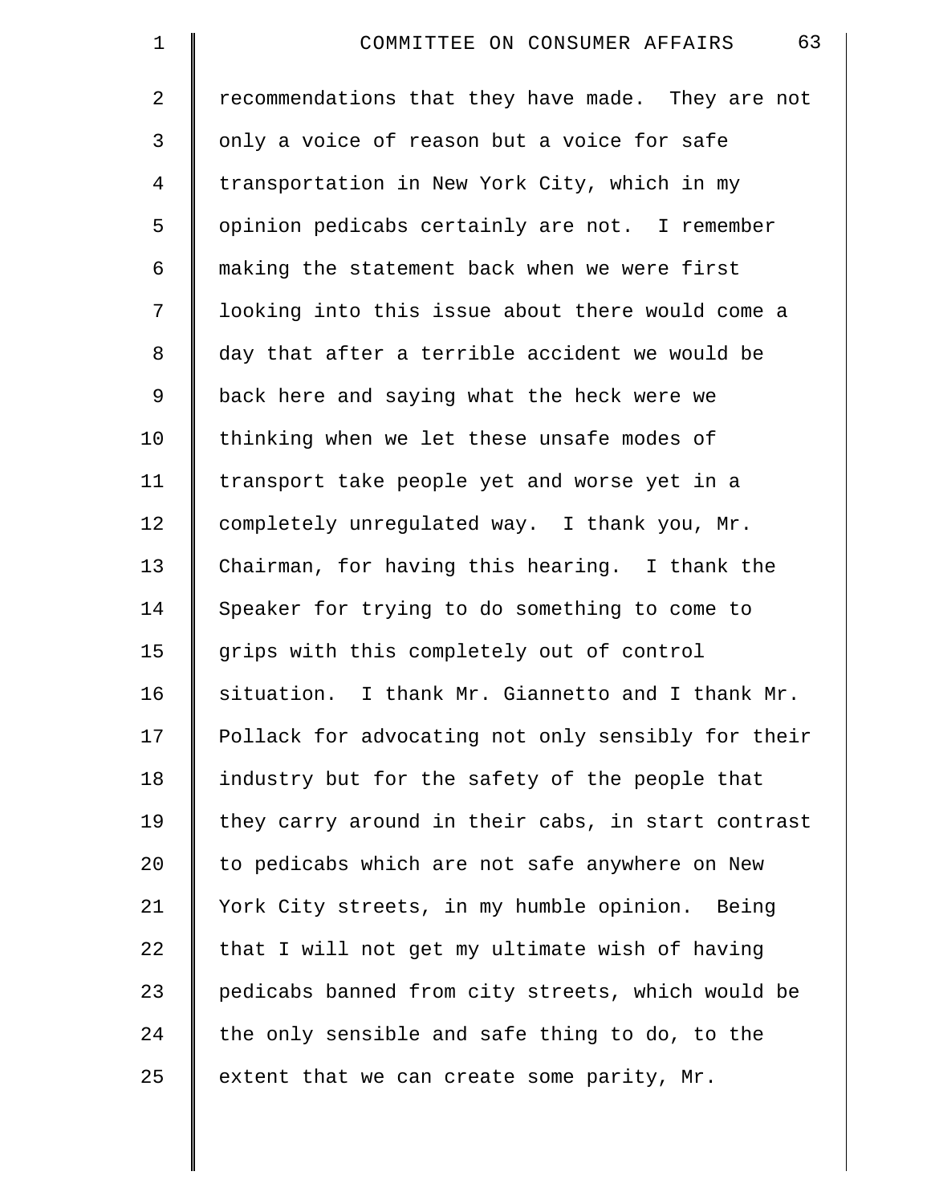recommendations that they have made. They are not only a voice of reason but a voice for safe transportation in New York City, which in my opinion pedicabs certainly are not. I remember making the statement back when we were first looking into this issue about there would come a day that after a terrible accident we would be back here and saying what the heck were we thinking when we let these unsafe modes of transport take people yet and worse yet in a completely unregulated way. I thank you, Mr. Chairman, for having this hearing. I thank the Speaker for trying to do something to come to grips with this completely out of control situation. I thank Mr. Giannetto and I thank Mr. Pollack for advocating not only sensibly for their industry but for the safety of the people that they carry around in their cabs, in start contrast to pedicabs which are not safe anywhere on New York City streets, in my humble opinion. Being that I will not get my ultimate wish of having pedicabs banned from city streets, which would be the only sensible and safe thing to do, to the extent that we can create some parity, Mr.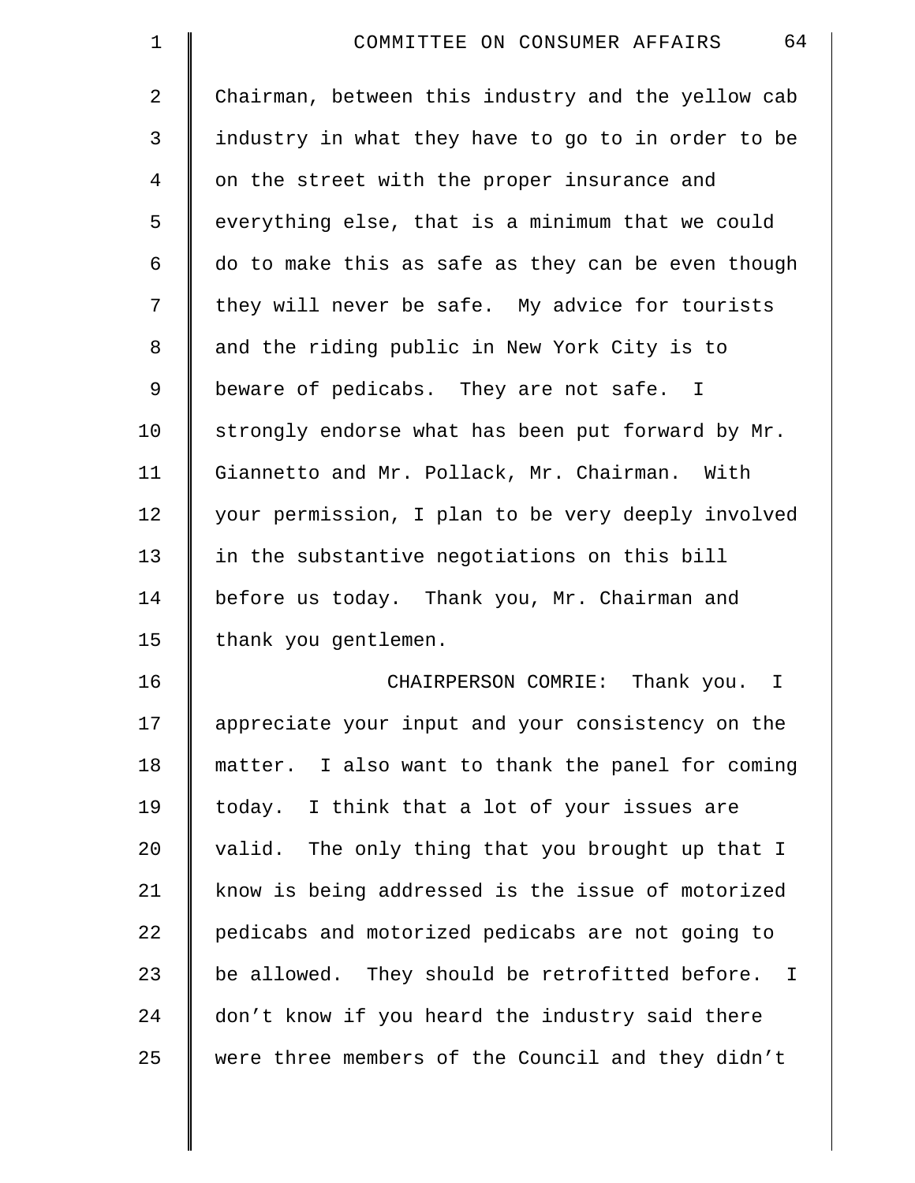Chairman, between this industry and the yellow cab industry in what they have to go to in order to be on the street with the proper insurance and everything else, that is a minimum that we could do to make this as safe as they can be even though they will never be safe. My advice for tourists and the riding public in New York City is to beware of pedicabs. They are not safe. I strongly endorse what has been put forward by Mr. Giannetto and Mr. Pollack, Mr. Chairman. With your permission, I plan to be very deeply involved in the substantive negotiations on this bill before us today. Thank you, Mr. Chairman and thank you gentlemen.

CHAIRPERSON COMRIE: Thank you. I appreciate your input and your consistency on the matter. I also want to thank the panel for coming today. I think that a lot of your issues are valid. The only thing that you brought up that I know is being addressed is the issue of motorized pedicabs and motorized pedicabs are not going to be allowed. They should be retrofitted before. I don't know if you heard the industry said there were three members of the Council and they didn't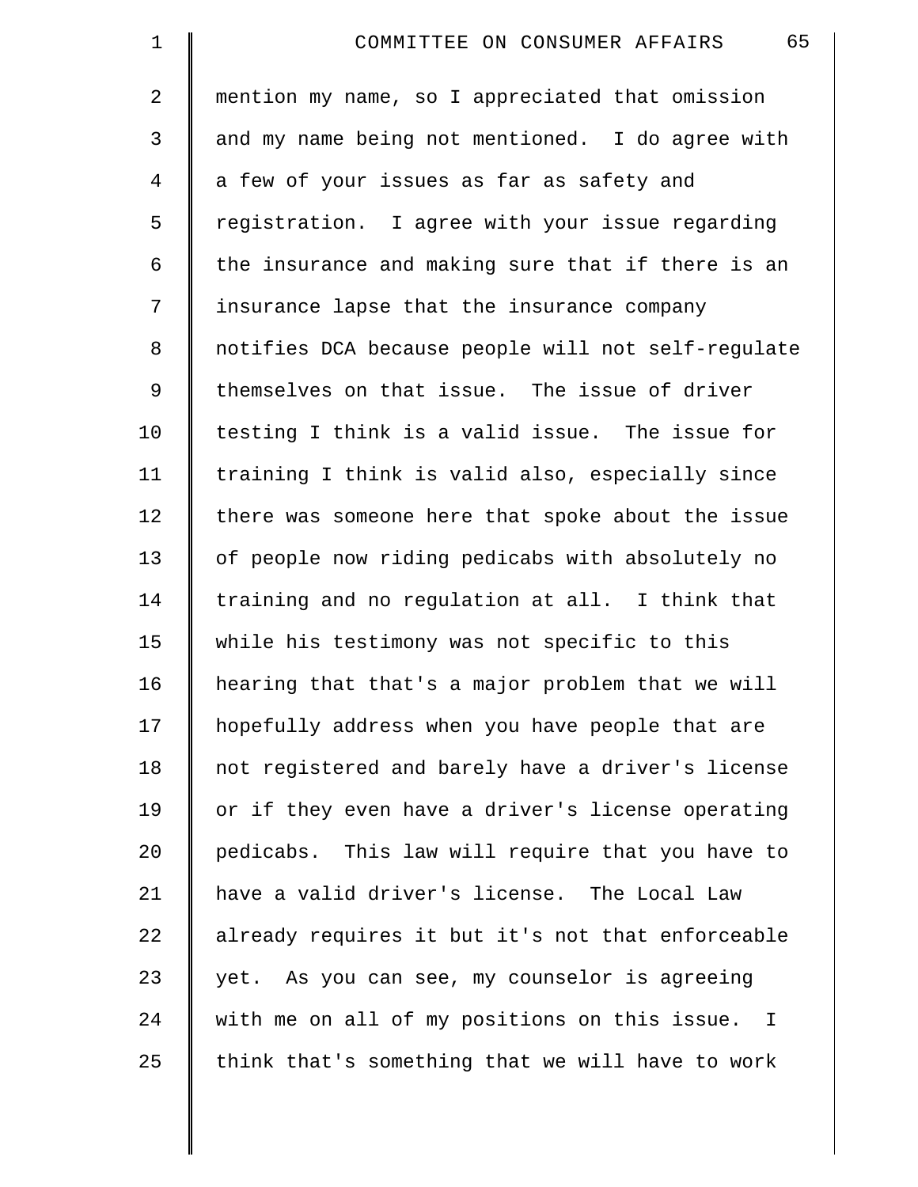mention my name, so I appreciated that omission and my name being not mentioned. I do agree with a few of your issues as far as safety and registration. I agree with your issue regarding the insurance and making sure that if there is an insurance lapse that the insurance company notifies DCA because people will not self-regulate themselves on that issue. The issue of driver testing I think is a valid issue. The issue for training I think is valid also, especially since there was someone here that spoke about the issue of people now riding pedicabs with absolutely no training and no regulation at all. I think that while his testimony was not specific to this hearing that that's a major problem that we will hopefully address when you have people that are not registered and barely have a driver's license or if they even have a driver's license operating pedicabs. This law will require that you have to have a valid driver's license. The Local Law already requires it but it's not that enforceable yet. As you can see, my counselor is agreeing with me on all of my positions on this issue. I think that's something that we will have to work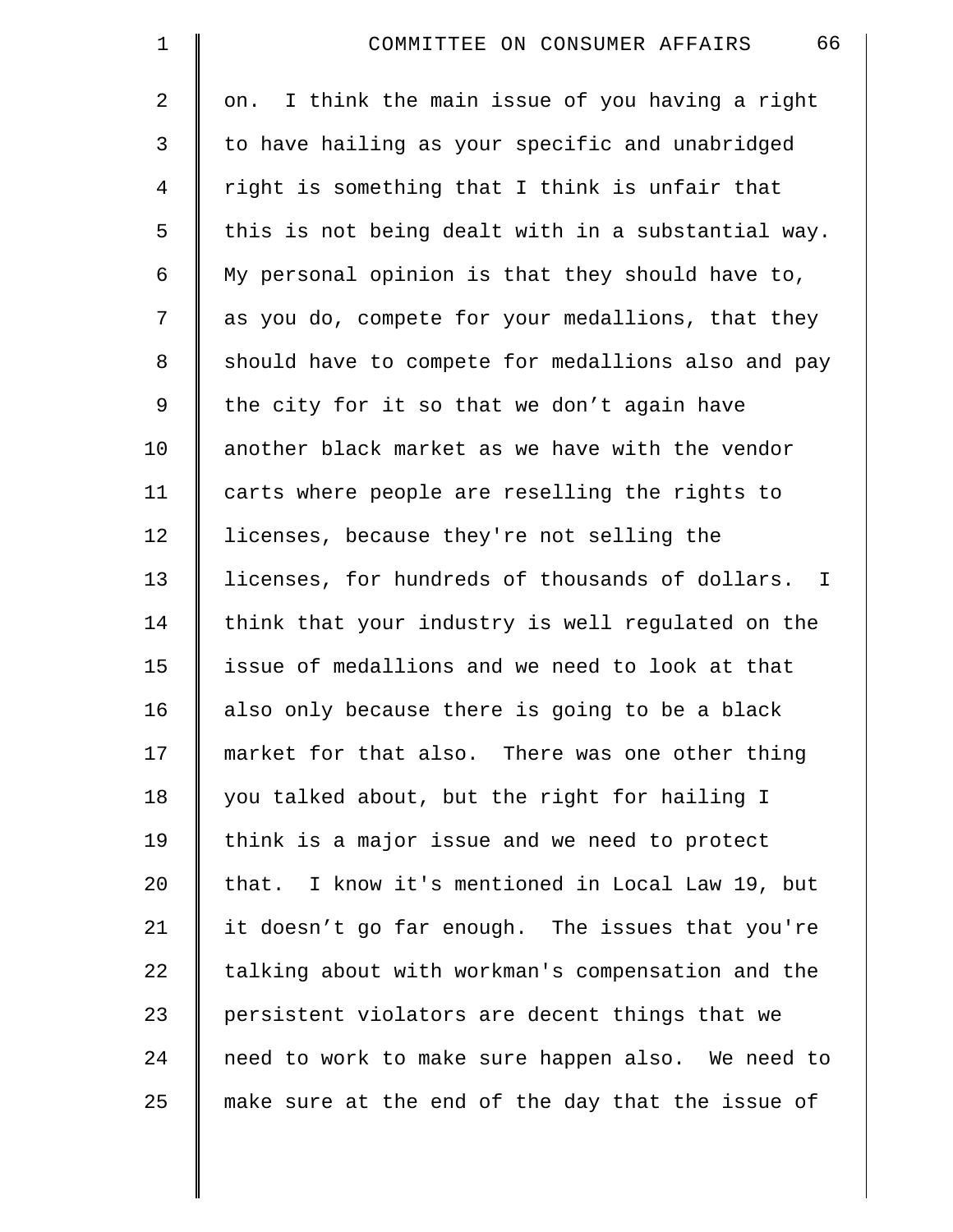on. I think the main issue of you having a right to have hailing as your specific and unabridged right is something that I think is unfair that this is not being dealt with in a substantial way. My personal opinion is that they should have to, as you do, compete for your medallions, that they should have to compete for medallions also and pay the city for it so that we don't again have another black market as we have with the vendor carts where people are reselling the rights to licenses, because they're not selling the licenses, for hundreds of thousands of dollars. I think that your industry is well regulated on the issue of medallions and we need to look at that also only because there is going to be a black market for that also. There was one other thing you talked about, but the right for hailing I think is a major issue and we need to protect that. I know it's mentioned in Local Law 19, but it doesn't go far enough. The issues that you're talking about with workman's compensation and the persistent violators are decent things that we need to work to make sure happen also. We need to make sure at the end of the day that the issue of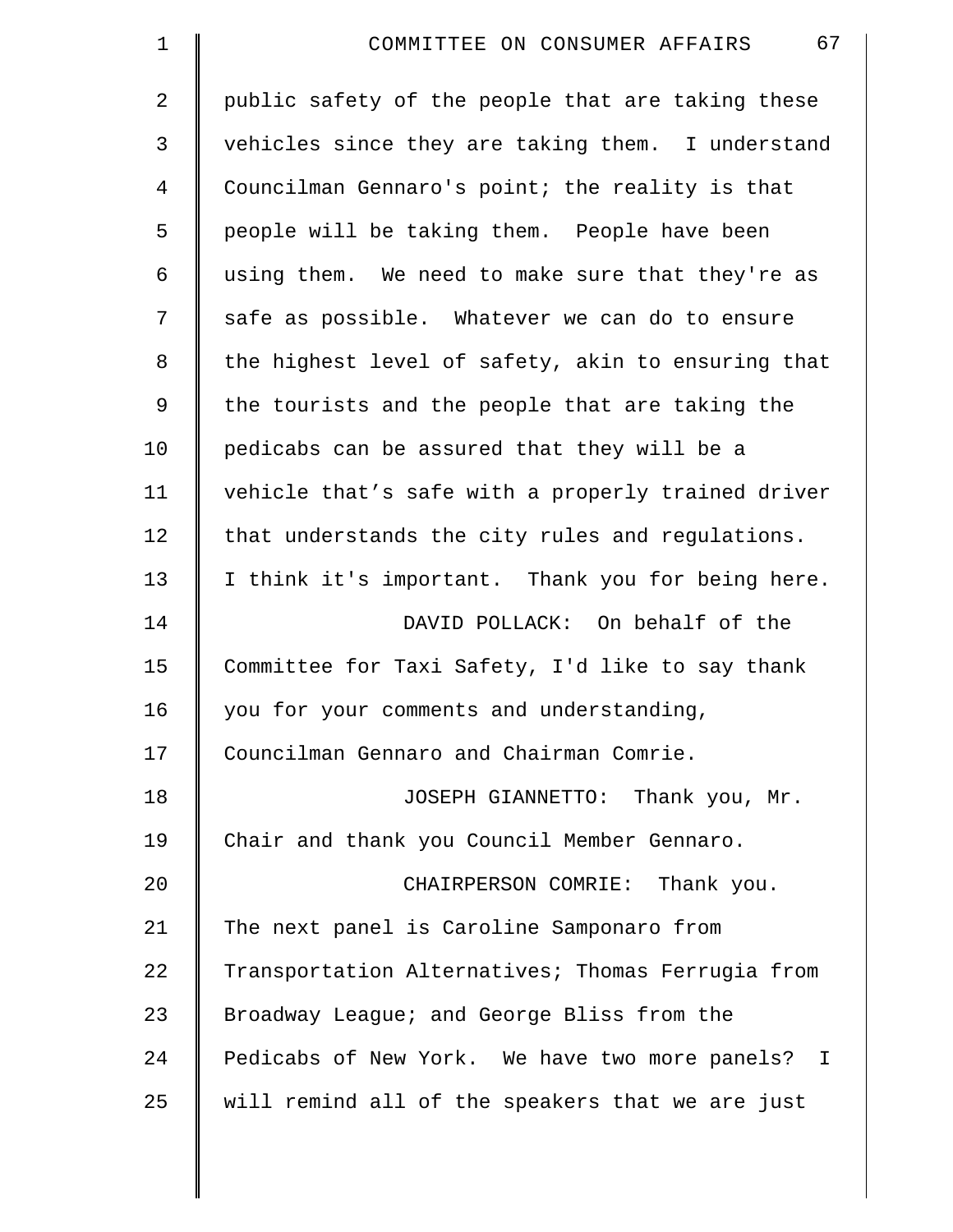public safety of the people that are taking these vehicles since they are taking them. I understand Councilman Gennaro's point; the reality is that people will be taking them. People have been using them. We need to make sure that they're as safe as possible. Whatever we can do to ensure the highest level of safety, akin to ensuring that the tourists and the people that are taking the pedicabs can be assured that they will be a vehicle that's safe with a properly trained driver that understands the city rules and regulations. I think it's important. Thank you for being here.

DAVID POLLACK: On behalf of the Committee for Taxi Safety, I'd like to say thank you for your comments and understanding, Councilman Gennaro and Chairman Comrie.

JOSEPH GIANNETTO: Thank you, Mr. Chair and thank you Council Member Gennaro.

CHAIRPERSON COMRIE: Thank you. The next panel is Caroline Samponaro from Transportation Alternatives; Thomas Ferrugia from Broadway League; and George Bliss from the Pedicabs of New York. We have two more panels? I will remind all of the speakers that we are just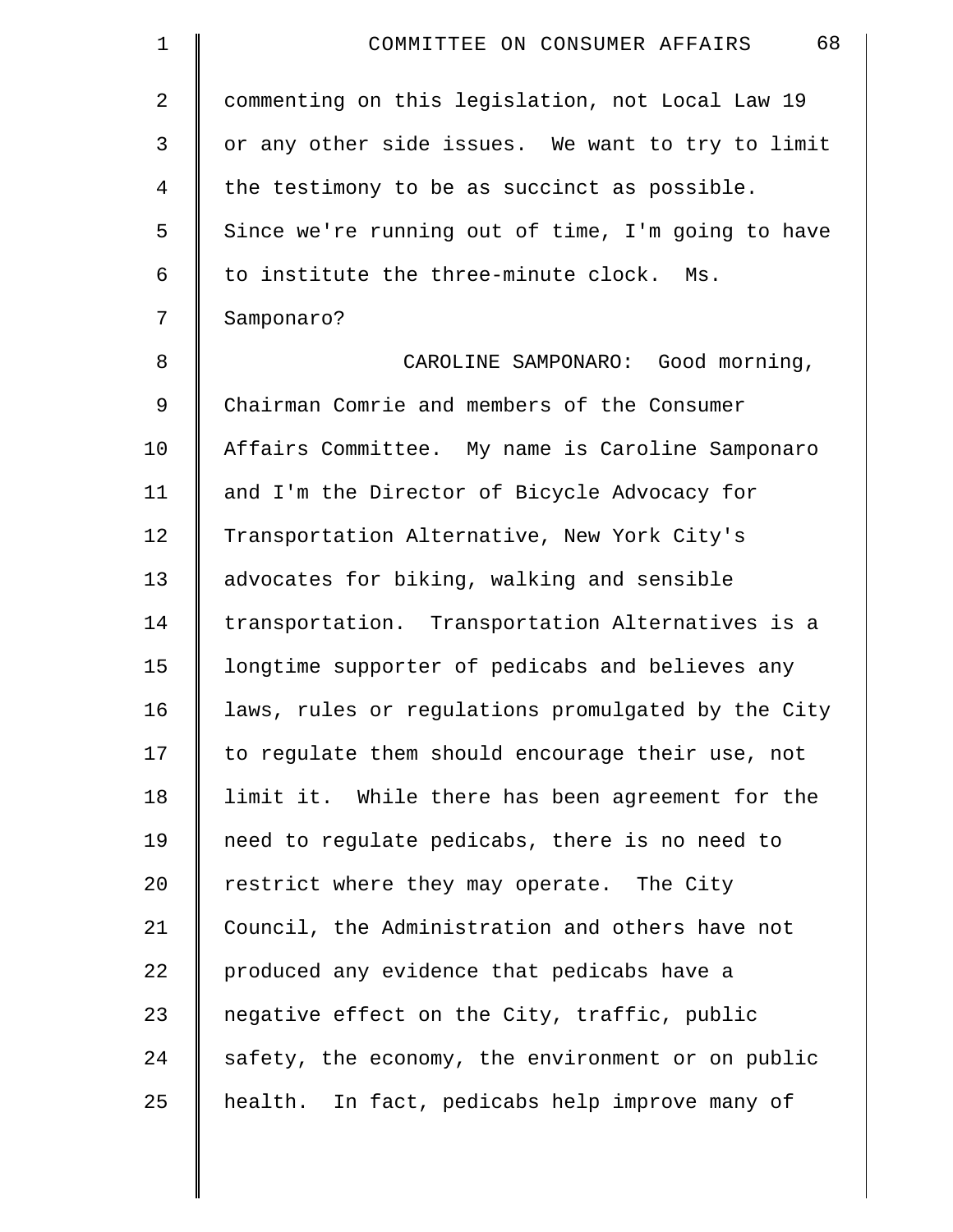commenting on this legislation, not Local Law 19 or any other side issues. We want to try to limit the testimony to be as succinct as possible. Since we're running out of time, I'm going to have to institute the three-minute clock. Ms. Samponaro?

CAROLINE SAMPONARO: Good morning, Chairman Comrie and members of the Consumer Affairs Committee. My name is Caroline Samponaro and I'm the Director of Bicycle Advocacy for Transportation Alternative, New York City's advocates for biking, walking and sensible transportation. Transportation Alternatives is a longtime supporter of pedicabs and believes any laws, rules or regulations promulgated by the City to regulate them should encourage their use, not limit it. While there has been agreement for the need to regulate pedicabs, there is no need to restrict where they may operate. The City Council, the Administration and others have not produced any evidence that pedicabs have a negative effect on the City, traffic, public safety, the economy, the environment or on public health. In fact, pedicabs help improve many of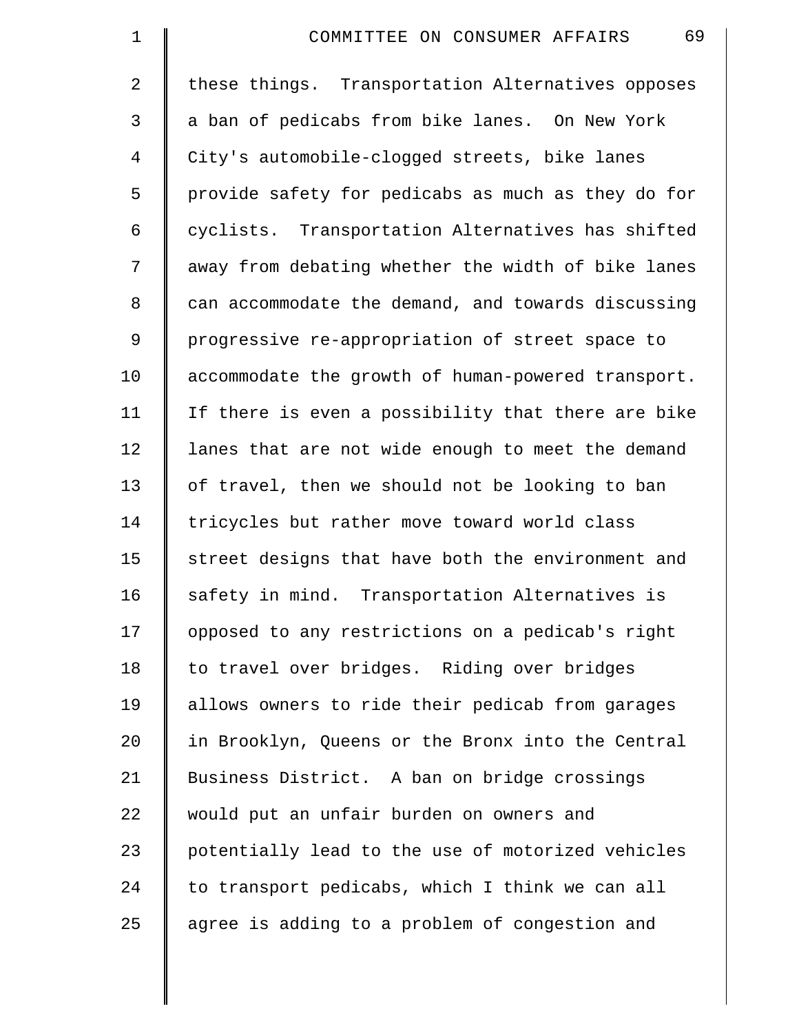these things. Transportation Alternatives opposes a ban of pedicabs from bike lanes. On New York City's automobile-clogged streets, bike lanes provide safety for pedicabs as much as they do for cyclists. Transportation Alternatives has shifted away from debating whether the width of bike lanes can accommodate the demand, and towards discussing progressive re-appropriation of street space to accommodate the growth of human-powered transport. If there is even a possibility that there are bike lanes that are not wide enough to meet the demand of travel, then we should not be looking to ban tricycles but rather move toward world class street designs that have both the environment and safety in mind. Transportation Alternatives is opposed to any restrictions on a pedicab's right to travel over bridges. Riding over bridges allows owners to ride their pedicab from garages in Brooklyn, Queens or the Bronx into the Central Business District. A ban on bridge crossings would put an unfair burden on owners and potentially lead to the use of motorized vehicles to transport pedicabs, which I think we can all agree is adding to a problem of congestion and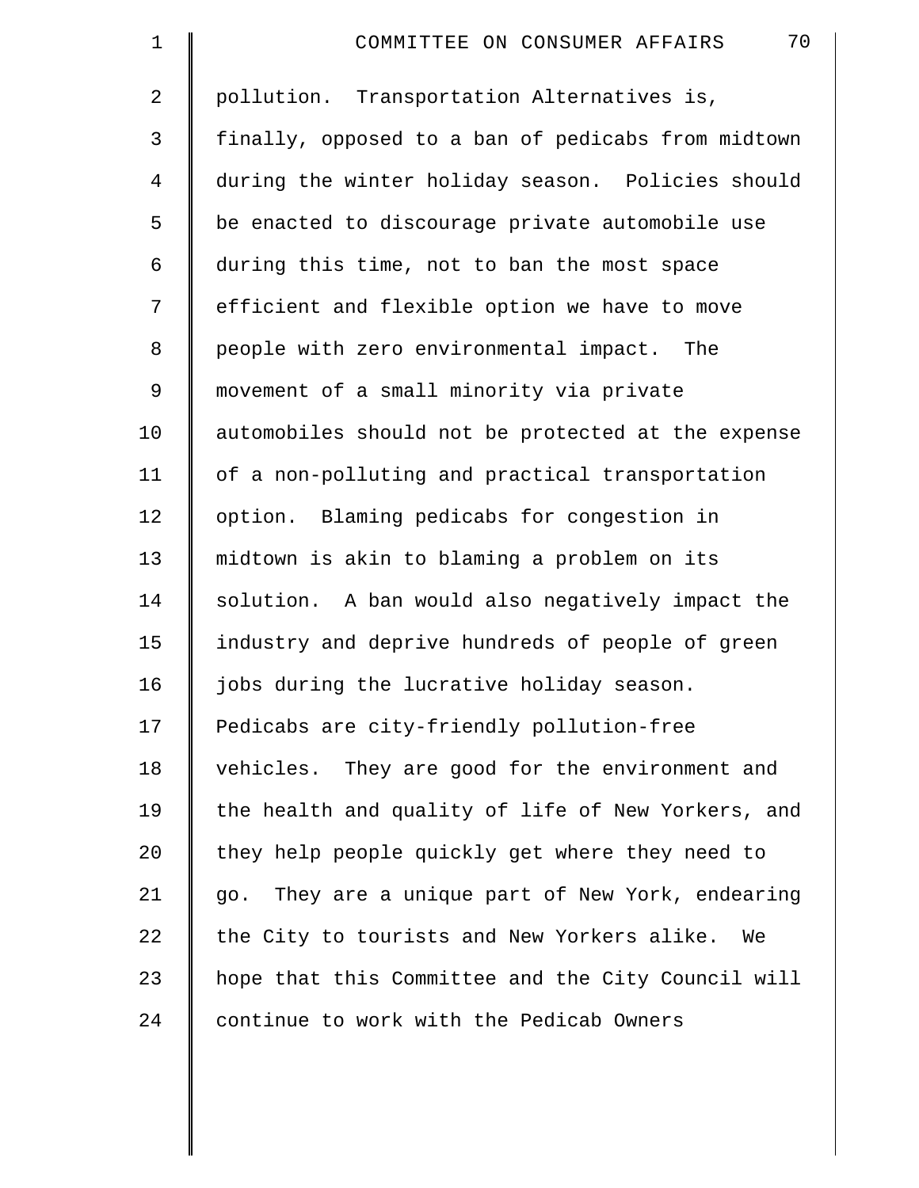pollution. Transportation Alternatives is, finally, opposed to a ban of pedicabs from midtown during the winter holiday season. Policies should be enacted to discourage private automobile use during this time, not to ban the most space efficient and flexible option we have to move people with zero environmental impact. The movement of a small minority via private automobiles should not be protected at the expense of a non-polluting and practical transportation option. Blaming pedicabs for congestion in midtown is akin to blaming a problem on its solution. A ban would also negatively impact the industry and deprive hundreds of people of green jobs during the lucrative holiday season. Pedicabs are city-friendly pollution-free vehicles. They are good for the environment and the health and quality of life of New Yorkers, and they help people quickly get where they need to go. They are a unique part of New York, endearing the City to tourists and New Yorkers alike. We hope that this Committee and the City Council will continue to work with the Pedicab Owners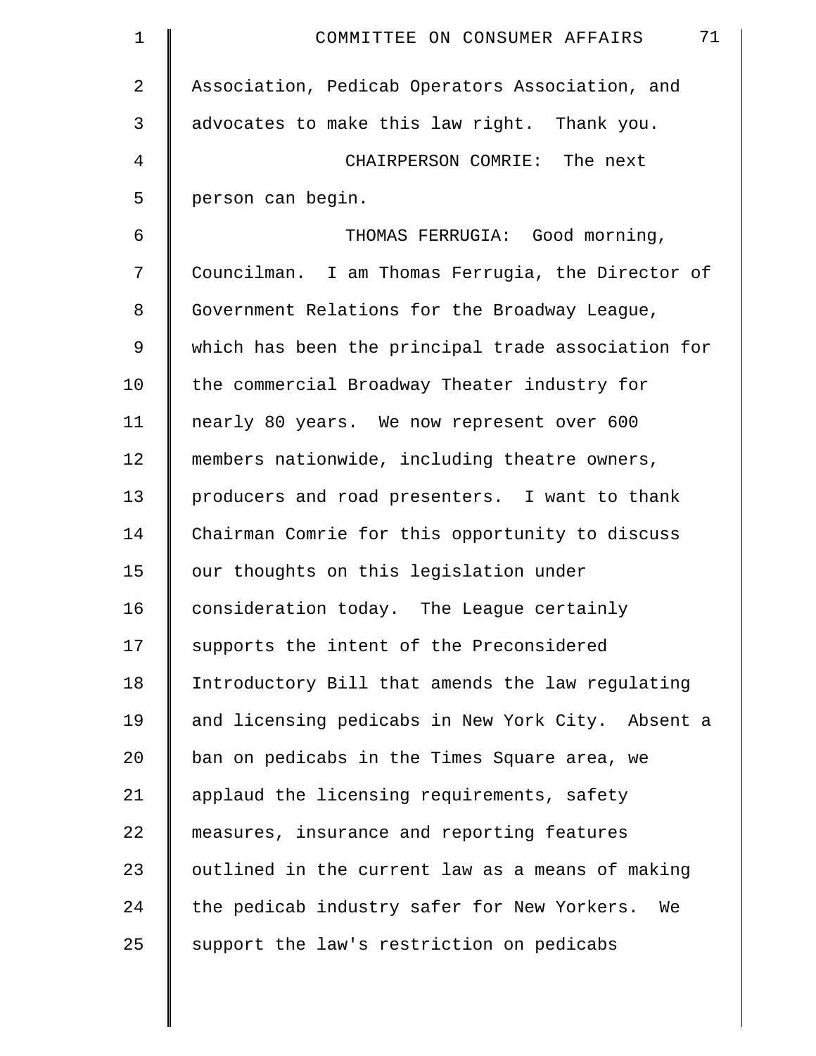Association, Pedicab Operators Association, and advocates to make this law right. Thank you.

CHAIRPERSON COMRIE: The next person can begin.

THOMAS FERRUGIA: Good morning, Councilman. I am Thomas Ferrugia, the Director of Government Relations for the Broadway League, which has been the principal trade association for the commercial Broadway Theater industry for nearly 80 years. We now represent over 600 members nationwide, including theatre owners, producers and road presenters. I want to thank Chairman Comrie for this opportunity to discuss our thoughts on this legislation under consideration today. The League certainly supports the intent of the Preconsidered Introductory Bill that amends the law regulating and licensing pedicabs in New York City. Absent a ban on pedicabs in the Times Square area, we applaud the licensing requirements, safety measures, insurance and reporting features outlined in the current law as a means of making the pedicab industry safer for New Yorkers. We support the law's restriction on pedicabs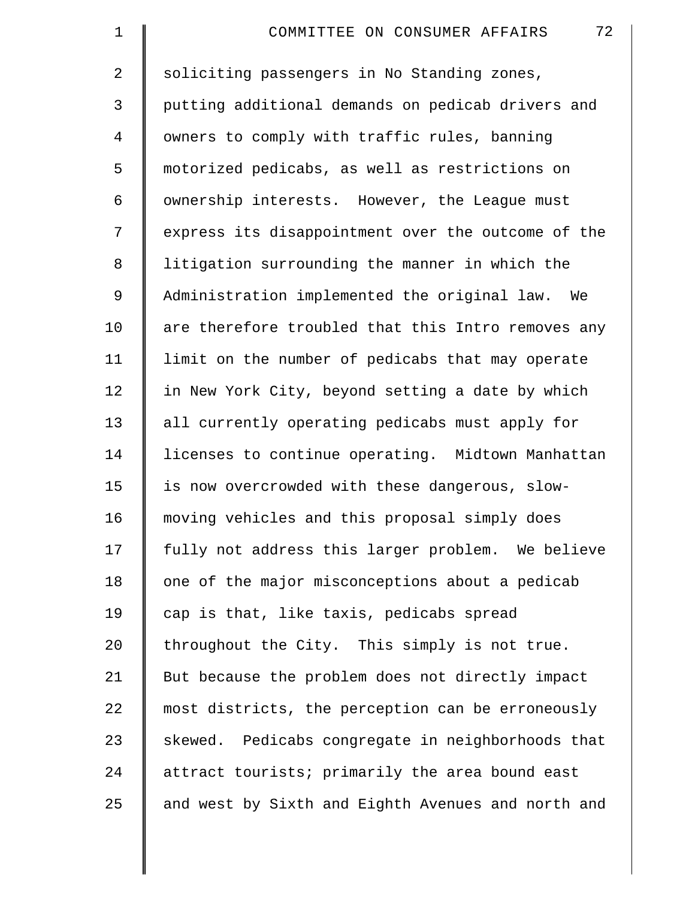soliciting passengers in No Standing zones, putting additional demands on pedicab drivers and owners to comply with traffic rules, banning motorized pedicabs, as well as restrictions on ownership interests. However, the League must express its disappointment over the outcome of the litigation surrounding the manner in which the Administration implemented the original law. We are therefore troubled that this Intro removes any limit on the number of pedicabs that may operate in New York City, beyond setting a date by which all currently operating pedicabs must apply for licenses to continue operating. Midtown Manhattan is now overcrowded with these dangerous, slow-moving vehicles and this proposal simply does fully not address this larger problem. We believe one of the major misconceptions about a pedicab cap is that, like taxis, pedicabs spread throughout the City. This simply is not true. But because the problem does not directly impact most districts, the perception can be erroneously skewed. Pedicabs congregate in neighborhoods that attract tourists; primarily the area bound east and west by Sixth and Eighth Avenues and north and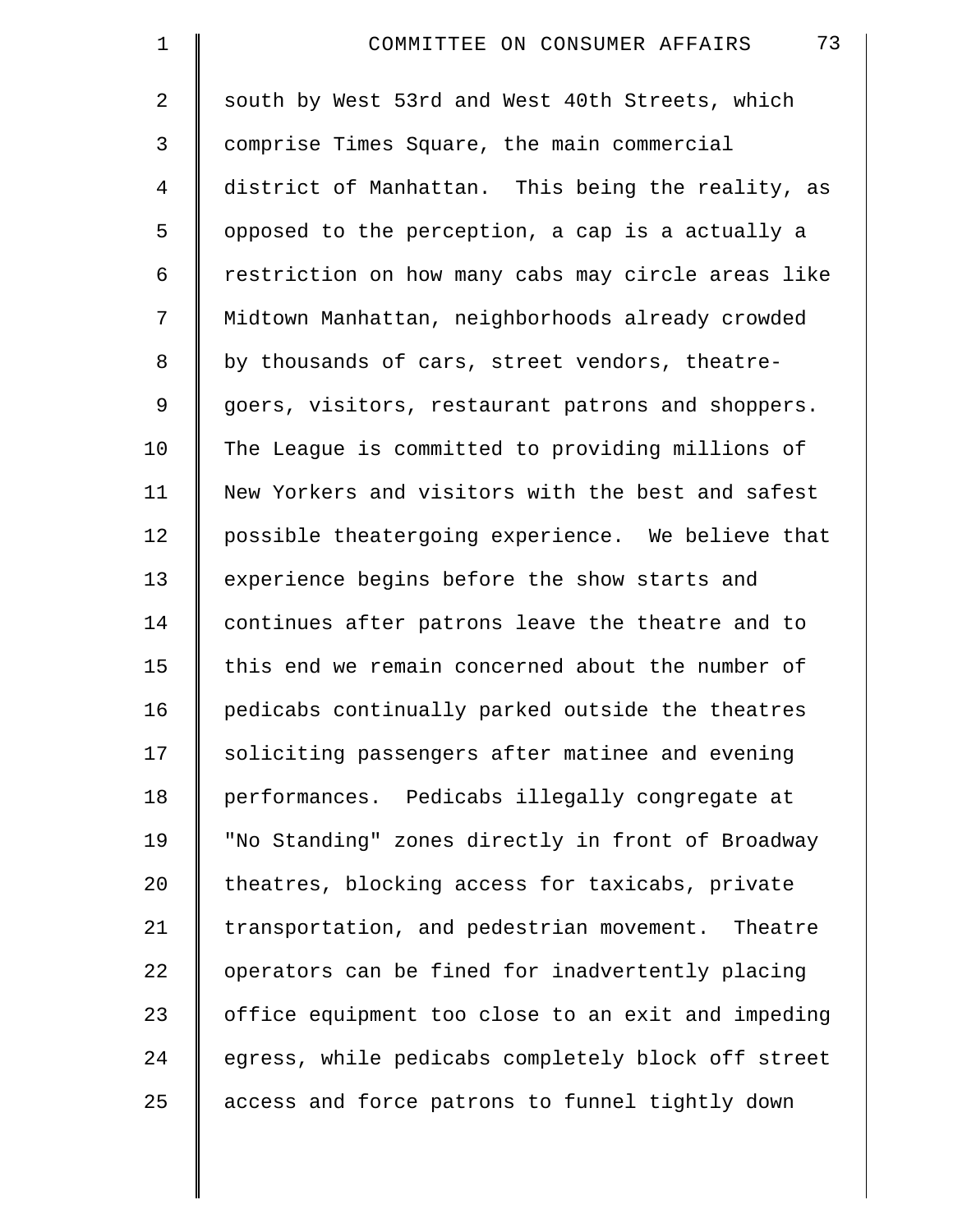south by West 53rd and West 40th Streets, which comprise Times Square, the main commercial district of Manhattan. This being the reality, as opposed to the perception, a cap is a actually a restriction on how many cabs may circle areas like Midtown Manhattan, neighborhoods already crowded by thousands of cars, street vendors, theatre-goers, visitors, restaurant patrons and shoppers. The League is committed to providing millions of New Yorkers and visitors with the best and safest possible theatergoing experience. We believe that experience begins before the show starts and continues after patrons leave the theatre and to this end we remain concerned about the number of pedicabs continually parked outside the theatres soliciting passengers after matinee and evening performances. Pedicabs illegally congregate at "No Standing" zones directly in front of Broadway theatres, blocking access for taxicabs, private transportation, and pedestrian movement. Theatre operators can be fined for inadvertently placing office equipment too close to an exit and impeding egress, while pedicabs completely block off street access and force patrons to funnel tightly down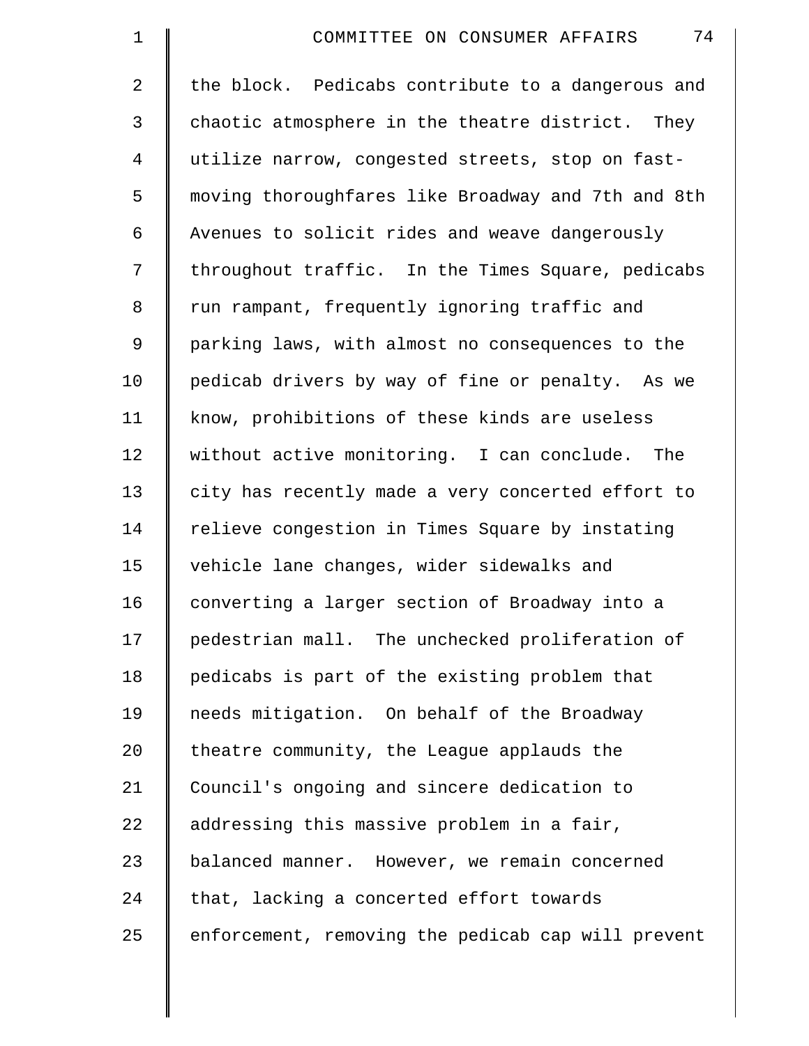the block. Pedicabs contribute to a dangerous and chaotic atmosphere in the theatre district. They utilize narrow, congested streets, stop on fast-moving thoroughfares like Broadway and 7th and 8th Avenues to solicit rides and weave dangerously throughout traffic. In the Times Square, pedicabs run rampant, frequently ignoring traffic and parking laws, with almost no consequences to the pedicab drivers by way of fine or penalty. As we know, prohibitions of these kinds are useless without active monitoring. I can conclude. The city has recently made a very concerted effort to relieve congestion in Times Square by instating vehicle lane changes, wider sidewalks and converting a larger section of Broadway into a pedestrian mall. The unchecked proliferation of pedicabs is part of the existing problem that needs mitigation. On behalf of the Broadway theatre community, the League applauds the Council's ongoing and sincere dedication to addressing this massive problem in a fair, balanced manner. However, we remain concerned that, lacking a concerted effort towards enforcement, removing the pedicab cap will prevent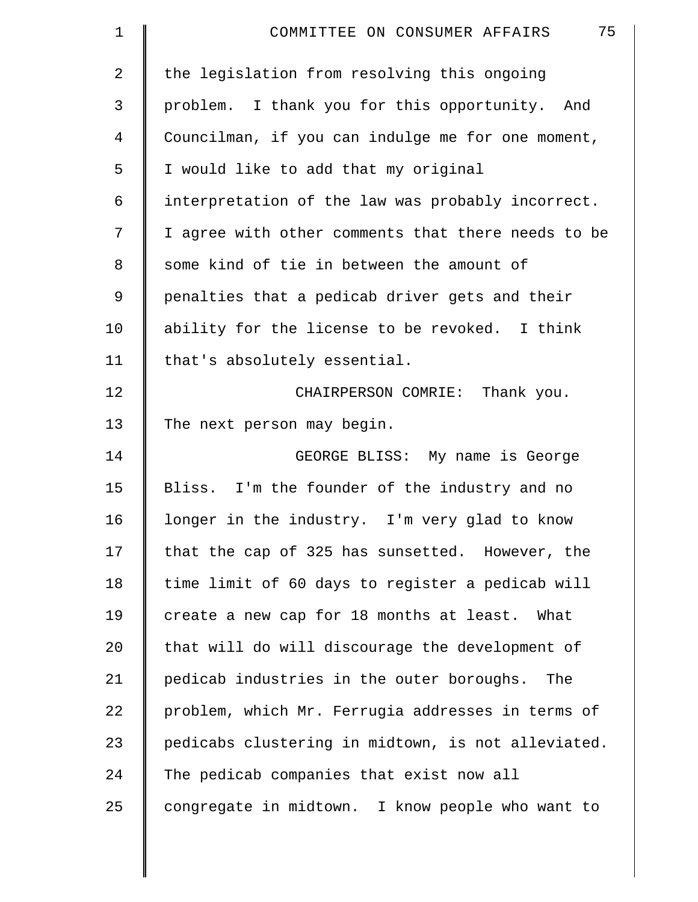the legislation from resolving this ongoing problem. I thank you for this opportunity. And Councilman, if you can indulge me for one moment, I would like to add that my original interpretation of the law was probably incorrect. I agree with other comments that there needs to be some kind of tie in between the amount of penalties that a pedicab driver gets and their ability for the license to be revoked. I think that's absolutely essential.

CHAIRPERSON COMRIE: Thank you. The next person may begin.

GEORGE BLISS: My name is George Bliss. I'm the founder of the industry and no longer in the industry. I'm very glad to know that the cap of 325 has sunsetted. However, the time limit of 60 days to register a pedicab will create a new cap for 18 months at least. What that will do will discourage the development of pedicab industries in the outer boroughs. The problem, which Mr. Ferrugia addresses in terms of pedicabs clustering in midtown, is not alleviated. The pedicab companies that exist now all congregate in midtown. I know people who want to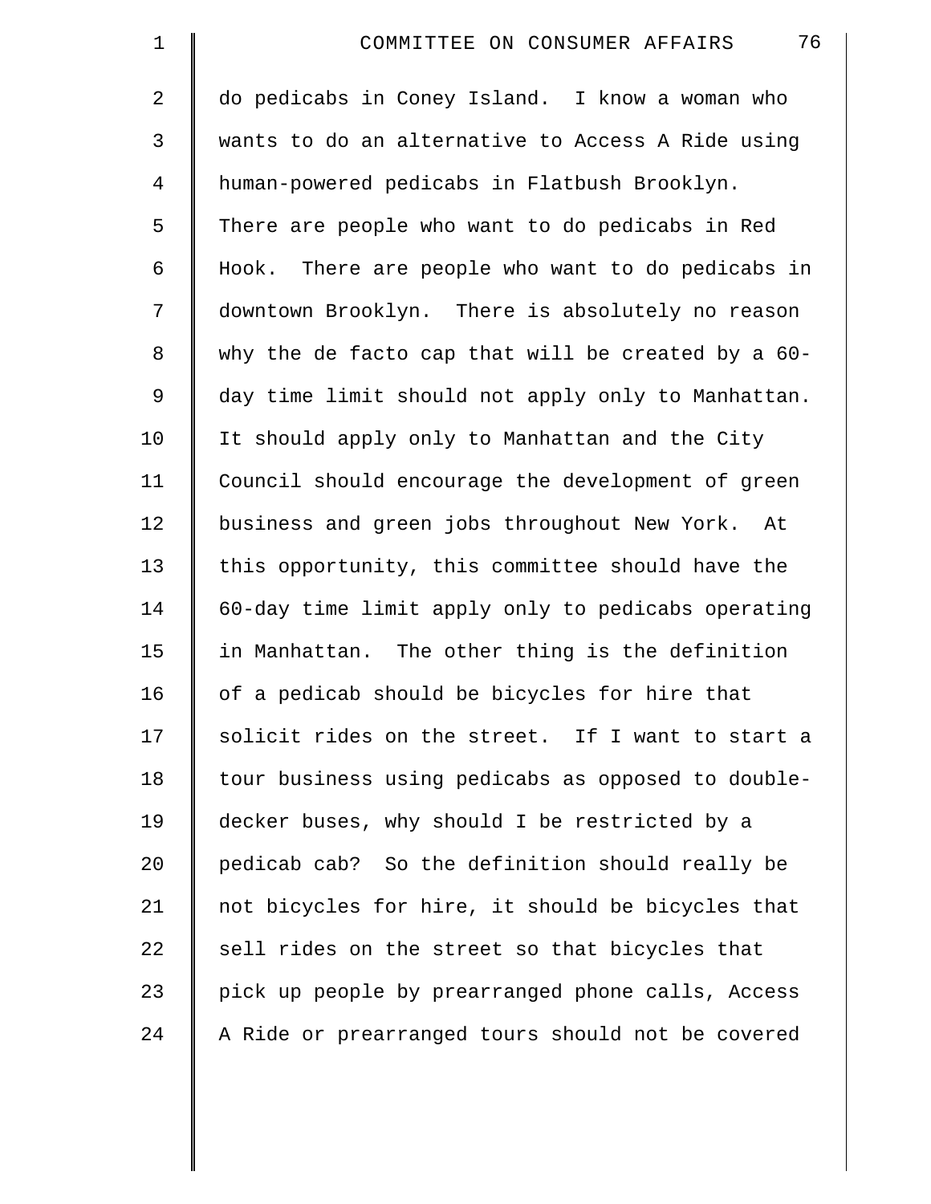do pedicabs in Coney Island. I know a woman who wants to do an alternative to Access A Ride using human-powered pedicabs in Flatbush Brooklyn. There are people who want to do pedicabs in Red Hook. There are people who want to do pedicabs in downtown Brooklyn. There is absolutely no reason why the de facto cap that will be created by a 60-day time limit should not apply only to Manhattan. It should apply only to Manhattan and the City Council should encourage the development of green business and green jobs throughout New York. At this opportunity, this committee should have the 60-day time limit apply only to pedicabs operating in Manhattan. The other thing is the definition of a pedicab should be bicycles for hire that solicit rides on the street. If I want to start a tour business using pedicabs as opposed to double-decker buses, why should I be restricted by a pedicab cab? So the definition should really be not bicycles for hire, it should be bicycles that sell rides on the street so that bicycles that pick up people by prearranged phone calls, Access A Ride or prearranged tours should not be covered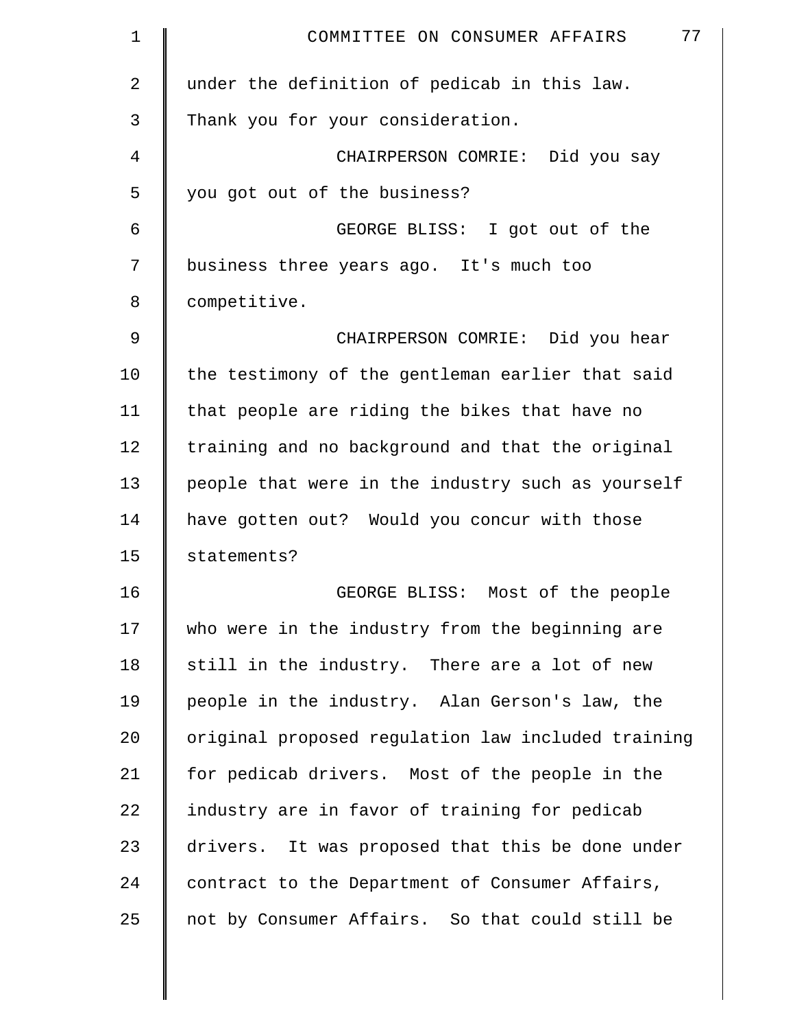under the definition of pedicab in this law. Thank you for your consideration.

CHAIRPERSON COMRIE: Did you say you got out of the business?

GEORGE BLISS: I got out of the business three years ago. It's much too competitive.

CHAIRPERSON COMRIE: Did you hear the testimony of the gentleman earlier that said that people are riding the bikes that have no training and no background and that the original people that were in the industry such as yourself have gotten out? Would you concur with those statements?

GEORGE BLISS: Most of the people who were in the industry from the beginning are still in the industry. There are a lot of new people in the industry. Alan Gerson's law, the original proposed regulation law included training for pedicab drivers. Most of the people in the industry are in favor of training for pedicab drivers. It was proposed that this be done under contract to the Department of Consumer Affairs, not by Consumer Affairs. So that could still be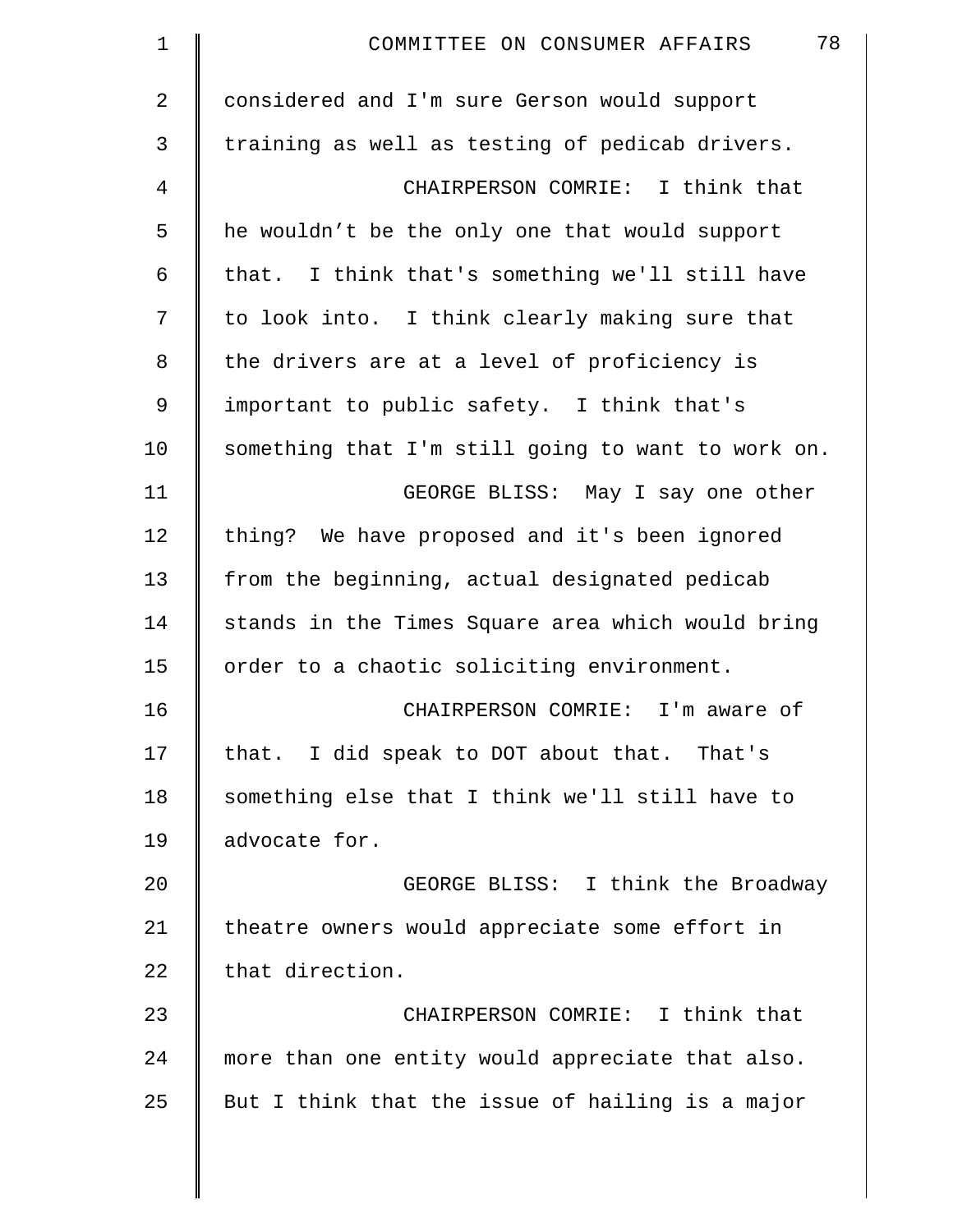considered and I'm sure Gerson would support training as well as testing of pedicab drivers.

CHAIRPERSON COMRIE: I think that he wouldn't be the only one that would support that. I think that's something we'll still have to look into. I think clearly making sure that the drivers are at a level of proficiency is important to public safety. I think that's something that I'm still going to want to work on.

GEORGE BLISS: May I say one other thing? We have proposed and it's been ignored from the beginning, actual designated pedicab stands in the Times Square area which would bring order to a chaotic soliciting environment.

CHAIRPERSON COMRIE: I'm aware of that. I did speak to DOT about that. That's something else that I think we'll still have to advocate for.

GEORGE BLISS: I think the Broadway theatre owners would appreciate some effort in that direction.

CHAIRPERSON COMRIE: I think that more than one entity would appreciate that also. But I think that the issue of hailing is a major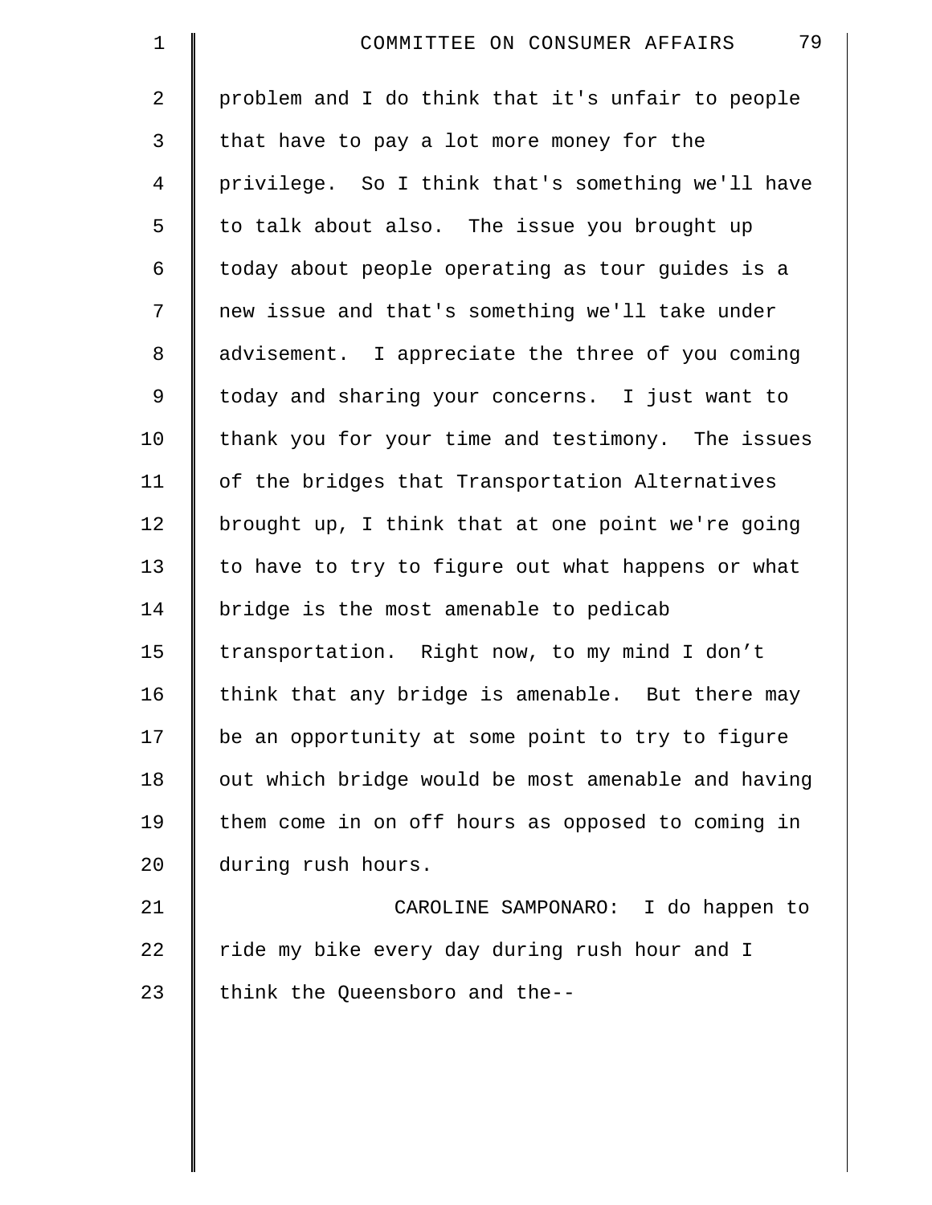problem and I do think that it's unfair to people that have to pay a lot more money for the privilege. So I think that's something we'll have to talk about also. The issue you brought up today about people operating as tour guides is a new issue and that's something we'll take under advisement. I appreciate the three of you coming today and sharing your concerns. I just want to thank you for your time and testimony. The issues of the bridges that Transportation Alternatives brought up, I think that at one point we're going to have to try to figure out what happens or what bridge is the most amenable to pedicab transportation. Right now, to my mind I don't think that any bridge is amenable. But there may be an opportunity at some point to try to figure out which bridge would be most amenable and having them come in on off hours as opposed to coming in during rush hours.

CAROLINE SAMPONARO: I do happen to ride my bike every day during rush hour and I think the Queensboro and the--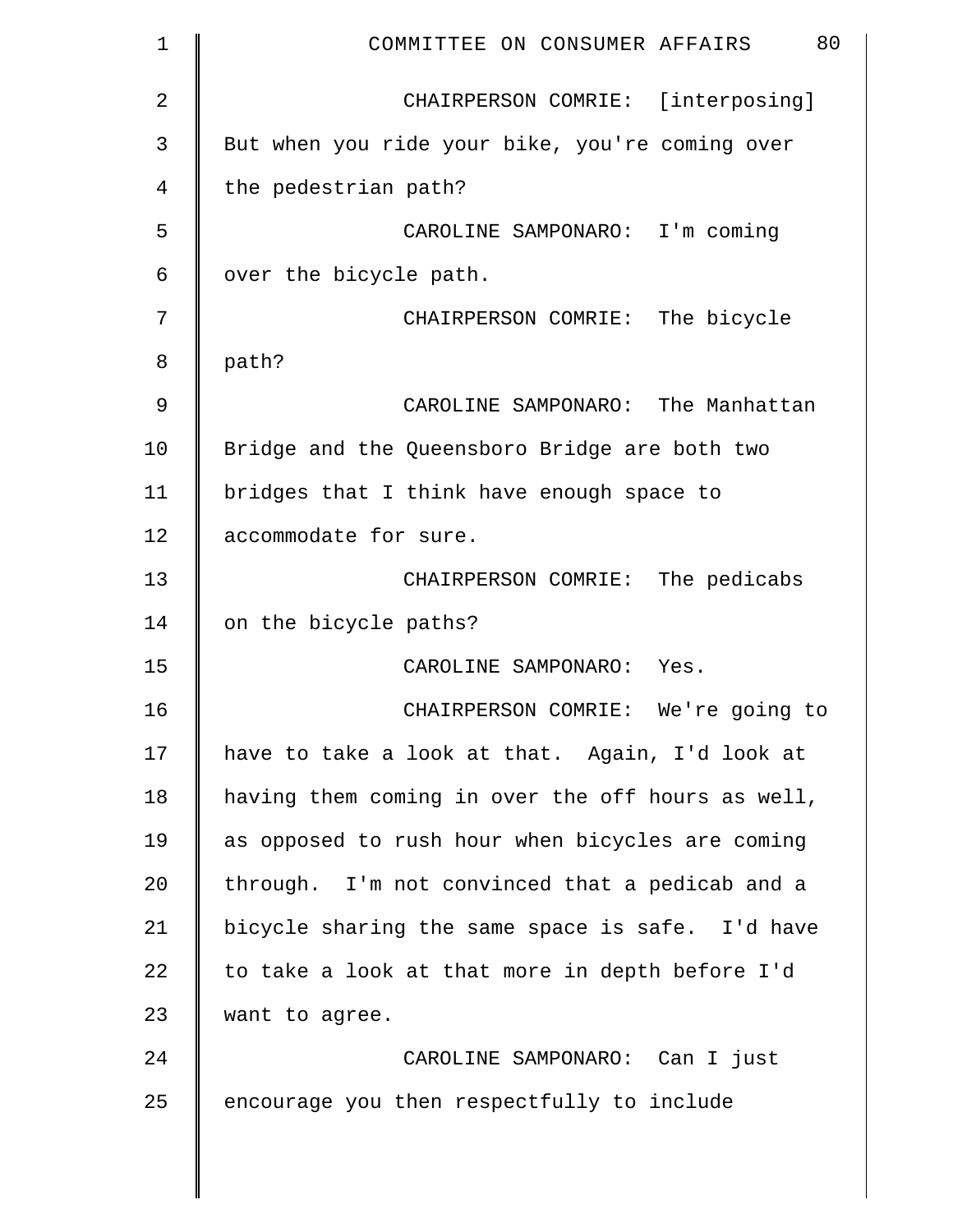CHAIRPERSON COMRIE: [interposing] But when you ride your bike, you're coming over the pedestrian path?

CAROLINE SAMPONARO: I'm coming over the bicycle path.

CHAIRPERSON COMRIE: The bicycle path?

CAROLINE SAMPONARO: The Manhattan Bridge and the Queensboro Bridge are both two bridges that I think have enough space to accommodate for sure.

CHAIRPERSON COMRIE: The pedicabs on the bicycle paths?

CAROLINE SAMPONARO: Yes.

CHAIRPERSON COMRIE: We're going to have to take a look at that. Again, I'd look at having them coming in over the off hours as well, as opposed to rush hour when bicycles are coming through. I'm not convinced that a pedicab and a bicycle sharing the same space is safe. I'd have to take a look at that more in depth before I'd want to agree.

CAROLINE SAMPONARO: Can I just encourage you then respectfully to include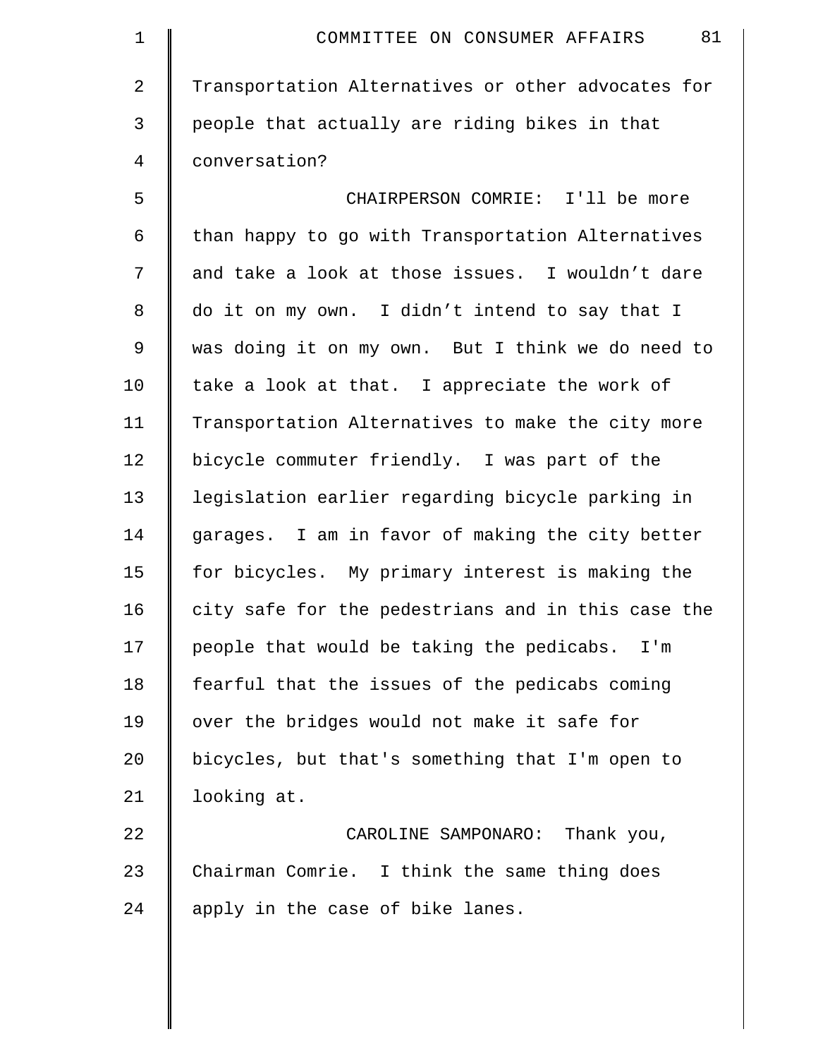Transportation Alternatives or other advocates for people that actually are riding bikes in that conversation?

CHAIRPERSON COMRIE: I'll be more than happy to go with Transportation Alternatives and take a look at those issues. I wouldn't dare do it on my own. I didn't intend to say that I was doing it on my own. But I think we do need to take a look at that. I appreciate the work of Transportation Alternatives to make the city more bicycle commuter friendly. I was part of the legislation earlier regarding bicycle parking in garages. I am in favor of making the city better for bicycles. My primary interest is making the city safe for the pedestrians and in this case the people that would be taking the pedicabs. I'm fearful that the issues of the pedicabs coming over the bridges would not make it safe for bicycles, but that's something that I'm open to looking at.

CAROLINE SAMPONARO: Thank you, Chairman Comrie. I think the same thing does apply in the case of bike lanes.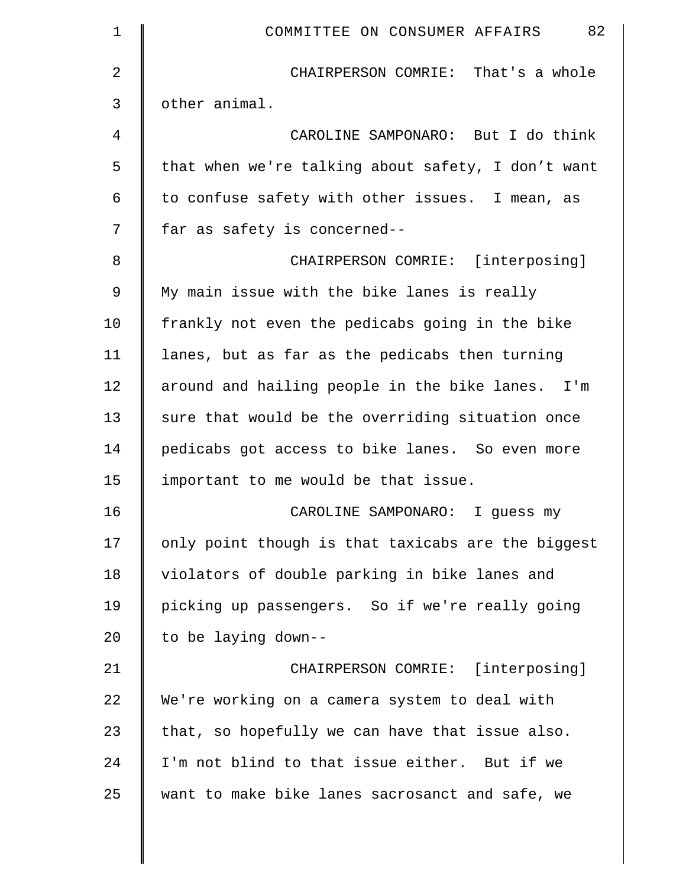CHAIRPERSON COMRIE: That's a whole other animal.

CAROLINE SAMPONARO: But I do think that when we're talking about safety, I don't want to confuse safety with other issues. I mean, as far as safety is concerned--

CHAIRPERSON COMRIE: [interposing] My main issue with the bike lanes is really frankly not even the pedicabs going in the bike lanes, but as far as the pedicabs then turning around and hailing people in the bike lanes. I'm sure that would be the overriding situation once pedicabs got access to bike lanes. So even more important to me would be that issue.

CAROLINE SAMPONARO: I guess my only point though is that taxicabs are the biggest violators of double parking in bike lanes and picking up passengers. So if we're really going to be laying down--

CHAIRPERSON COMRIE: [interposing] We're working on a camera system to deal with that, so hopefully we can have that issue also. I'm not blind to that issue either. But if we want to make bike lanes sacrosanct and safe, we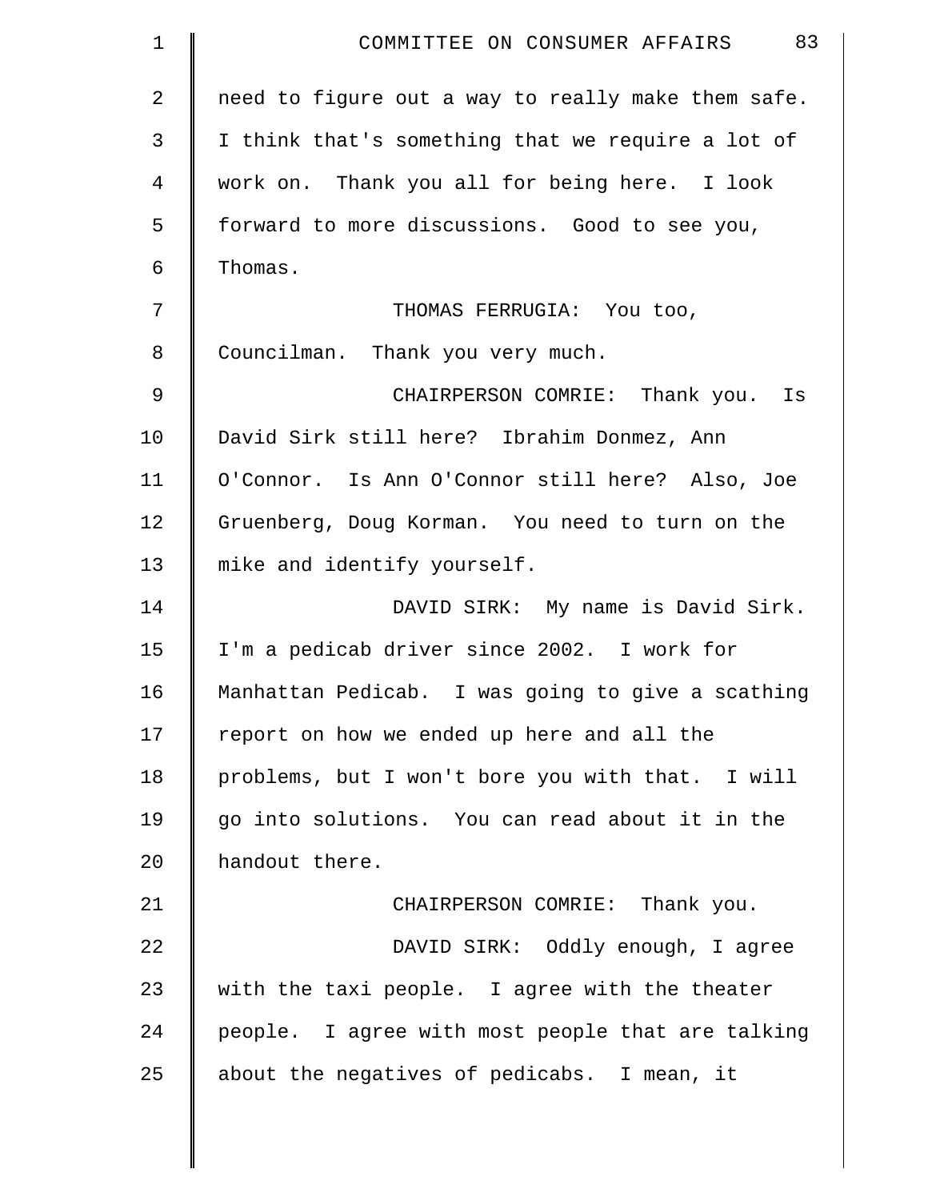need to figure out a way to really make them safe. I think that's something that we require a lot of work on. Thank you all for being here. I look forward to more discussions. Good to see you, Thomas.

THOMAS FERRUGIA: You too, Councilman. Thank you very much.

CHAIRPERSON COMRIE: Thank you. Is David Sirk still here? Ibrahim Donmez, Ann O'Connor. Is Ann O'Connor still here? Also, Joe Gruenberg, Doug Korman. You need to turn on the mike and identify yourself.

DAVID SIRK: My name is David Sirk. I'm a pedicab driver since 2002. I work for Manhattan Pedicab. I was going to give a scathing report on how we ended up here and all the problems, but I won't bore you with that. I will go into solutions. You can read about it in the handout there.

CHAIRPERSON COMRIE: Thank you.

DAVID SIRK: Oddly enough, I agree with the taxi people. I agree with the theater people. I agree with most people that are talking about the negatives of pedicabs. I mean, it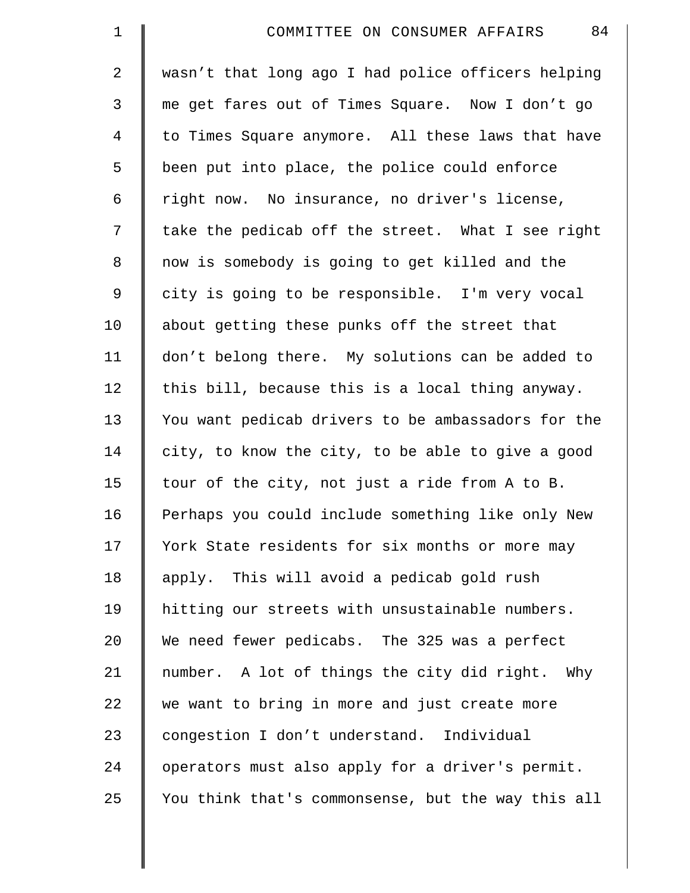wasn’t that long ago I had police officers helping me get fares out of Times Square. Now I don’t go to Times Square anymore. All these laws that have been put into place, the police could enforce right now. No insurance, no driver's license, take the pedicab off the street. What I see right now is somebody is going to get killed and the city is going to be responsible. I'm very vocal about getting these punks off the street that don’t belong there. My solutions can be added to this bill, because this is a local thing anyway. You want pedicab drivers to be ambassadors for the city, to know the city, to be able to give a good tour of the city, not just a ride from A to B. Perhaps you could include something like only New York State residents for six months or more may apply. This will avoid a pedicab gold rush hitting our streets with unsustainable numbers. We need fewer pedicabs. The 325 was a perfect number. A lot of things the city did right. Why we want to bring in more and just create more congestion I don’t understand. Individual operators must also apply for a driver's permit. You think that's commonsense, but the way this all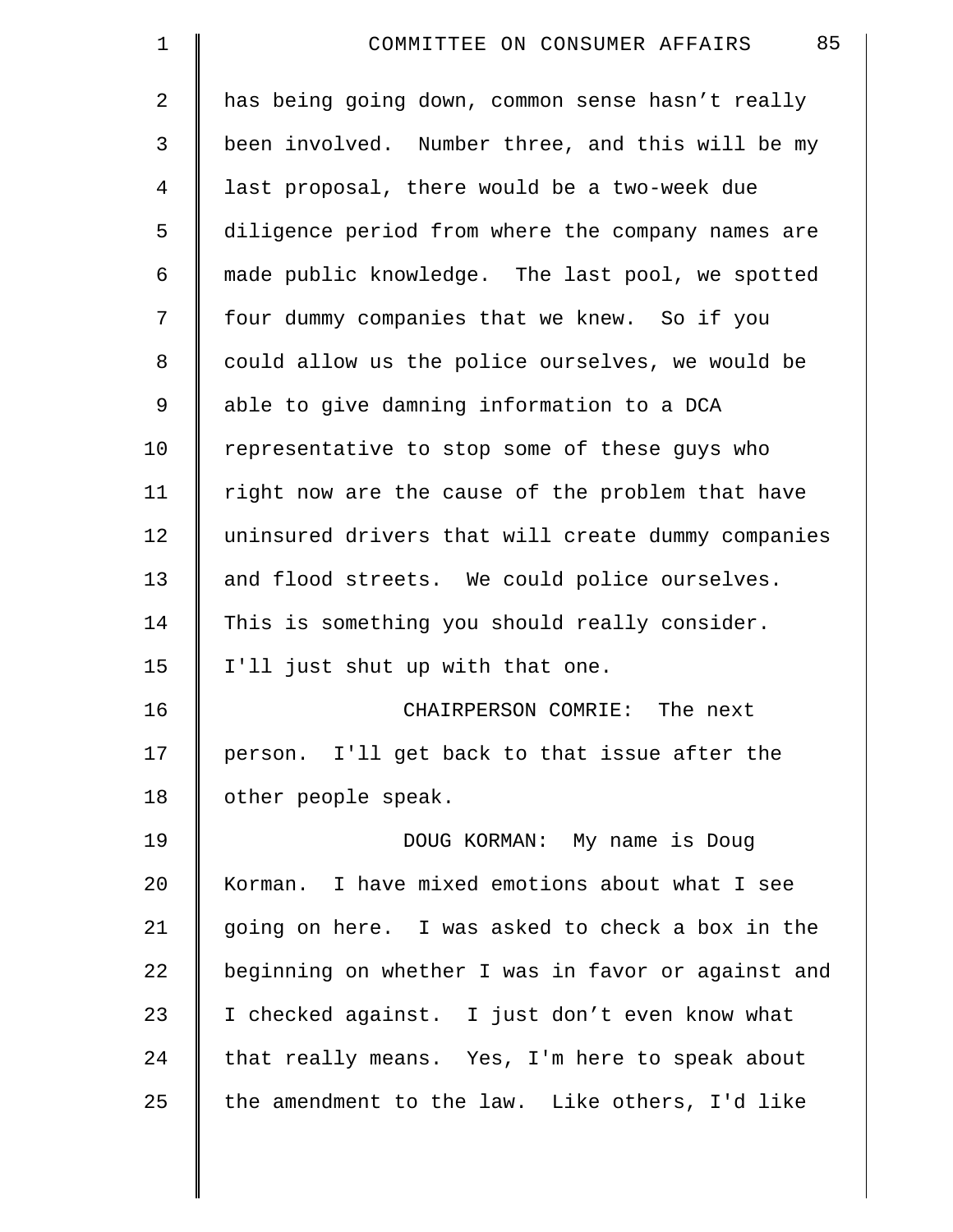has being going down, common sense hasn't really been involved. Number three, and this will be my last proposal, there would be a two-week due diligence period from where the company names are made public knowledge. The last pool, we spotted four dummy companies that we knew. So if you could allow us the police ourselves, we would be able to give damning information to a DCA representative to stop some of these guys who right now are the cause of the problem that have uninsured drivers that will create dummy companies and flood streets. We could police ourselves. This is something you should really consider. I'll just shut up with that one.

CHAIRPERSON COMRIE: The next person. I'll get back to that issue after the other people speak.

DOUG KORMAN: My name is Doug Korman. I have mixed emotions about what I see going on here. I was asked to check a box in the beginning on whether I was in favor or against and I checked against. I just don't even know what that really means. Yes, I'm here to speak about the amendment to the law. Like others, I'd like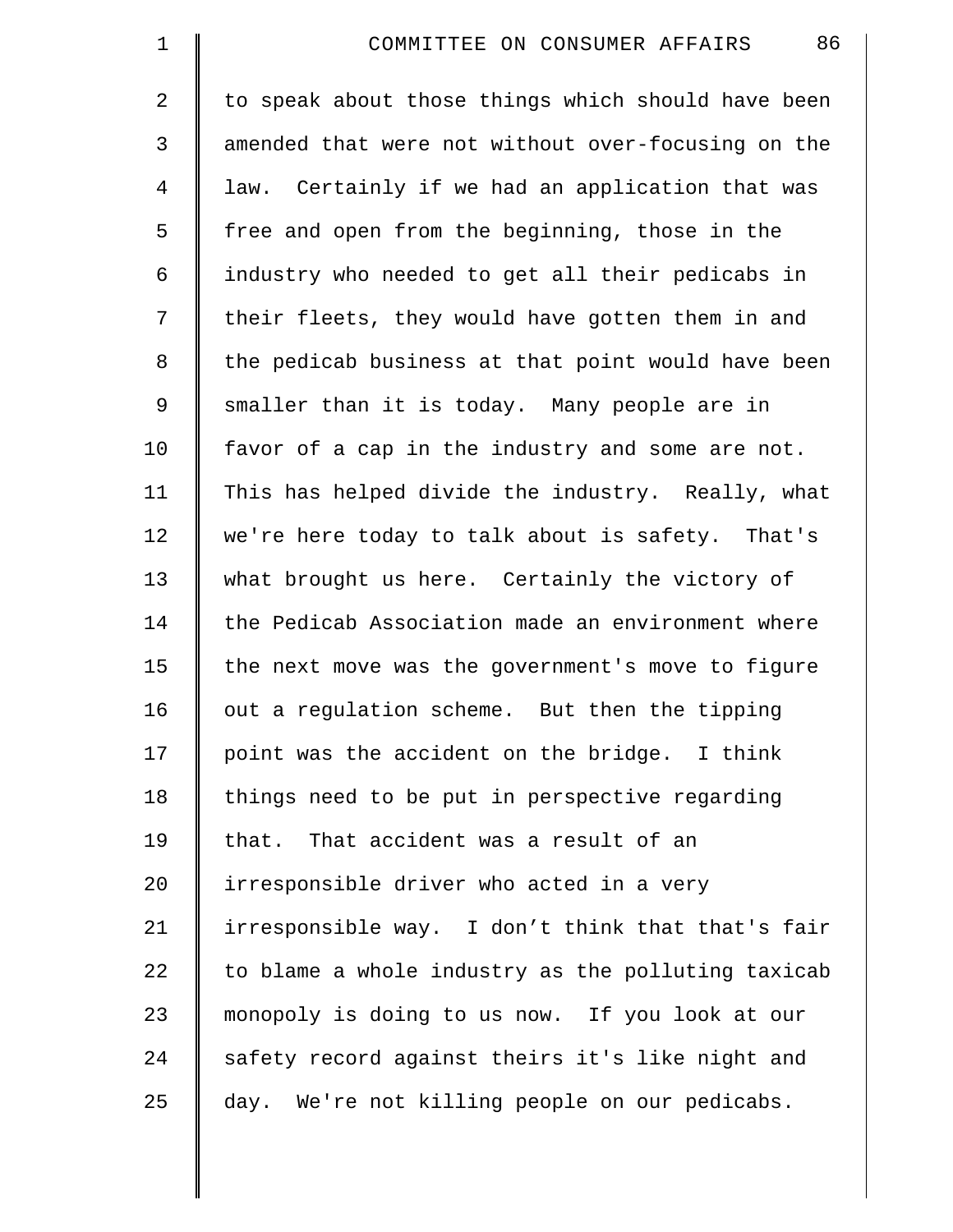to speak about those things which should have been amended that were not without over-focusing on the law. Certainly if we had an application that was free and open from the beginning, those in the industry who needed to get all their pedicabs in their fleets, they would have gotten them in and the pedicab business at that point would have been smaller than it is today. Many people are in favor of a cap in the industry and some are not. This has helped divide the industry. Really, what we're here today to talk about is safety. That's what brought us here. Certainly the victory of the Pedicab Association made an environment where the next move was the government's move to figure out a regulation scheme. But then the tipping point was the accident on the bridge. I think things need to be put in perspective regarding that. That accident was a result of an irresponsible driver who acted in a very irresponsible way. I don't think that that's fair to blame a whole industry as the polluting taxicab monopoly is doing to us now. If you look at our safety record against theirs it's like night and day. We're not killing people on our pedicabs.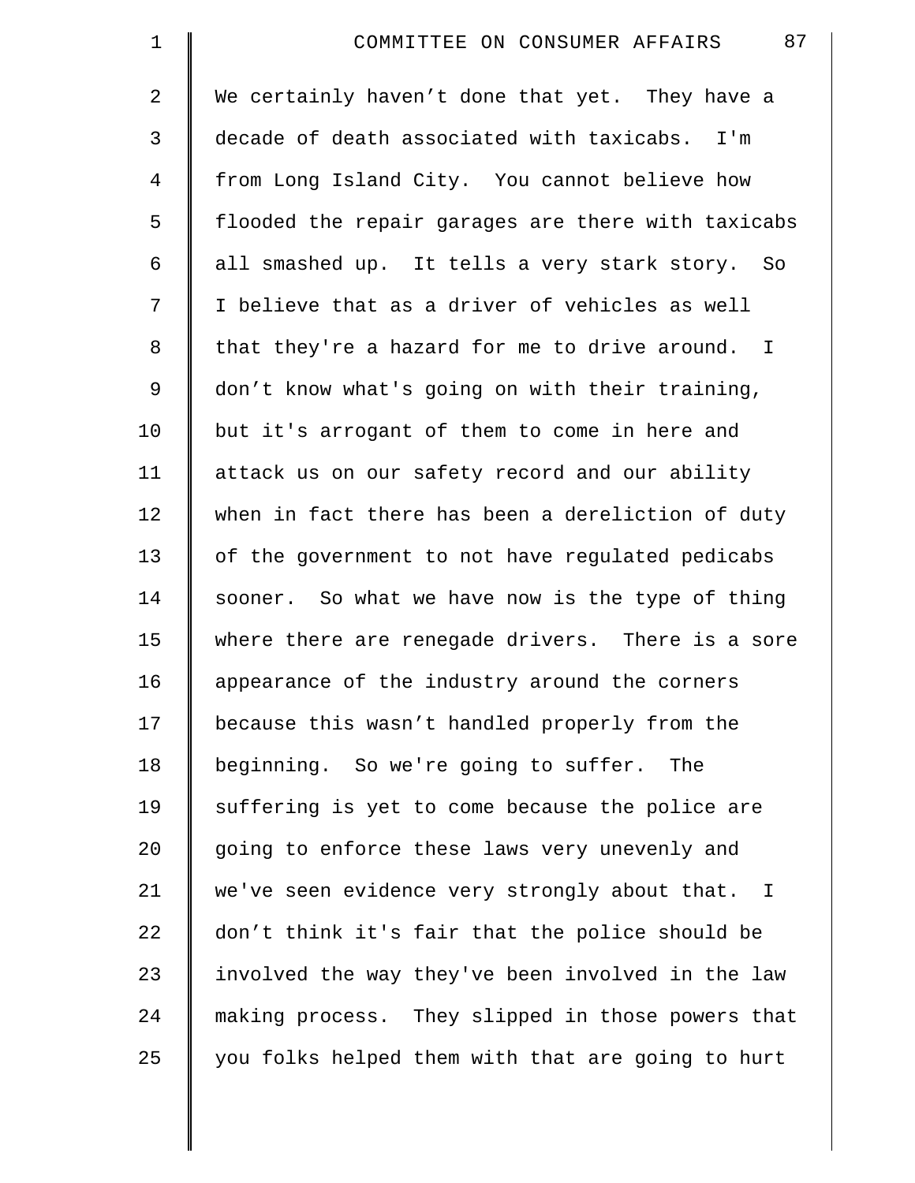We certainly haven’t done that yet. They have a decade of death associated with taxicabs. I'm from Long Island City. You cannot believe how flooded the repair garages are there with taxicabs all smashed up. It tells a very stark story. So I believe that as a driver of vehicles as well that they're a hazard for me to drive around. I don’t know what's going on with their training, but it's arrogant of them to come in here and attack us on our safety record and our ability when in fact there has been a dereliction of duty of the government to not have regulated pedicabs sooner. So what we have now is the type of thing where there are renegade drivers. There is a sore appearance of the industry around the corners because this wasn’t handled properly from the beginning. So we're going to suffer. The suffering is yet to come because the police are going to enforce these laws very unevenly and we've seen evidence very strongly about that. I don’t think it's fair that the police should be involved the way they've been involved in the law making process. They slipped in those powers that you folks helped them with that are going to hurt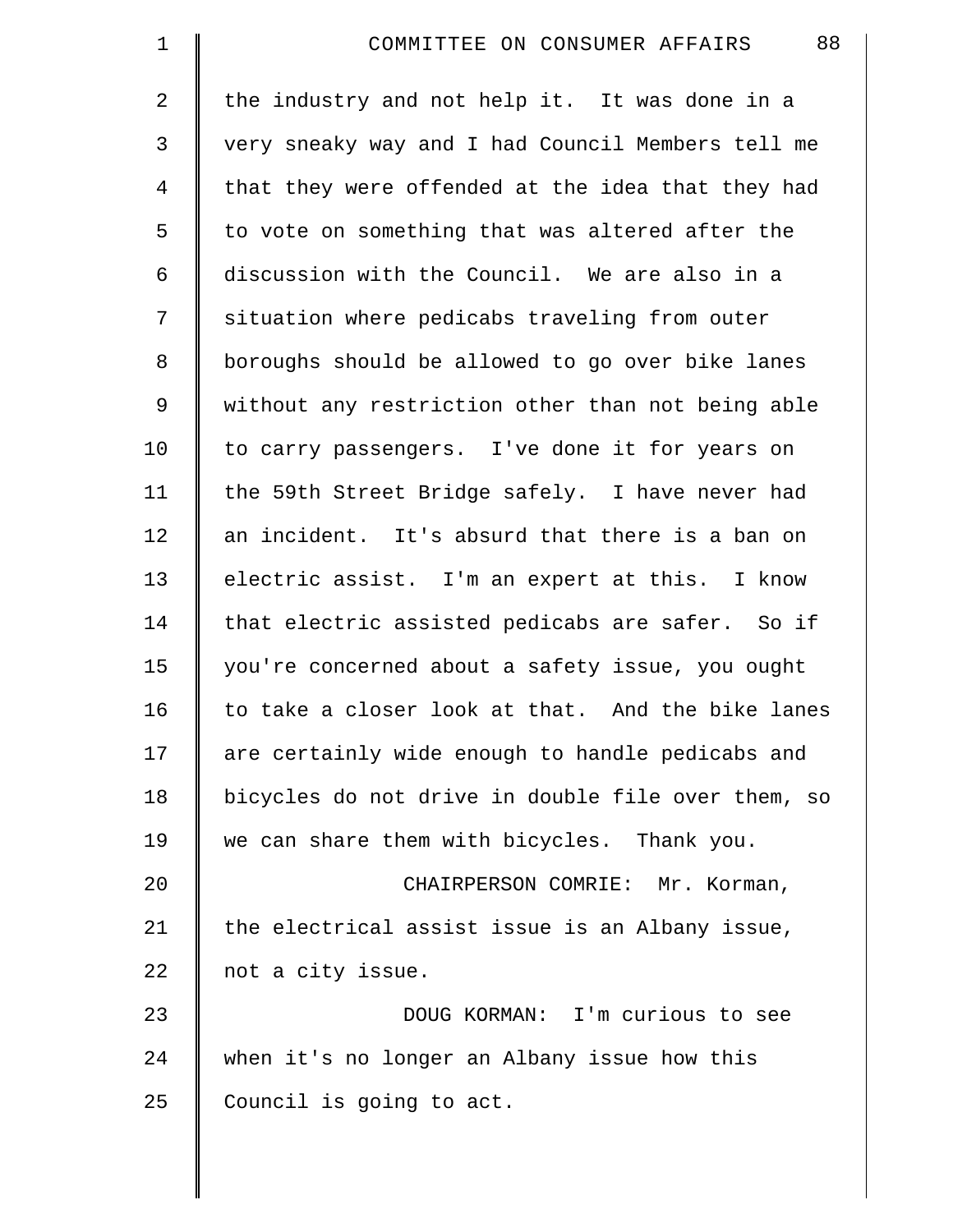the industry and not help it. It was done in a very sneaky way and I had Council Members tell me that they were offended at the idea that they had to vote on something that was altered after the discussion with the Council. We are also in a situation where pedicabs traveling from outer boroughs should be allowed to go over bike lanes without any restriction other than not being able to carry passengers. I've done it for years on the 59th Street Bridge safely. I have never had an incident. It's absurd that there is a ban on electric assist. I'm an expert at this. I know that electric assisted pedicabs are safer. So if you're concerned about a safety issue, you ought to take a closer look at that. And the bike lanes are certainly wide enough to handle pedicabs and bicycles do not drive in double file over them, so we can share them with bicycles. Thank you.

CHAIRPERSON COMRIE: Mr. Korman, the electrical assist issue is an Albany issue, not a city issue.

DOUG KORMAN: I'm curious to see when it's no longer an Albany issue how this Council is going to act.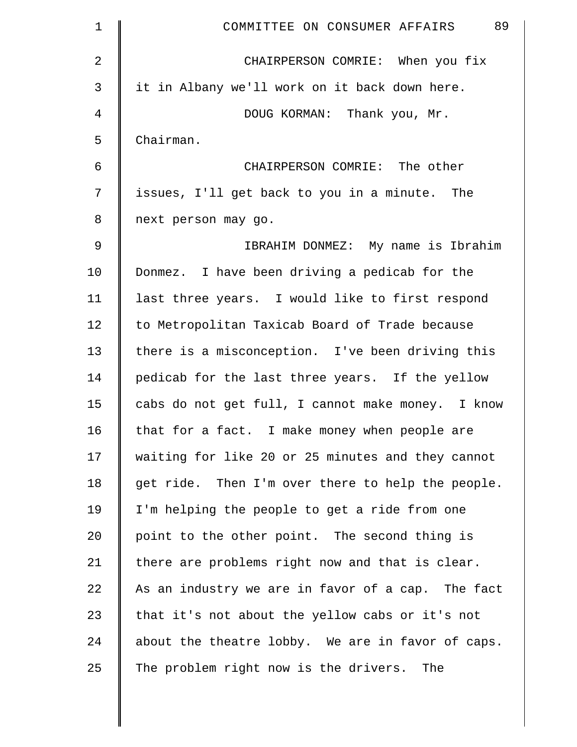CHAIRPERSON COMRIE: When you fix it in Albany we'll work on it back down here.

DOUG KORMAN: Thank you, Mr. Chairman.

CHAIRPERSON COMRIE: The other issues, I'll get back to you in a minute. The next person may go.

IBRAHIM DONMEZ: My name is Ibrahim Donmez. I have been driving a pedicab for the last three years. I would like to first respond to Metropolitan Taxicab Board of Trade because there is a misconception. I've been driving this pedicab for the last three years. If the yellow cabs do not get full, I cannot make money. I know that for a fact. I make money when people are waiting for like 20 or 25 minutes and they cannot get ride. Then I'm over there to help the people. I'm helping the people to get a ride from one point to the other point. The second thing is there are problems right now and that is clear. As an industry we are in favor of a cap. The fact that it's not about the yellow cabs or it's not about the theatre lobby. We are in favor of caps. The problem right now is the drivers. The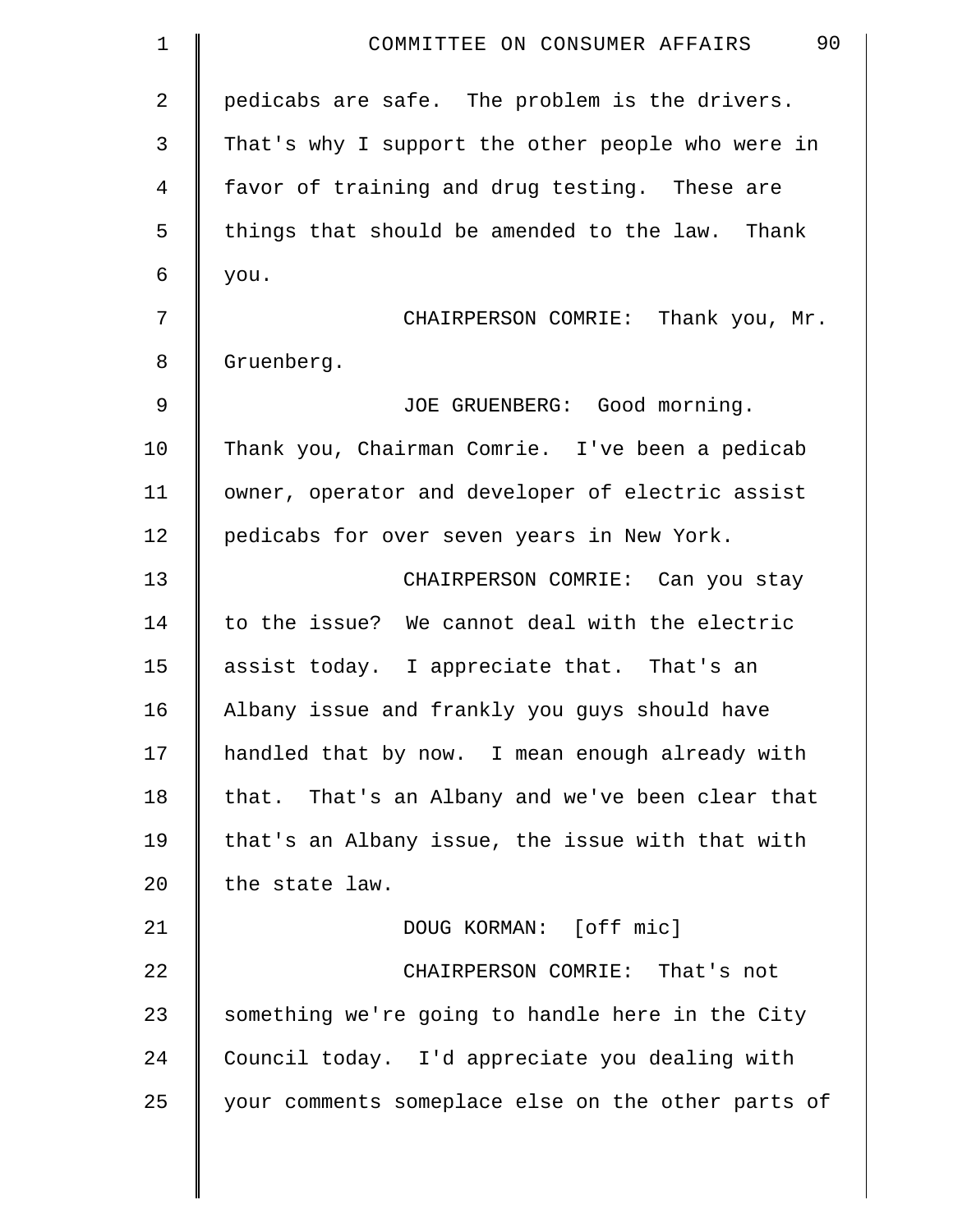pedicabs are safe. The problem is the drivers. That's why I support the other people who were in favor of training and drug testing. These are things that should be amended to the law. Thank you.

CHAIRPERSON COMRIE: Thank you, Mr. Gruenberg.

JOE GRUENBERG: Good morning. Thank you, Chairman Comrie. I've been a pedicab owner, operator and developer of electric assist pedicabs for over seven years in New York.

CHAIRPERSON COMRIE: Can you stay to the issue? We cannot deal with the electric assist today. I appreciate that. That's an Albany issue and frankly you guys should have handled that by now. I mean enough already with that. That's an Albany and we've been clear that that's an Albany issue, the issue with that with the state law.

DOUG KORMAN: [off mic]

CHAIRPERSON COMRIE: That's not something we're going to handle here in the City Council today. I'd appreciate you dealing with your comments someplace else on the other parts of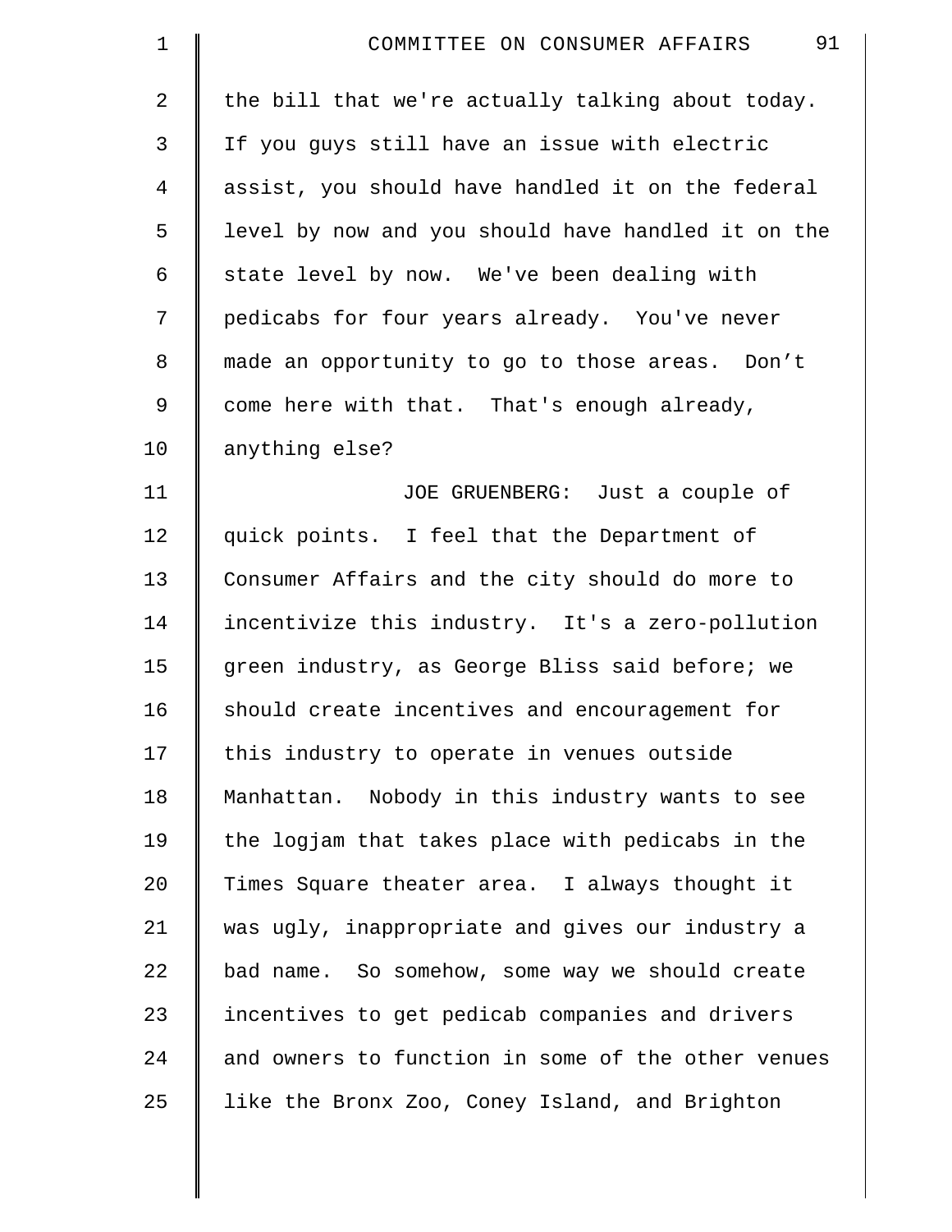the bill that we're actually talking about today. If you guys still have an issue with electric assist, you should have handled it on the federal level by now and you should have handled it on the state level by now. We've been dealing with pedicabs for four years already. You've never made an opportunity to go to those areas. Don't come here with that. That's enough already, anything else?

JOE GRUENBERG: Just a couple of quick points. I feel that the Department of Consumer Affairs and the city should do more to incentivize this industry. It's a zero-pollution green industry, as George Bliss said before; we should create incentives and encouragement for this industry to operate in venues outside Manhattan. Nobody in this industry wants to see the logjam that takes place with pedicabs in the Times Square theater area. I always thought it was ugly, inappropriate and gives our industry a bad name. So somehow, some way we should create incentives to get pedicab companies and drivers and owners to function in some of the other venues like the Bronx Zoo, Coney Island, and Brighton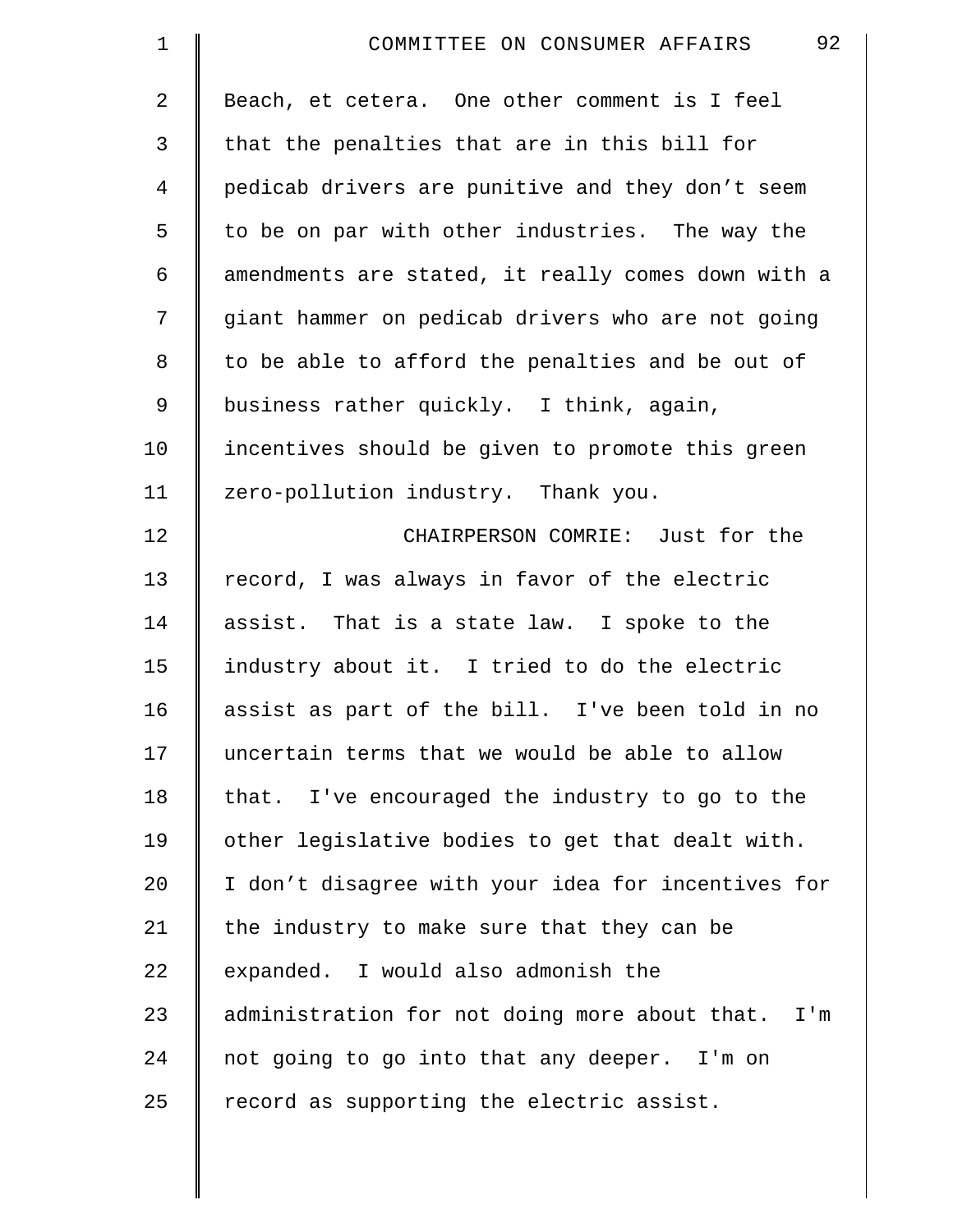Beach, et cetera. One other comment is I feel that the penalties that are in this bill for pedicab drivers are punitive and they don't seem to be on par with other industries. The way the amendments are stated, it really comes down with a giant hammer on pedicab drivers who are not going to be able to afford the penalties and be out of business rather quickly. I think, again, incentives should be given to promote this green zero-pollution industry. Thank you.

CHAIRPERSON COMRIE: Just for the record, I was always in favor of the electric assist. That is a state law. I spoke to the industry about it. I tried to do the electric assist as part of the bill. I've been told in no uncertain terms that we would be able to allow that. I've encouraged the industry to go to the other legislative bodies to get that dealt with. I don't disagree with your idea for incentives for the industry to make sure that they can be expanded. I would also admonish the administration for not doing more about that. I'm not going to go into that any deeper. I'm on record as supporting the electric assist.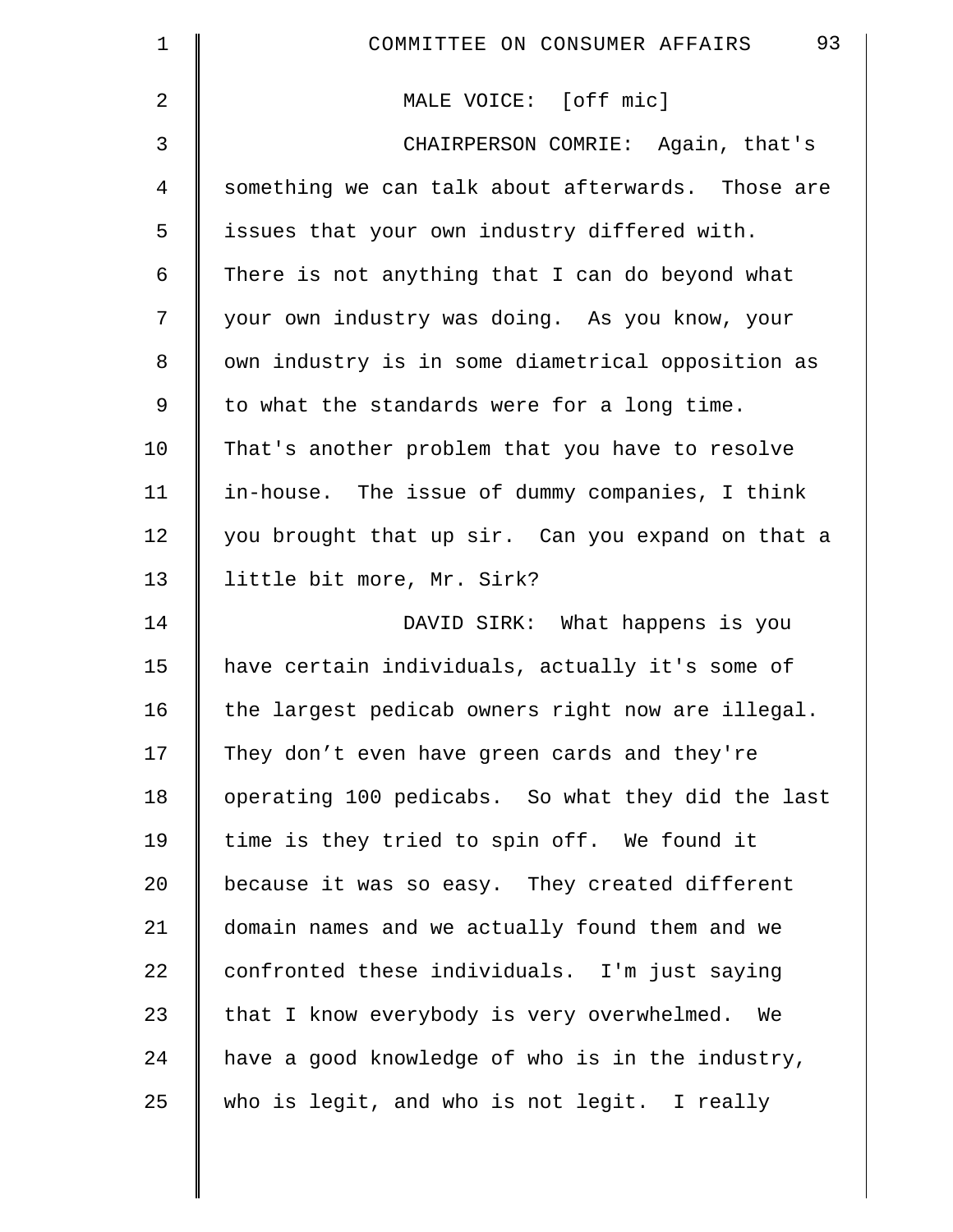MALE VOICE: [off mic]

CHAIRPERSON COMRIE: Again, that's something we can talk about afterwards. Those are issues that your own industry differed with. There is not anything that I can do beyond what your own industry was doing. As you know, your own industry is in some diametrical opposition as to what the standards were for a long time. That's another problem that you have to resolve in-house. The issue of dummy companies, I think you brought that up sir. Can you expand on that a little bit more, Mr. Sirk?

DAVID SIRK: What happens is you have certain individuals, actually it's some of the largest pedicab owners right now are illegal. They don't even have green cards and they're operating 100 pedicabs. So what they did the last time is they tried to spin off. We found it because it was so easy. They created different domain names and we actually found them and we confronted these individuals. I'm just saying that I know everybody is very overwhelmed. We have a good knowledge of who is in the industry, who is legit, and who is not legit. I really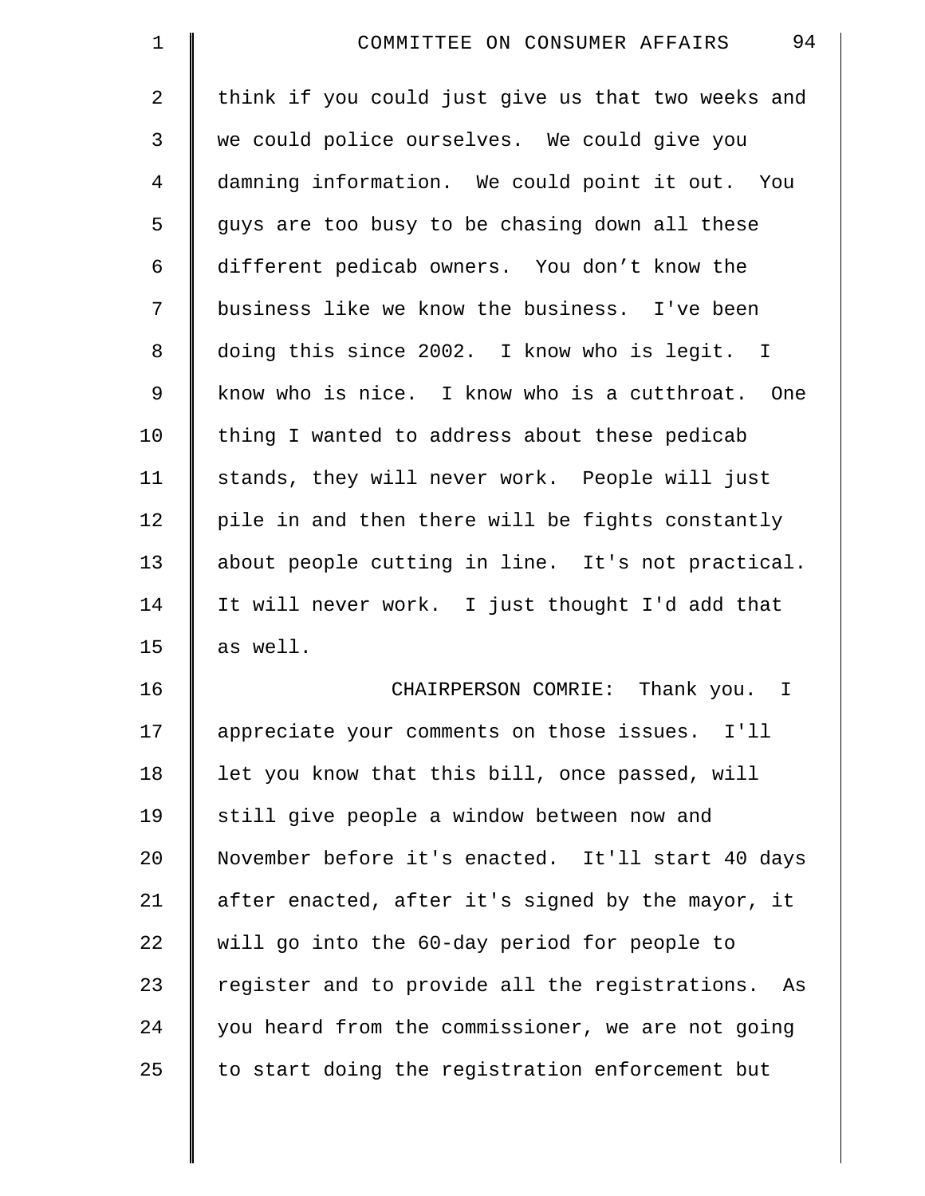think if you could just give us that two weeks and we could police ourselves. We could give you damning information. We could point it out. You guys are too busy to be chasing down all these different pedicab owners. You don't know the business like we know the business. I've been doing this since 2002. I know who is legit. I know who is nice. I know who is a cutthroat. One thing I wanted to address about these pedicab stands, they will never work. People will just pile in and then there will be fights constantly about people cutting in line. It's not practical. It will never work. I just thought I'd add that as well.

CHAIRPERSON COMRIE: Thank you. I appreciate your comments on those issues. I'll let you know that this bill, once passed, will still give people a window between now and November before it's enacted. It'll start 40 days after enacted, after it's signed by the mayor, it will go into the 60-day period for people to register and to provide all the registrations. As you heard from the commissioner, we are not going to start doing the registration enforcement but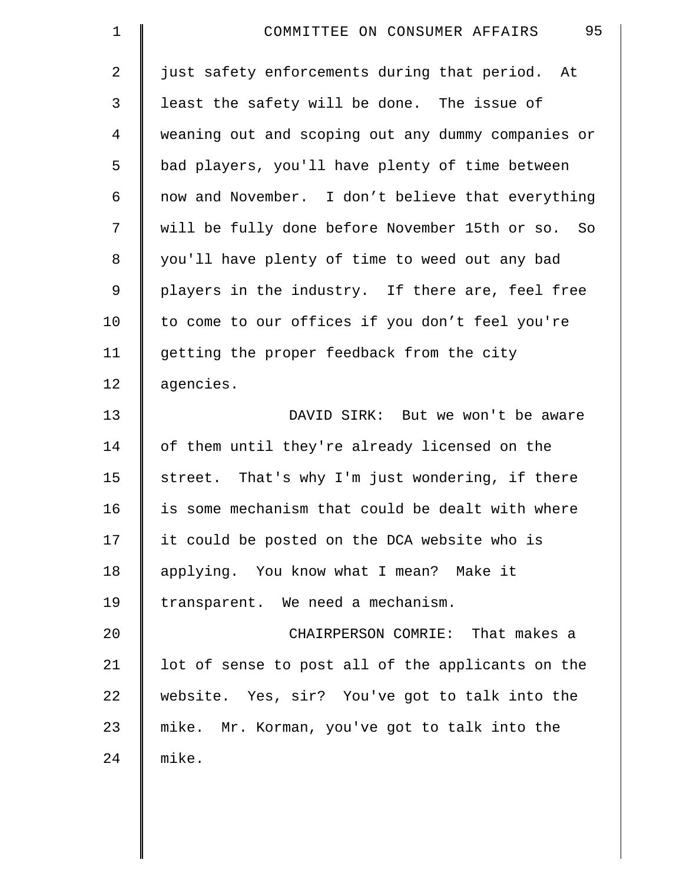just safety enforcements during that period. At least the safety will be done. The issue of weaning out and scoping out any dummy companies or bad players, you'll have plenty of time between now and November. I don’t believe that everything will be fully done before November 15th or so. So you'll have plenty of time to weed out any bad players in the industry. If there are, feel free to come to our offices if you don’t feel you're getting the proper feedback from the city agencies.

DAVID SIRK: But we won't be aware of them until they're already licensed on the street. That's why I'm just wondering, if there is some mechanism that could be dealt with where it could be posted on the DCA website who is applying. You know what I mean? Make it transparent. We need a mechanism.

CHAIRPERSON COMRIE: That makes a lot of sense to post all of the applicants on the website. Yes, sir? You've got to talk into the mike. Mr. Korman, you've got to talk into the mike.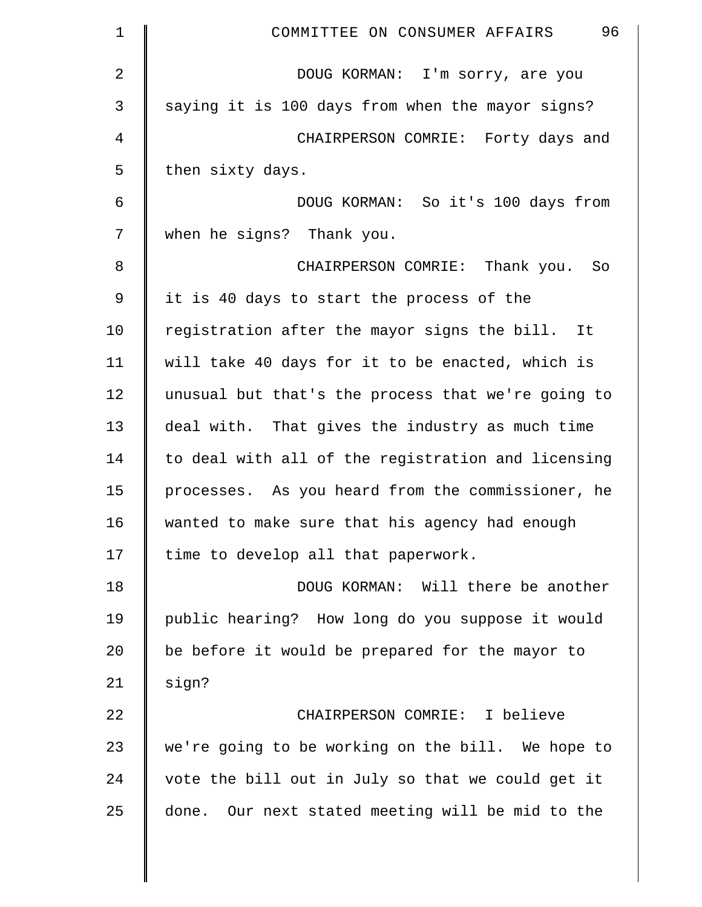DOUG KORMAN: I'm sorry, are you saying it is 100 days from when the mayor signs?

CHAIRPERSON COMRIE: Forty days and then sixty days.

DOUG KORMAN: So it's 100 days from when he signs? Thank you.

CHAIRPERSON COMRIE: Thank you. So it is 40 days to start the process of the registration after the mayor signs the bill. It will take 40 days for it to be enacted, which is unusual but that's the process that we're going to deal with. That gives the industry as much time to deal with all of the registration and licensing processes. As you heard from the commissioner, he wanted to make sure that his agency had enough time to develop all that paperwork.

DOUG KORMAN: Will there be another public hearing? How long do you suppose it would be before it would be prepared for the mayor to sign?

CHAIRPERSON COMRIE: I believe we're going to be working on the bill. We hope to vote the bill out in July so that we could get it done. Our next stated meeting will be mid to the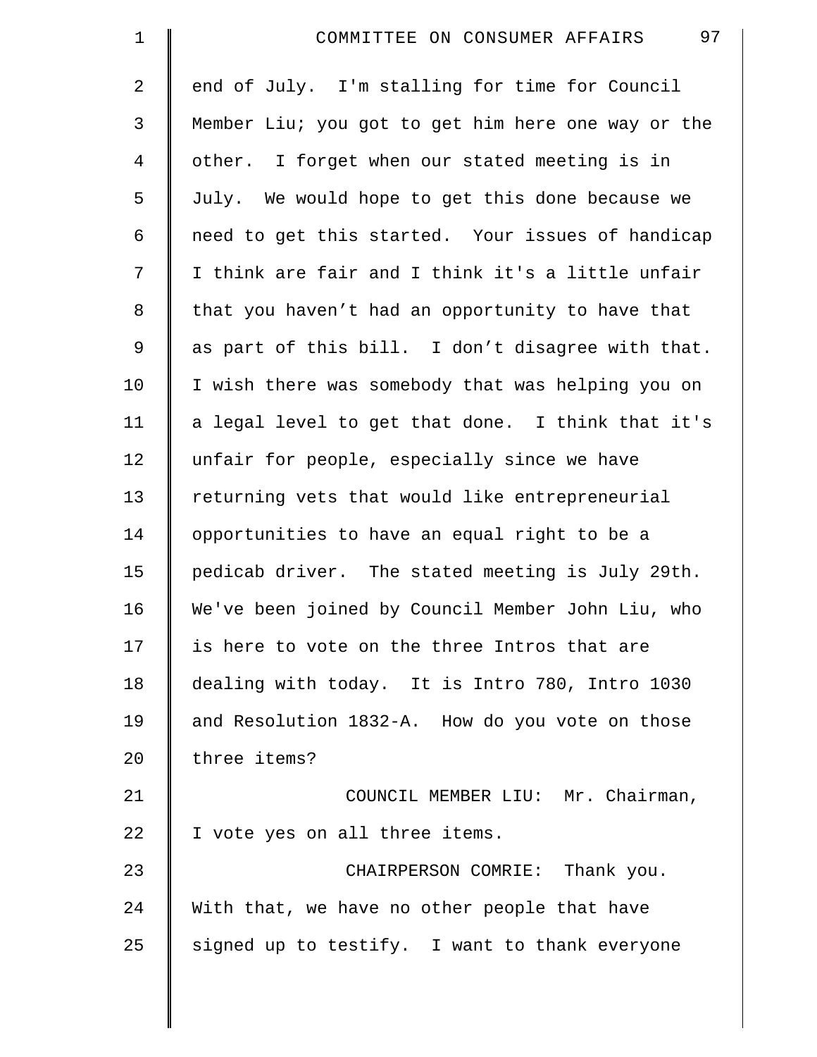end of July. I'm stalling for time for Council Member Liu; you got to get him here one way or the other. I forget when our stated meeting is in July. We would hope to get this done because we need to get this started. Your issues of handicap I think are fair and I think it's a little unfair that you haven't had an opportunity to have that as part of this bill. I don't disagree with that. I wish there was somebody that was helping you on a legal level to get that done. I think that it's unfair for people, especially since we have returning vets that would like entrepreneurial opportunities to have an equal right to be a pedicab driver. The stated meeting is July 29th. We've been joined by Council Member John Liu, who is here to vote on the three Intros that are dealing with today. It is Intro 780, Intro 1030 and Resolution 1832-A. How do you vote on those three items?

COUNCIL MEMBER LIU: Mr. Chairman, I vote yes on all three items.

CHAIRPERSON COMRIE: Thank you. With that, we have no other people that have signed up to testify. I want to thank everyone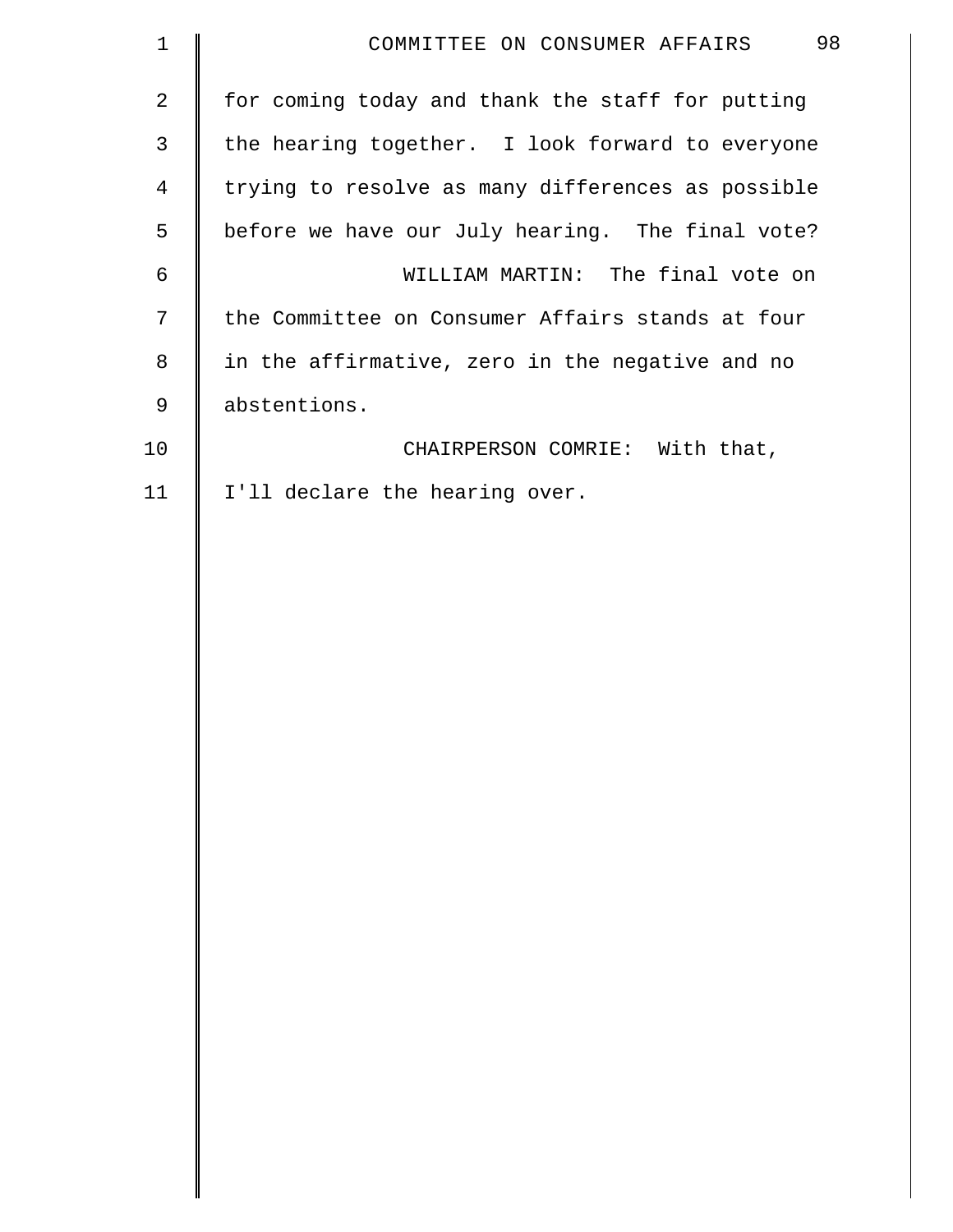for coming today and thank the staff for putting the hearing together. I look forward to everyone trying to resolve as many differences as possible before we have our July hearing. The final vote?

WILLIAM MARTIN: The final vote on the Committee on Consumer Affairs stands at four in the affirmative, zero in the negative and no abstentions.

CHAIRPERSON COMRIE: With that, I'll declare the hearing over.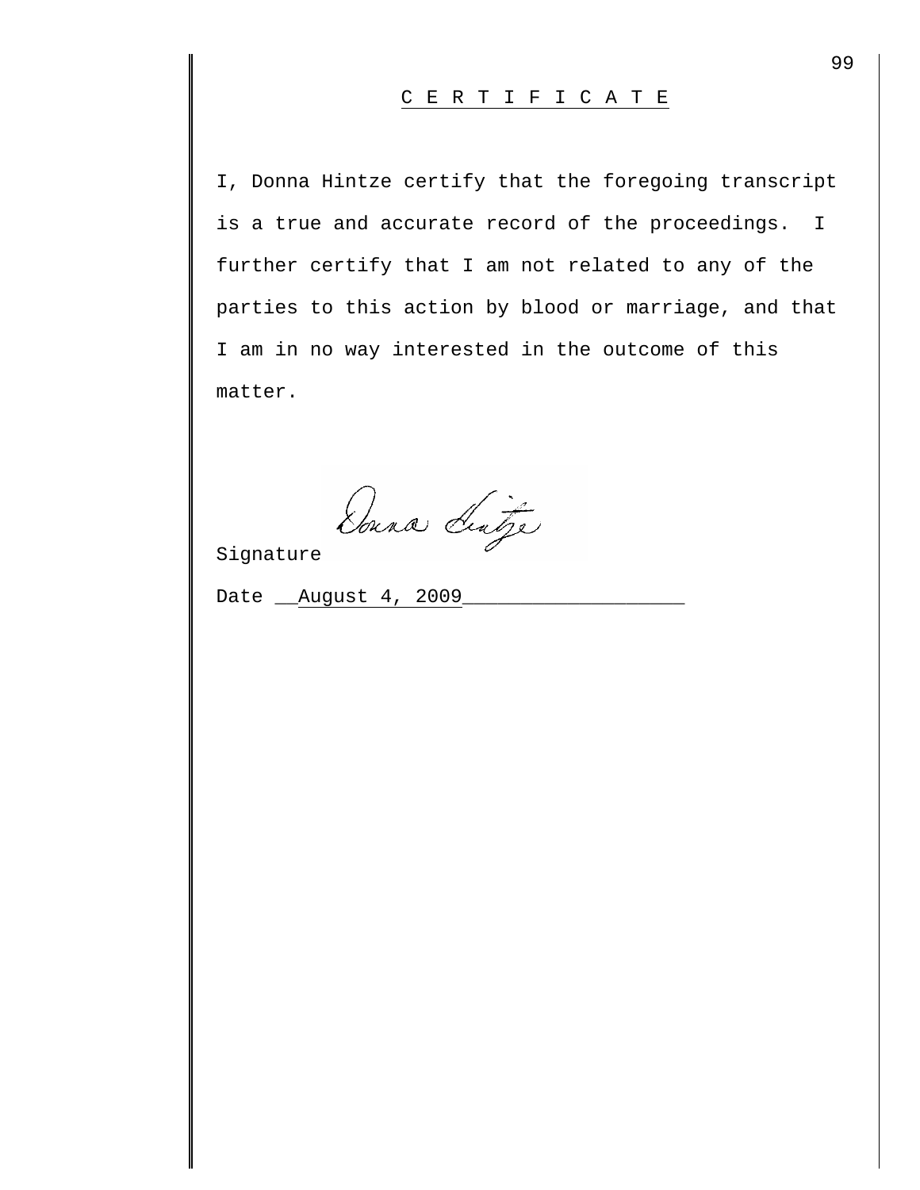# C E R T I F I C A T E

I, Donna Hintze certify that the foregoing transcript is a true and accurate record of the proceedings. I further certify that I am not related to any of the parties to this action by blood or marriage, and that I am in no way interested in the outcome of this matter.

Signature

Date __August 4, 2009___________________